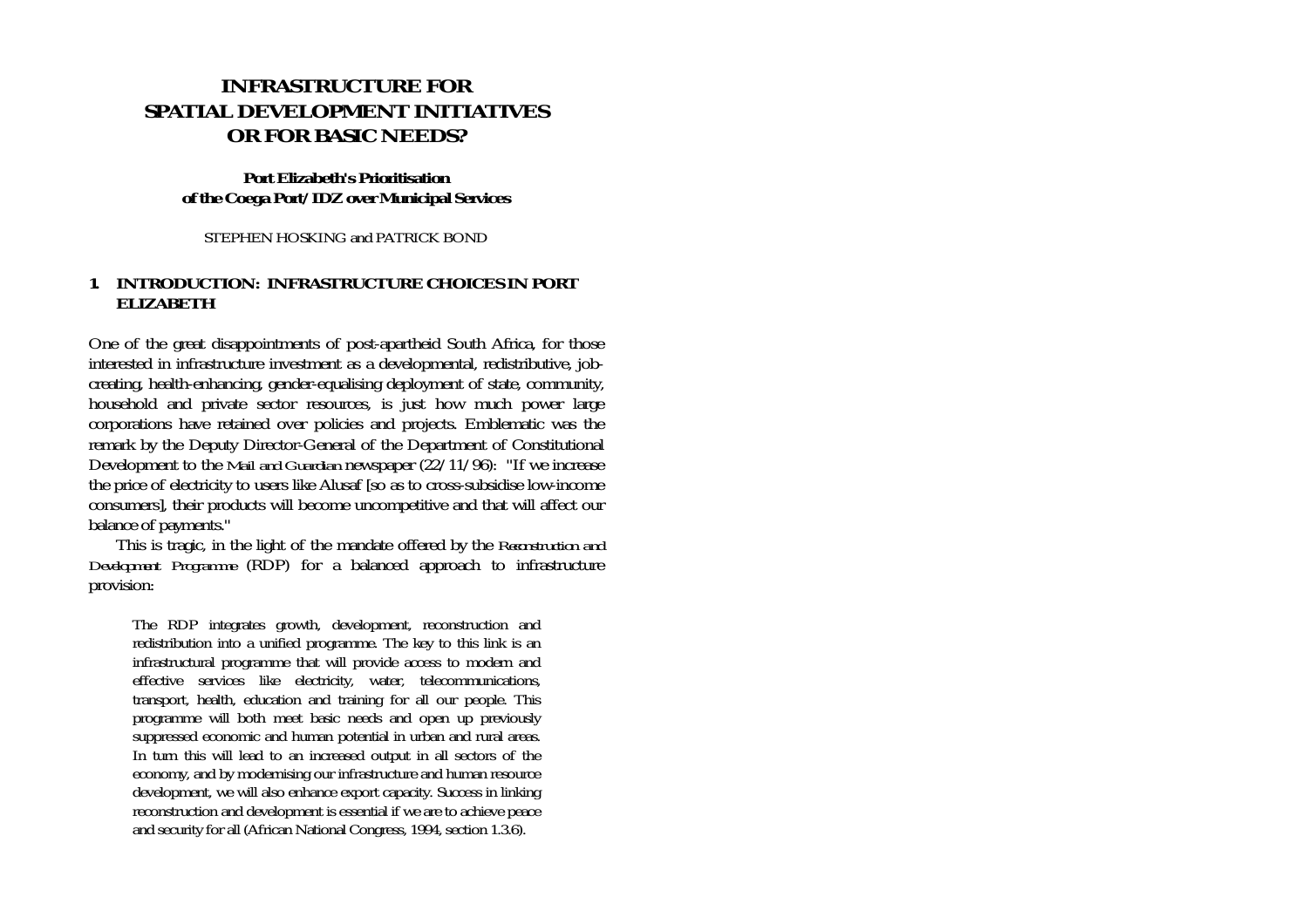# INFRASTRUCTURE FOR SPATIAL DEVELOPMENT INITIATIVES OR FOR BASIC NEEDS?

## Port Elizabeth's Prioritisation of the Coega Port/IDZ over Municipal Services

STEPHEN HOSKING and PATRICK BOND

## 1. INTRODUCTION: INFRASTRUCTURE CHOICES IN PORT ELIZABETH

One of the great disappointments of post-apartheid South Africa, for those interested in infrastructure investment as a developmental, redistributive, job-creating, health-enhancing, gender-equalising deployment of state, community, household and private sector resources, is just how much power large corporations have retained over policies and projects. Emblematic was the remark by the Deputy Director-General of the Department of Constitutional Development to the *Mail and Guardian* newspaper (22/11/96): "If we increase the price of electricity to users like Alusaf [so as to cross-subsidise low-income consumers], their products will become uncompetitive and that will affect our balance of payments."

This is tragic, in the light of the mandate offered by the *Reconstruction and Development Programme* (RDP) for a balanced approach to infrastructure provision:

> The RDP integrates growth, development, reconstruction and redistribution into a unified programme. The key to this link is an infrastructural programme that will provide access to modern and effective services like electricity, water, telecommunications, transport, health, education and training for all our people. This programme will both meet basic needs and open up previously suppressed economic and human potential in urban and rural areas. In turn this will lead to an increased output in all sectors of the economy, and by modernising our infrastructure and human resource development, we will also enhance export capacity. Success in linking reconstruction and development is essential if we are to achieve peace and security for all (African National Congress, 1994, section 1.3.6).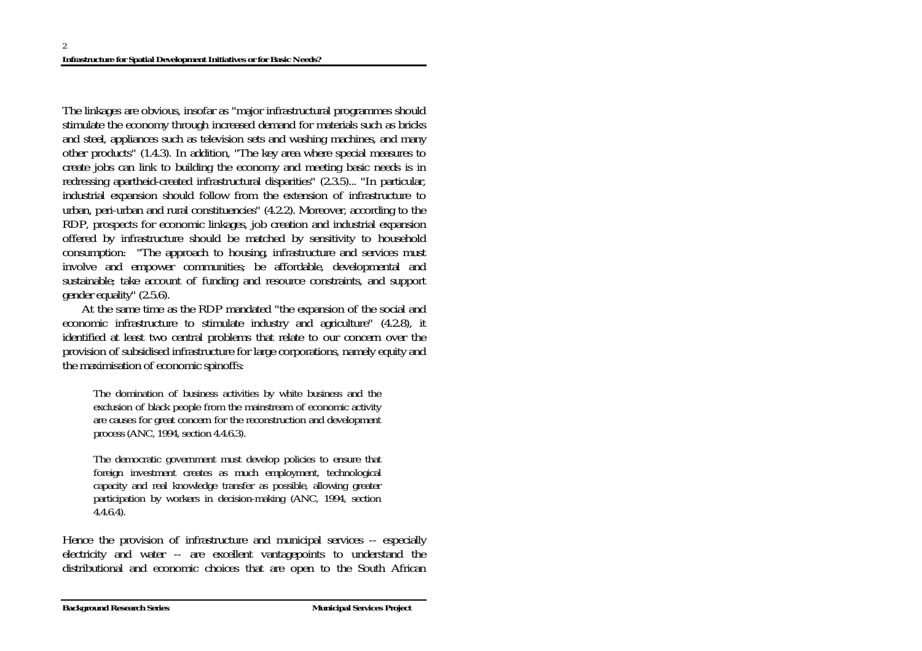The linkages are obvious, insofar as "major infrastructural programmes should stimulate the economy through increased demand for materials such as bricks and steel, appliances such as television sets and washing machines, and many other products" (1.4.3). In addition, "The key area where special measures to create jobs can link to building the economy and meeting basic needs is in redressing apartheid-created infrastructural disparities" (2.3.5)... "In particular, industrial expansion should follow from the extension of infrastructure to urban, peri-urban and rural constituencies" (4.2.2). Moreover, according to the RDP, prospects for economic linkages, job creation and industrial expansion offered by infrastructure should be matched by sensitivity to household consumption: "The approach to housing, infrastructure and services must involve and empower communities; be affordable, developmental and sustainable; take account of funding and resource constraints, and support gender equality" (2.5.6).

At the same time as the RDP mandated "the expansion of the social and economic infrastructure to stimulate industry and agriculture" (4.2.8), it identified at least two central problems that relate to our concern over the provision of subsidised infrastructure for large corporations, namely equity and the maximisation of economic spinoffs:

> The domination of business activities by white business and the exclusion of black people from the mainstream of economic activity are causes for great concern for the reconstruction and development process (ANC, 1994, section 4.4.6.3).
>
> The democratic government must develop policies to ensure that foreign investment creates as much employment, technological capacity and real knowledge transfer as possible, allowing greater participation by workers in decision-making (ANC, 1994, section 4.4.6.4).

Hence the provision of infrastructure and municipal services -- especially electricity and water -- are excellent vantagepoints to understand the distributional and economic choices that are open to the South African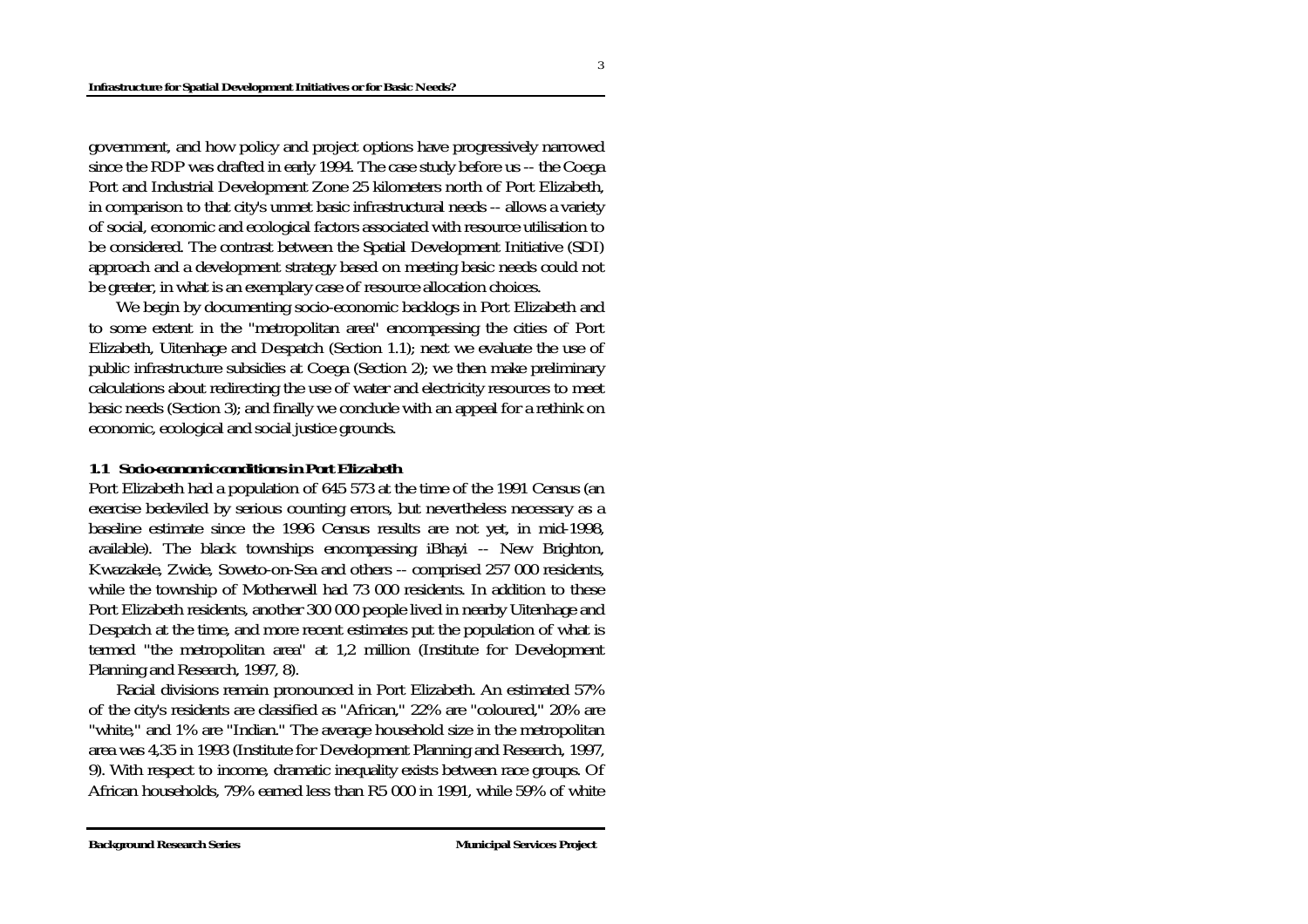government, and how policy and project options have progressively narrowed since the RDP was drafted in early 1994. The case study before us -- the Coega Port and Industrial Development Zone 25 kilometers north of Port Elizabeth, in comparison to that city's unmet basic infrastructural needs -- allows a variety of social, economic and ecological factors associated with resource utilisation to be considered. The contrast between the Spatial Development Initiative (SDI) approach and a development strategy based on meeting basic needs could not be greater, in what is an exemplary case of resource allocation choices.

We begin by documenting socio-economic backlogs in Port Elizabeth and to some extent in the "metropolitan area" encompassing the cities of Port Elizabeth, Uitenhage and Despatch (Section 1.1); next we evaluate the use of public infrastructure subsidies at Coega (Section 2); we then make preliminary calculations about redirecting the use of water and electricity resources to meet basic needs (Section 3); and finally we conclude with an appeal for a rethink on economic, ecological and social justice grounds.

### 1.1 Socio-economic conditions in Port Elizabeth

Port Elizabeth had a population of 645 573 at the time of the 1991 Census (an exercise bedeviled by serious counting errors, but nevertheless necessary as a baseline estimate since the 1996 Census results are not yet, in mid-1998, available). The black townships encompassing iBhayi -- New Brighton, Kwazakele, Zwide, Soweto-on-Sea and others -- comprised 257 000 residents, while the township of Motherwell had 73 000 residents. In addition to these Port Elizabeth residents, another 300 000 people lived in nearby Uitenhage and Despatch at the time, and more recent estimates put the population of what is termed "the metropolitan area" at 1,2 million (Institute for Development Planning and Research, 1997, 8).

Racial divisions remain pronounced in Port Elizabeth. An estimated 57% of the city's residents are classified as "African," 22% are "coloured," 20% are "white," and 1% are "Indian." The average household size in the metropolitan area was 4,35 in 1993 (Institute for Development Planning and Research, 1997, 9). With respect to income, dramatic inequality exists between race groups. Of African households, 79% earned less than R5 000 in 1991, while 59% of white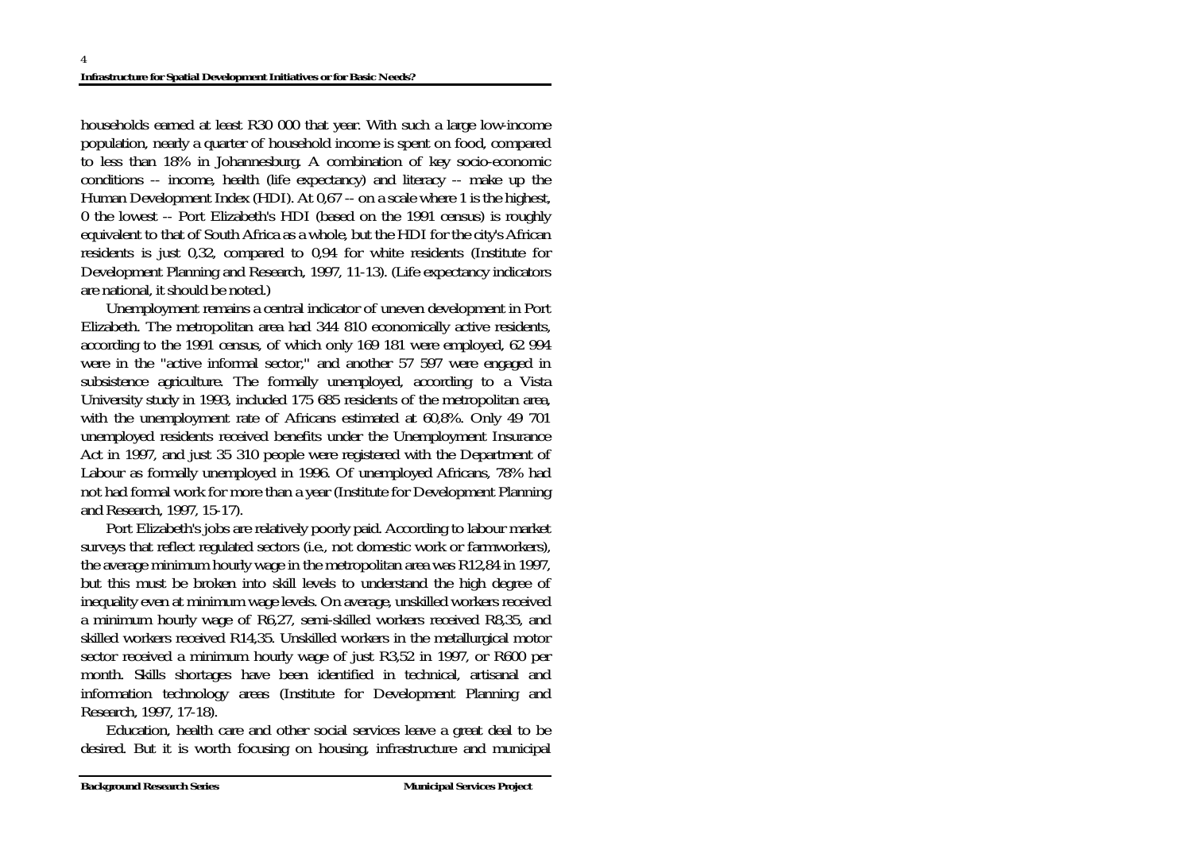households earned at least R30 000 that year. With such a large low-income population, nearly a quarter of household income is spent on food, compared to less than 18% in Johannesburg. A combination of key socio-economic conditions -- income, health (life expectancy) and literacy -- make up the Human Development Index (HDI). At 0,67 -- on a scale where 1 is the highest, 0 the lowest -- Port Elizabeth's HDI (based on the 1991 census) is roughly equivalent to that of South Africa as a whole, but the HDI for the city's African residents is just 0,32, compared to 0,94 for white residents (Institute for Development Planning and Research, 1997, 11-13). (Life expectancy indicators are national, it should be noted.)

Unemployment remains a central indicator of uneven development in Port Elizabeth. The metropolitan area had 344 810 economically active residents, according to the 1991 census, of which only 169 181 were employed, 62 994 were in the "active informal sector," and another 57 597 were engaged in subsistence agriculture. The formally unemployed, according to a Vista University study in 1993, included 175 685 residents of the metropolitan area, with the unemployment rate of Africans estimated at 60,8%. Only 49 701 unemployed residents received benefits under the Unemployment Insurance Act in 1997, and just 35 310 people were registered with the Department of Labour as formally unemployed in 1996. Of unemployed Africans, 78% had not had formal work for more than a year (Institute for Development Planning and Research, 1997, 15-17).

Port Elizabeth's jobs are relatively poorly paid. According to labour market surveys that reflect regulated sectors (i.e., not domestic work or farmworkers), the average minimum hourly wage in the metropolitan area was R12,84 in 1997, but this must be broken into skill levels to understand the high degree of inequality even at minimum wage levels. On average, unskilled workers received a minimum hourly wage of R6,27, semi-skilled workers received R8,35, and skilled workers received R14,35. Unskilled workers in the metallurgical motor sector received a minimum hourly wage of just R3,52 in 1997, or R600 per month. Skills shortages have been identified in technical, artisanal and information technology areas (Institute for Development Planning and Research, 1997, 17-18).

Education, health care and other social services leave a great deal to be desired. But it is worth focusing on housing, infrastructure and municipal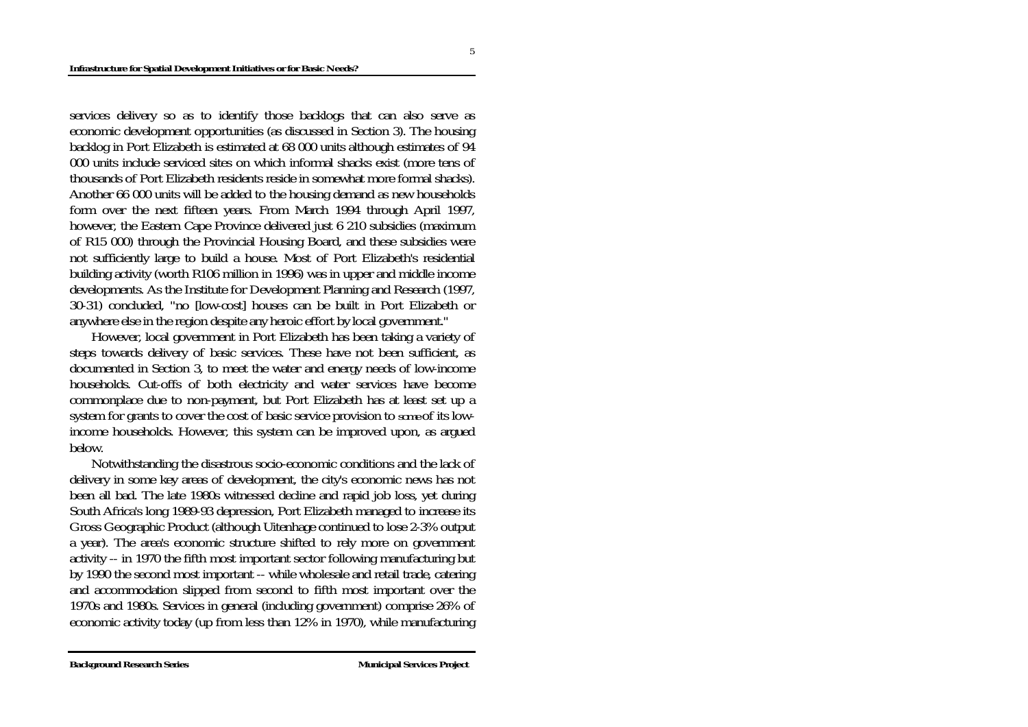services delivery so as to identify those backlogs that can also serve as economic development opportunities (as discussed in Section 3). The housing backlog in Port Elizabeth is estimated at 68 000 units although estimates of 94 000 units include serviced sites on which informal shacks exist (more tens of thousands of Port Elizabeth residents reside in somewhat more formal shacks). Another 66 000 units will be added to the housing demand as new households form over the next fifteen years. From March 1994 through April 1997, however, the Eastern Cape Province delivered just 6 210 subsidies (maximum of R15 000) through the Provincial Housing Board, and these subsidies were not sufficiently large to build a house. Most of Port Elizabeth's residential building activity (worth R106 million in 1996) was in upper and middle income developments. As the Institute for Development Planning and Research (1997, 30-31) concluded, "no [low-cost] houses can be built in Port Elizabeth or anywhere else in the region despite any heroic effort by local government."

However, local government in Port Elizabeth has been taking a variety of steps towards delivery of basic services. These have not been sufficient, as documented in Section 3, to meet the water and energy needs of low-income households. Cut-offs of both electricity and water services have become commonplace due to non-payment, but Port Elizabeth has at least set up a system for grants to cover the cost of basic service provision to *some* of its low-income households. However, this system can be improved upon, as argued below.

Notwithstanding the disastrous socio-economic conditions and the lack of delivery in some key areas of development, the city's economic news has not been all bad. The late 1980s witnessed decline and rapid job loss, yet during South Africa's long 1989-93 depression, Port Elizabeth managed to increase its Gross Geographic Product (although Uitenhage continued to lose 2-3% output a year). The area's economic structure shifted to rely more on government activity -- in 1970 the fifth most important sector following manufacturing but by 1990 the second most important -- while wholesale and retail trade, catering and accommodation slipped from second to fifth most important over the 1970s and 1980s. Services in general (including government) comprise 26% of economic activity today (up from less than 12% in 1970), while manufacturing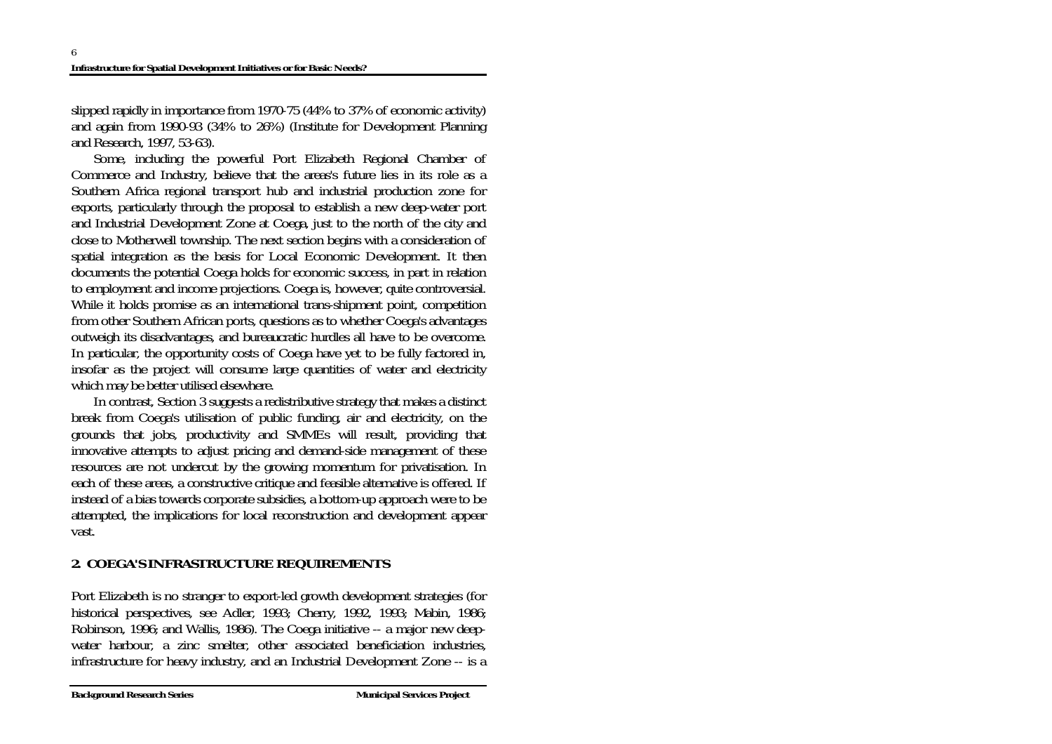slipped rapidly in importance from 1970-75 (44% to 37% of economic activity) and again from 1990-93 (34% to 26%) (Institute for Development Planning and Research, 1997, 53-63).

Some, including the powerful Port Elizabeth Regional Chamber of Commerce and Industry, believe that the areas's future lies in its role as a Southern Africa regional transport hub and industrial production zone for exports, particularly through the proposal to establish a new deep-water port and Industrial Development Zone at Coega, just to the north of the city and close to Motherwell township. The next section begins with a consideration of spatial integration as the basis for Local Economic Development. It then documents the potential Coega holds for economic success, in part in relation to employment and income projections. Coega is, however, quite controversial. While it holds promise as an international trans-shipment point, competition from other Southern African ports, questions as to whether Coega's advantages outweigh its disadvantages, and bureaucratic hurdles all have to be overcome. In particular, the opportunity costs of Coega have yet to be fully factored in, insofar as the project will consume large quantities of water and electricity which may be better utilised elsewhere.

In contrast, Section 3 suggests a redistributive strategy that makes a distinct break from Coega's utilisation of public funding, air and electricity, on the grounds that jobs, productivity and SMMEs will result, providing that innovative attempts to adjust pricing and demand-side management of these resources are not undercut by the growing momentum for privatisation. In each of these areas, a constructive critique and feasible alternative is offered. If instead of a bias towards corporate subsidies, a bottom-up approach were to be attempted, the implications for local reconstruction and development appear vast.

## 2. COEGA'S INFRASTRUCTURE REQUIREMENTS

Port Elizabeth is no stranger to export-led growth development strategies (for historical perspectives, see Adler, 1993; Cherry, 1992, 1993; Mabin, 1986; Robinson, 1996; and Wallis, 1986). The Coega initiative -- a major new deep-water harbour, a zinc smelter, other associated beneficiation industries, infrastructure for heavy industry, and an Industrial Development Zone -- is a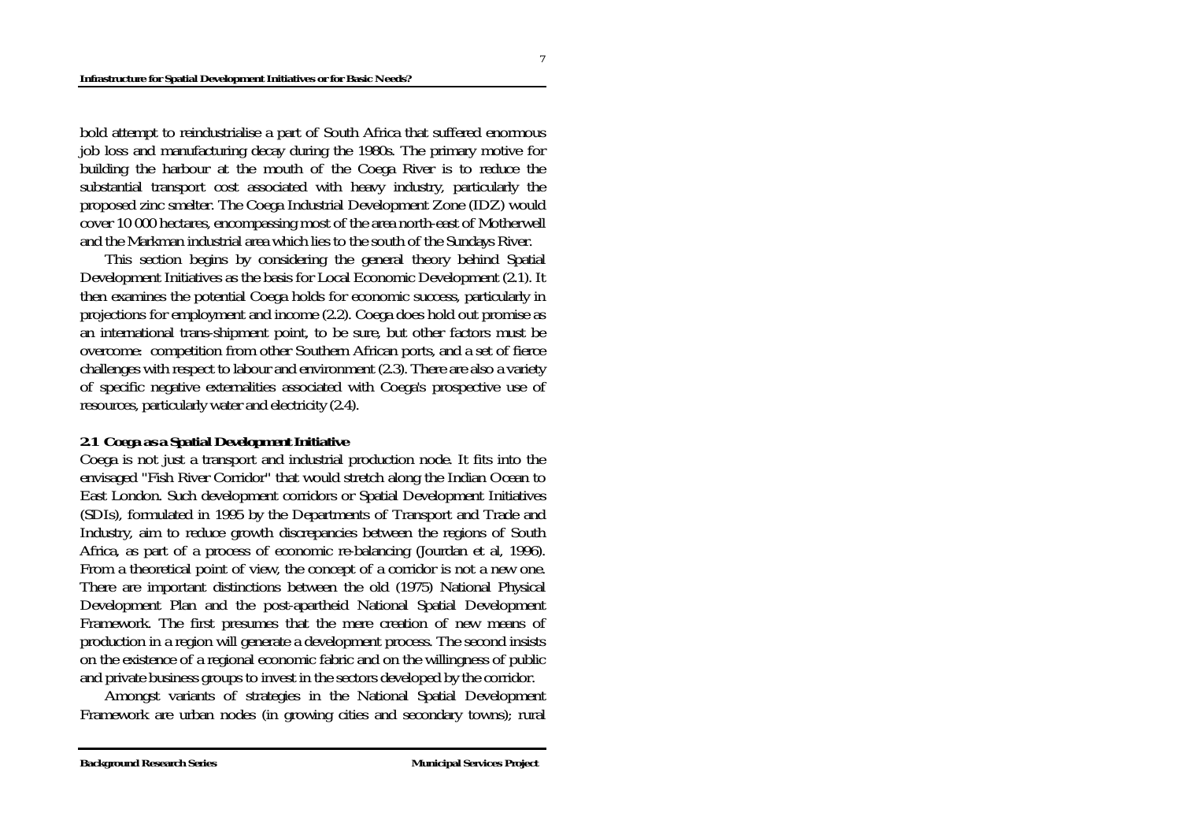bold attempt to reindustrialise a part of South Africa that suffered enormous job loss and manufacturing decay during the 1980s. The primary motive for building the harbour at the mouth of the Coega River is to reduce the substantial transport cost associated with heavy industry, particularly the proposed zinc smelter. The Coega Industrial Development Zone (IDZ) would cover 10 000 hectares, encompassing most of the area north-east of Motherwell and the Markman industrial area which lies to the south of the Sundays River.

This section begins by considering the general theory behind Spatial Development Initiatives as the basis for Local Economic Development (2.1). It then examines the potential Coega holds for economic success, particularly in projections for employment and income (2.2). Coega does hold out promise as an international trans-shipment point, to be sure, but other factors must be overcome: competition from other Southern African ports, and a set of fierce challenges with respect to labour and environment (2.3). There are also a variety of specific negative externalities associated with Coega's prospective use of resources, particularly water and electricity (2.4).

### 2.1 Coega as a Spatial Development Initiative

Coega is not just a transport and industrial production node. It fits into the envisaged "Fish River Corridor" that would stretch along the Indian Ocean to East London. Such development corridors or Spatial Development Initiatives (SDIs), formulated in 1995 by the Departments of Transport and Trade and Industry, aim to reduce growth discrepancies between the regions of South Africa, as part of a process of economic re-balancing (Jourdan et al, 1996). From a theoretical point of view, the concept of a corridor is not a new one. There are important distinctions between the old (1975) National Physical Development Plan and the post-apartheid National Spatial Development Framework. The first presumes that the mere creation of new means of production in a region will generate a development process. The second insists on the existence of a regional economic fabric and on the willingness of public and private business groups to invest in the sectors developed by the corridor.

Amongst variants of strategies in the National Spatial Development Framework are urban nodes (in growing cities and secondary towns); rural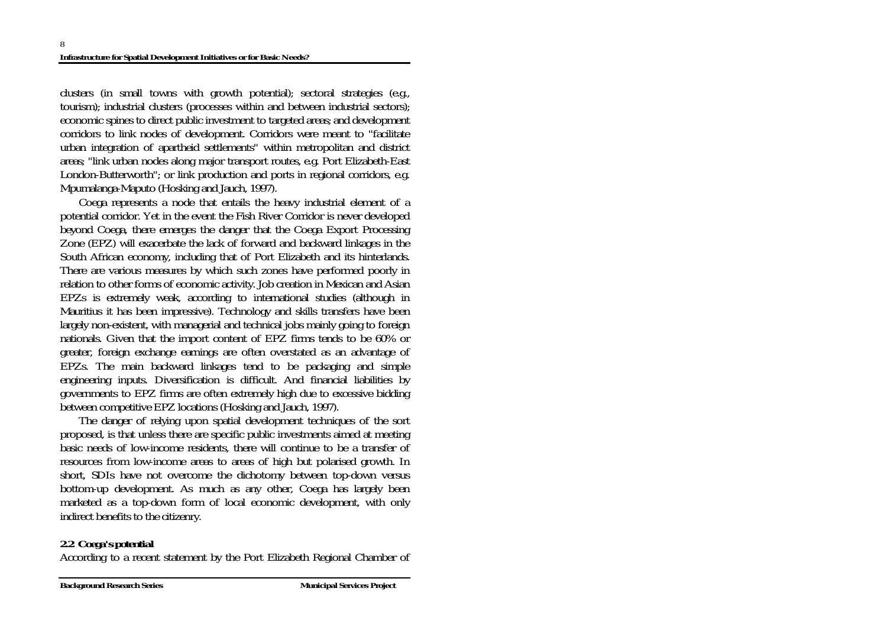clusters (in small towns with growth potential); sectoral strategies (e.g., tourism); industrial clusters (processes within and between industrial sectors); economic spines to direct public investment to targeted areas; and development corridors to link nodes of development. Corridors were meant to "facilitate urban integration of apartheid settlements" within metropolitan and district areas; "link urban nodes along major transport routes, e.g. Port Elizabeth-East London-Butterworth"; or link production and ports in regional corridors, e.g. Mpumalanga-Maputo (Hosking and Jauch, 1997).

Coega represents a node that entails the heavy industrial element of a potential corridor. Yet in the event the Fish River Corridor is never developed beyond Coega, there emerges the danger that the Coega Export Processing Zone (EPZ) will exacerbate the lack of forward and backward linkages in the South African economy, including that of Port Elizabeth and its hinterlands. There are various measures by which such zones have performed poorly in relation to other forms of economic activity. Job creation in Mexican and Asian EPZs is extremely weak, according to international studies (although in Mauritius it has been impressive). Technology and skills transfers have been largely non-existent, with managerial and technical jobs mainly going to foreign nationals. Given that the import content of EPZ firms tends to be 60% or greater, foreign exchange earnings are often overstated as an advantage of EPZs. The main backward linkages tend to be packaging and simple engineering inputs. Diversification is difficult. And financial liabilities by governments to EPZ firms are often extremely high due to excessive bidding between competitive EPZ locations (Hosking and Jauch, 1997).

The danger of relying upon spatial development techniques of the sort proposed, is that unless there are specific public investments aimed at meeting basic needs of low-income residents, there will continue to be a transfer of resources from low-income areas to areas of high but polarised growth. In short, SDIs have not overcome the dichotomy between top-down versus bottom-up development. As much as any other, Coega has largely been marketed as a top-down form of local economic development, with only indirect benefits to the citizenry.

### 2.2 Coega's potential

According to a recent statement by the Port Elizabeth Regional Chamber of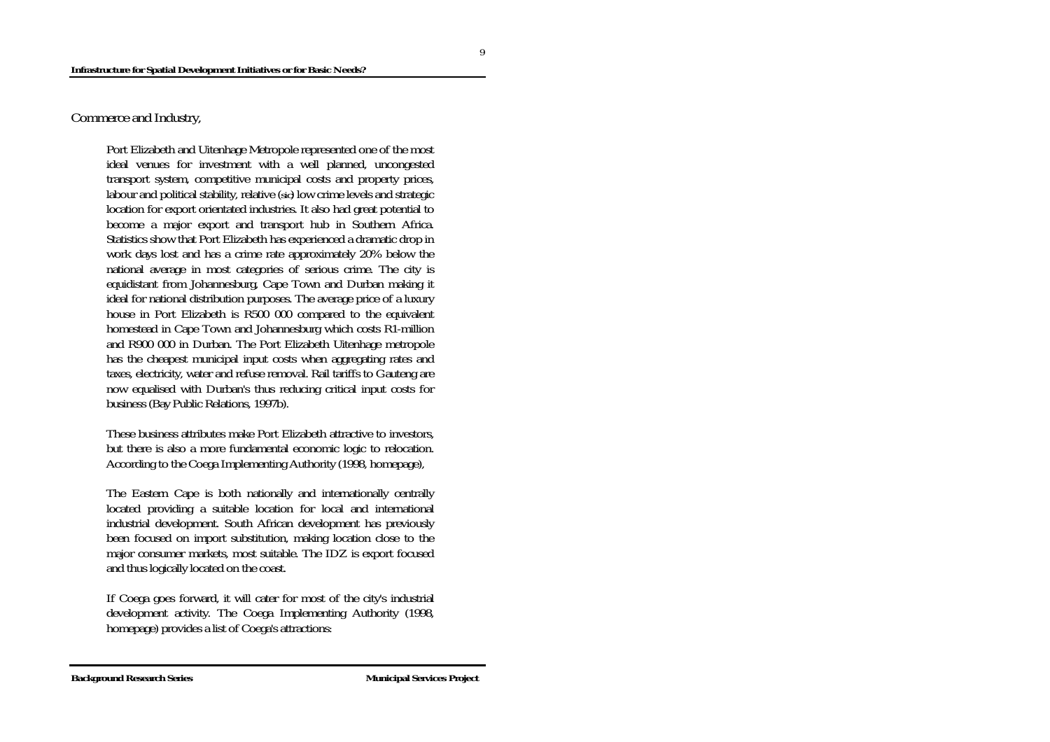Commerce and Industry,

> Port Elizabeth and Uitenhage Metropole represented one of the most ideal venues for investment with a well planned, uncongested transport system, competitive municipal costs and property prices, labour and political stability, relative (sic) low crime levels and strategic location for export orientated industries. It also had great potential to become a major export and transport hub in Southern Africa. Statistics show that Port Elizabeth has experienced a dramatic drop in work days lost and has a crime rate approximately 20% below the national average in most categories of serious crime. The city is equidistant from Johannesburg, Cape Town and Durban making it ideal for national distribution purposes. The average price of a luxury house in Port Elizabeth is R500 000 compared to the equivalent homestead in Cape Town and Johannesburg which costs R1-million and R900 000 in Durban. The Port Elizabeth Uitenhage metropole has the cheapest municipal input costs when aggregating rates and taxes, electricity, water and refuse removal. Rail tariffs to Gauteng are now equalised with Durban's thus reducing critical input costs for business (Bay Public Relations, 1997b).

These business attributes make Port Elizabeth attractive to investors, but there is also a more fundamental economic logic to relocation. According to the Coega Implementing Authority (1998, homepage),

> The Eastern Cape is both nationally and internationally centrally located providing a suitable location for local and international industrial development. South African development has previously been focused on import substitution, making location close to the major consumer markets, most suitable. The IDZ is export focused and thus logically located on the coast.

If Coega goes forward, it will cater for most of the city's industrial development activity. The Coega Implementing Authority (1998, homepage) provides a list of Coega's attractions: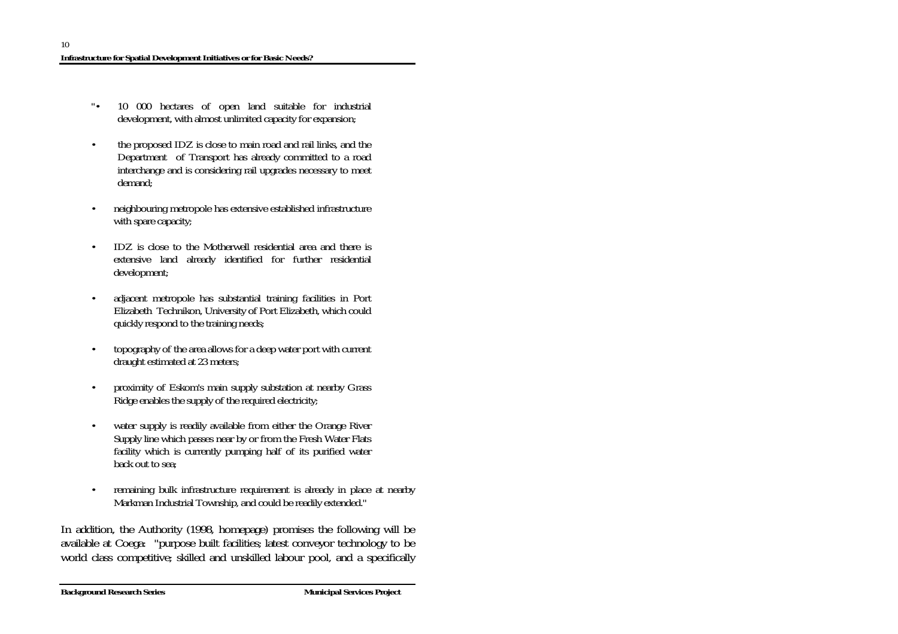"• 10 000 hectares of open land suitable for industrial development, with almost unlimited capacity for expansion;

- the proposed IDZ is close to main road and rail links, and the Department of Transport has already committed to a road interchange and is considering rail upgrades necessary to meet demand;

- neighbouring metropole has extensive established infrastructure with spare capacity;

- IDZ is close to the Motherwell residential area and there is extensive land already identified for further residential development;

- adjacent metropole has substantial training facilities in Port Elizabeth Technikon, University of Port Elizabeth, which could quickly respond to the training needs;

- topography of the area allows for a deep water port with current draught estimated at 23 meters;

- proximity of Eskom's main supply substation at nearby Grass Ridge enables the supply of the required electricity;

- water supply is readily available from either the Orange River Supply line which passes near by or from the Fresh Water Flats facility which is currently pumping half of its purified water back out to sea;

- remaining bulk infrastructure requirement is already in place at nearby Markman Industrial Township, and could be readily extended."

In addition, the Authority (1998, homepage) promises the following will be available at Coega: "purpose built facilities; latest conveyor technology to be world class competitive; skilled and unskilled labour pool, and a specifically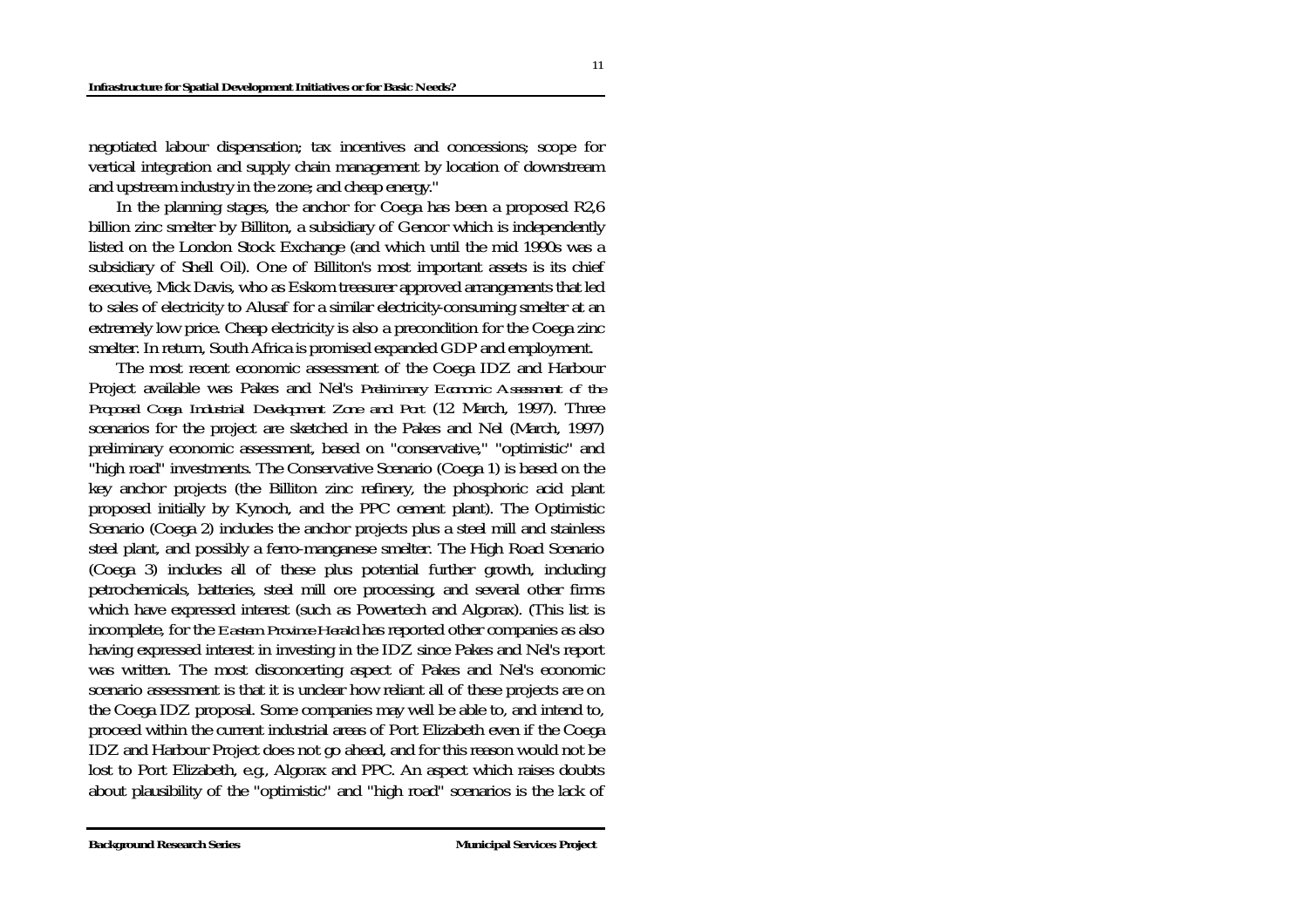negotiated labour dispensation; tax incentives and concessions; scope for vertical integration and supply chain management by location of downstream and upstream industry in the zone; and cheap energy."

In the planning stages, the anchor for Coega has been a proposed R2,6 billion zinc smelter by Billiton, a subsidiary of Gencor which is independently listed on the London Stock Exchange (and which until the mid 1990s was a subsidiary of Shell Oil). One of Billiton's most important assets is its chief executive, Mick Davis, who as Eskom treasurer approved arrangements that led to sales of electricity to Alusaf for a similar electricity-consuming smelter at an extremely low price. Cheap electricity is also a precondition for the Coega zinc smelter. In return, South Africa is promised expanded GDP and employment.

The most recent economic assessment of the Coega IDZ and Harbour Project available was Pakes and Nel's *Preliminary Economic Assessment of the Proposed Coega Industrial Development Zone and Port* (12 March, 1997). Three scenarios for the project are sketched in the Pakes and Nel (March, 1997) preliminary economic assessment, based on "conservative," "optimistic" and "high road" investments. The Conservative Scenario (Coega 1) is based on the key anchor projects (the Billiton zinc refinery, the phosphoric acid plant proposed initially by Kynoch, and the PPC cement plant). The Optimistic Scenario (Coega 2) includes the anchor projects plus a steel mill and stainless steel plant, and possibly a ferro-manganese smelter. The High Road Scenario (Coega 3) includes all of these plus potential further growth, including petrochemicals, batteries, steel mill ore processing, and several other firms which have expressed interest (such as Powertech and Algorax). (This list is incomplete, for the *Eastern Province Herald* has reported other companies as also having expressed interest in investing in the IDZ since Pakes and Nel's report was written. The most disconcerting aspect of Pakes and Nel's economic scenario assessment is that it is unclear how reliant all of these projects are on the Coega IDZ proposal. Some companies may well be able to, and intend to, proceed within the current industrial areas of Port Elizabeth even if the Coega IDZ and Harbour Project does not go ahead, and for this reason would not be lost to Port Elizabeth, e.g., Algorax and PPC. An aspect which raises doubts about plausibility of the "optimistic" and "high road" scenarios is the lack of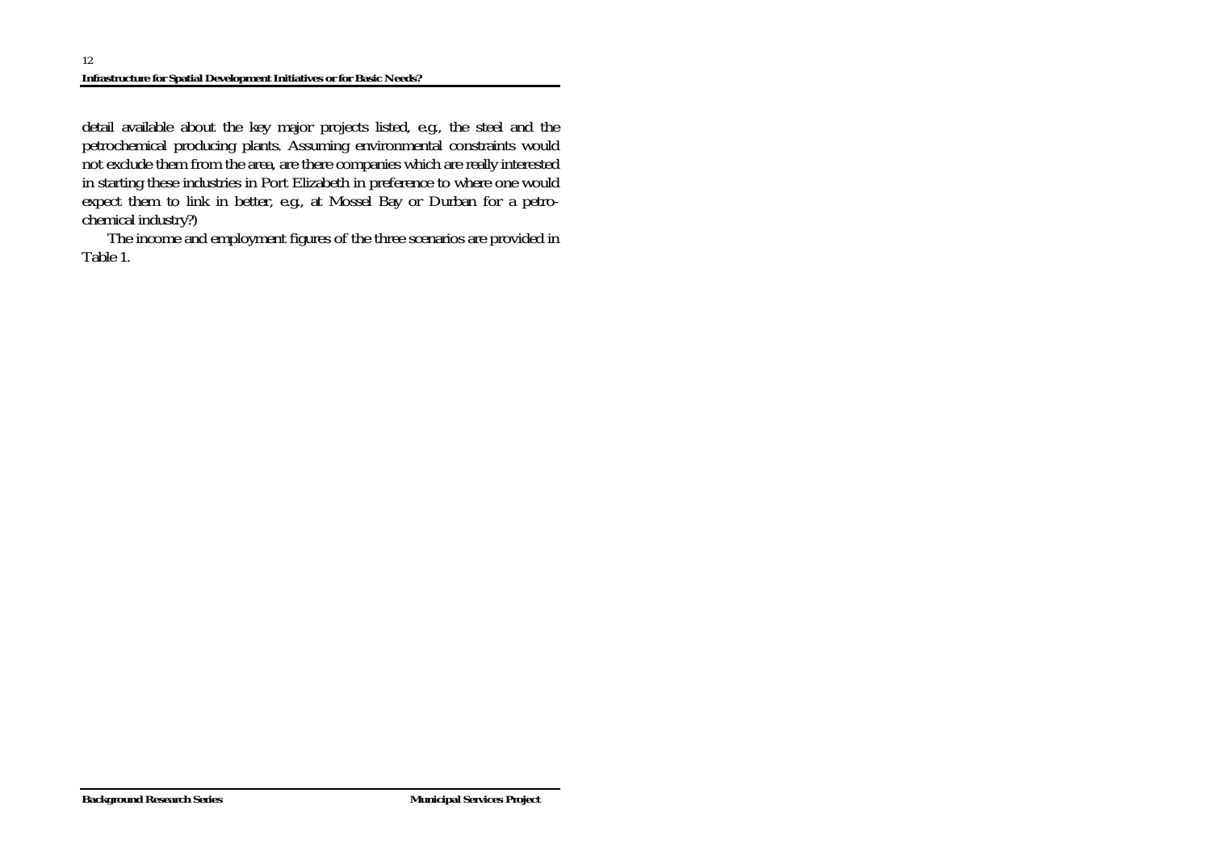detail available about the key major projects listed, e.g., the steel and the petrochemical producing plants. Assuming environmental constraints would not exclude them from the area, are there companies which are really interested in starting these industries in Port Elizabeth in preference to where one would expect them to link in better, e.g., at Mossel Bay or Durban for a petrochemical industry?)

The income and employment figures of the three scenarios are provided in Table 1.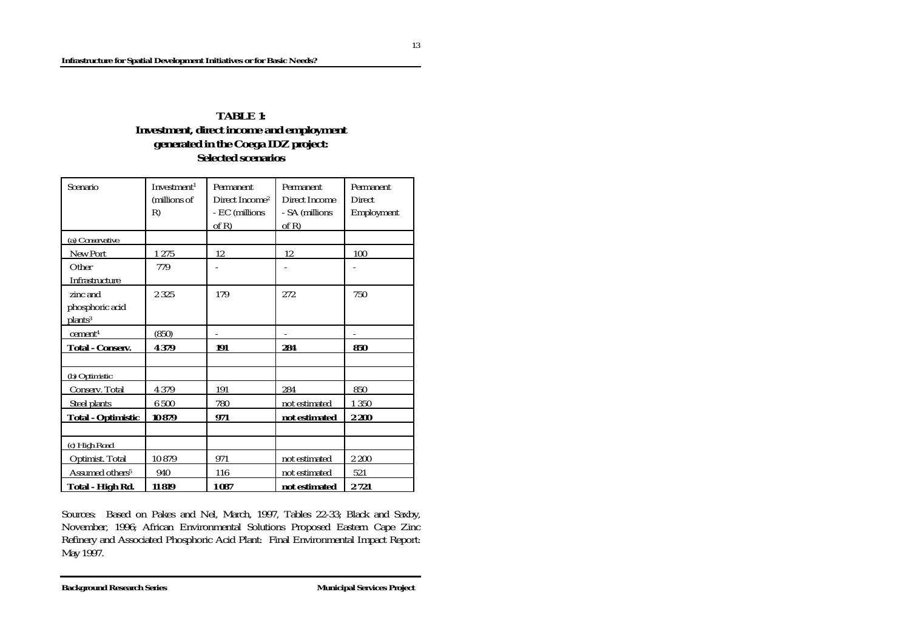**TABLE 1:**
**Investment, direct income and employment generated in the Coega IDZ project: Selected scenarios**

| Scenario | Investment[1] (millions of R) | Permanent Direct Income[2] - EC (millions of R) | Permanent Direct Income - SA (millions of R) | Permanent Direct Employment |
|---|---|---|---|---|
| (a) Conservative | | | | |
| New Port | 1 275 | 12 | 12 | 100 |
| Other Infrastructure | 779 | - | - | - |
| zinc and phosphoric acid plants[3] | 2 325 | 179 | 272 | 750 |
| cement[4] | (850) | - | - | - |
| **Total - Conserv.** | **4 379** | **191** | **284** | **850** |
| | | | | |
| (b) Optimistic | | | | |
| Conserv. Total | 4 379 | 191 | 284 | 850 |
| Steel plants | 6 500 | 780 | not estimated | 1 350 |
| **Total - Optimistic** | **10 879** | **971** | **not estimated** | **2 200** |
| | | | | |
| (c) High Road | | | | |
| Optimist. Total | 10 879 | 971 | not estimated | 2 200 |
| Assumed others[5] | 940 | 116 | not estimated | 521 |
| **Total - High Rd.** | **11 819** | **1 087** | **not estimated** | **2 721** |

Sources: Based on Pakes and Nel, March, 1997, Tables 22-33; Black and Saxby, November, 1996; African Environmental Solutions Proposed Eastern Cape Zinc Refinery and Associated Phosphoric Acid Plant: Final Environmental Impact Report: May 1997.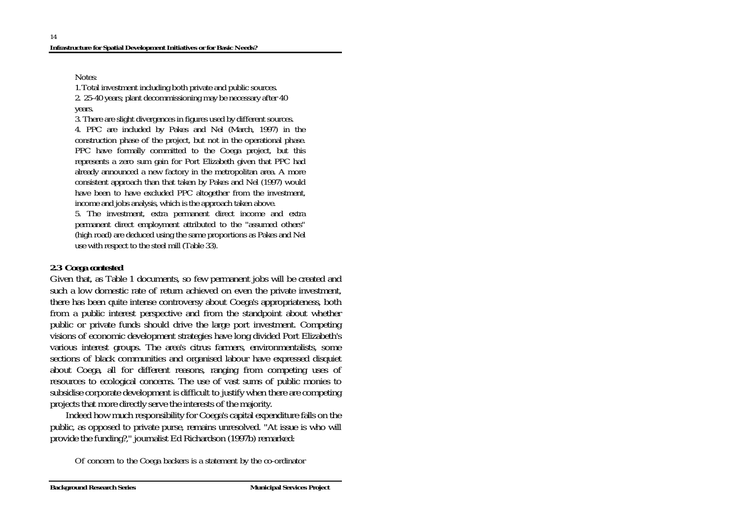Notes:

1. Total investment including both private and public sources.
2. 25-40 years; plant decommissioning may be necessary after 40 years.
3. There are slight divergences in figures used by different sources.
4. PPC are included by Pakes and Nel (March, 1997) in the construction phase of the project, but not in the operational phase. PPC have formally committed to the Coega project, but this represents a zero sum gain for Port Elizabeth given that PPC had already announced a new factory in the metropolitan area. A more consistent approach than that taken by Pakes and Nel (1997) would have been to have excluded PPC altogether from the investment, income and jobs analysis, which is the approach taken above.
5. The investment, extra permanent direct income and extra permanent direct employment attributed to the "assumed others" (high road) are deduced using the same proportions as Pakes and Nel use with respect to the steel mill (Table 33).

### 2.3 Coega contested

Given that, as Table 1 documents, so few permanent jobs will be created and such a low domestic rate of return achieved on even the private investment, there has been quite intense controversy about Coega's appropriateness, both from a public interest perspective and from the standpoint about whether public or private funds should drive the large port investment. Competing visions of economic development strategies have long divided Port Elizabeth's various interest groups. The area's citrus farmers, environmentalists, some sections of black communities and organised labour have expressed disquiet about Coega, all for different reasons, ranging from competing uses of resources to ecological concerns. The use of vast sums of public monies to subsidise corporate development is difficult to justify when there are competing projects that more directly serve the interests of the majority.

Indeed how much responsibility for Coega's capital expenditure falls on the public, as opposed to private purse, remains unresolved. "At issue is who will provide the funding?," journalist Ed Richardson (1997b) remarked:

> Of concern to the Coega backers is a statement by the co-ordinator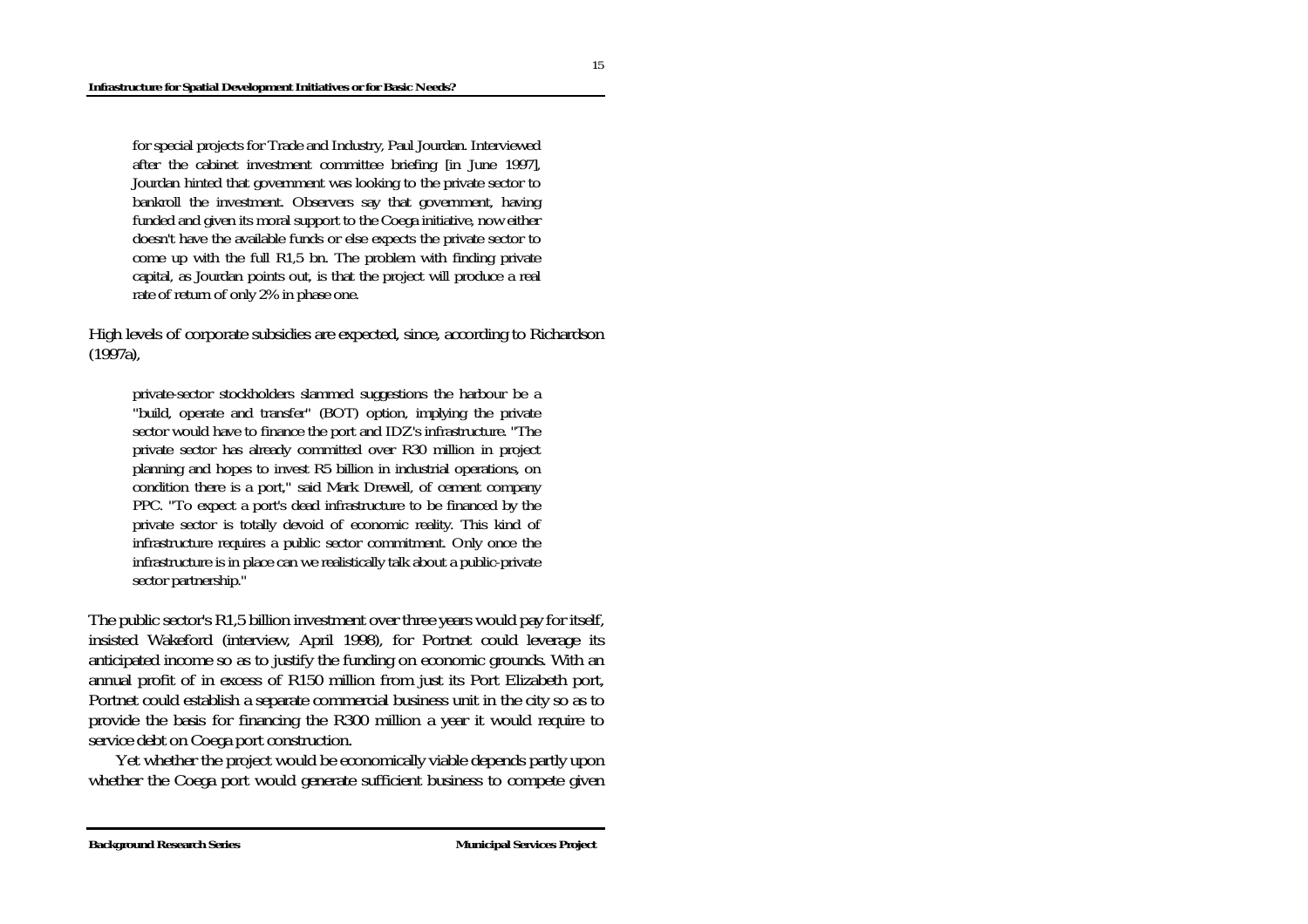> for special projects for Trade and Industry, Paul Jourdan. Interviewed after the cabinet investment committee briefing [in June 1997], Jourdan hinted that government was looking to the private sector to bankroll the investment. Observers say that government, having funded and given its moral support to the Coega initiative, now either doesn't have the available funds or else expects the private sector to come up with the full R1,5 bn. The problem with finding private capital, as Jourdan points out, is that the project will produce a real rate of return of only 2% in phase one.

High levels of corporate subsidies are expected, since, according to Richardson (1997a),

> private-sector stockholders slammed suggestions the harbour be a "build, operate and transfer" (BOT) option, implying the private sector would have to finance the port and IDZ's infrastructure. "The private sector has already committed over R30 million in project planning and hopes to invest R5 billion in industrial operations, on condition there is a port," said Mark Drewell, of cement company PPC. "To expect a port's dead infrastructure to be financed by the private sector is totally devoid of economic reality. This kind of infrastructure requires a public sector commitment. Only once the infrastructure is in place can we realistically talk about a public-private sector partnership."

The public sector's R1,5 billion investment over three years would pay for itself, insisted Wakeford (interview, April 1998), for Portnet could leverage its anticipated income so as to justify the funding on economic grounds. With an annual profit of in excess of R150 million from just its Port Elizabeth port, Portnet could establish a separate commercial business unit in the city so as to provide the basis for financing the R300 million a year it would require to service debt on Coega port construction.

Yet whether the project would be economically viable depends partly upon whether the Coega port would generate sufficient business to compete given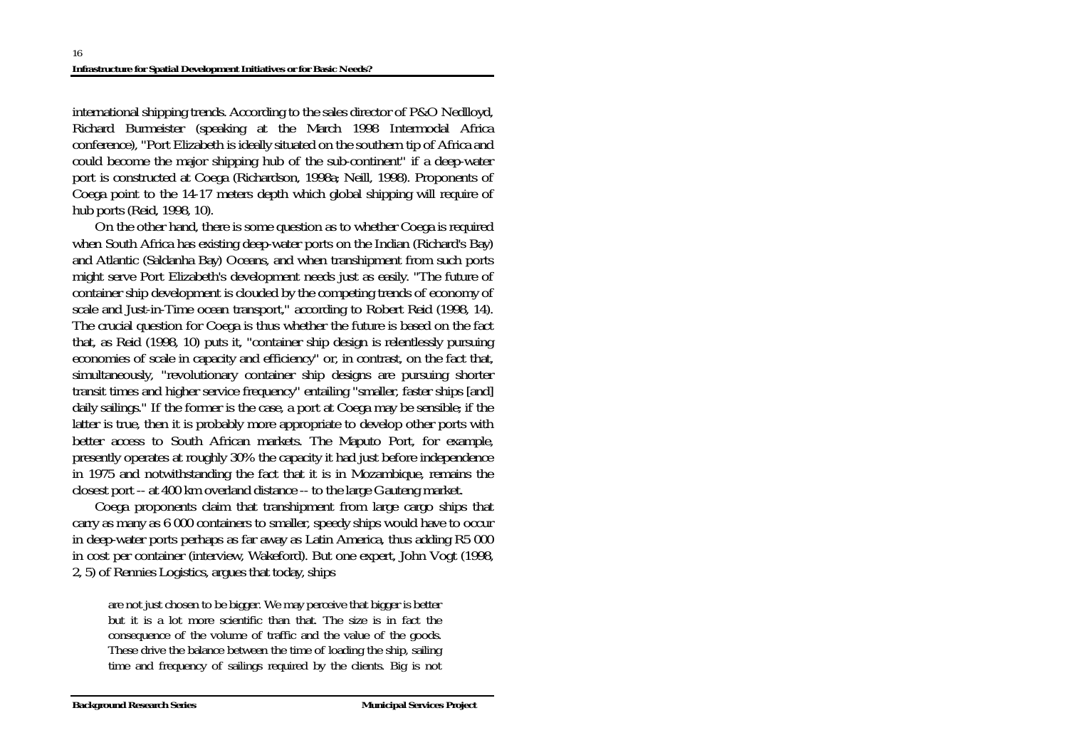international shipping trends. According to the sales director of P&O Nedlloyd, Richard Burmeister (speaking at the March 1998 Intermodal Africa conference), "Port Elizabeth is ideally situated on the southern tip of Africa and could become the major shipping hub of the sub-continent" if a deep-water port is constructed at Coega (Richardson, 1998a; Neill, 1998). Proponents of Coega point to the 14-17 meters depth which global shipping will require of hub ports (Reid, 1998, 10).

On the other hand, there is some question as to whether Coega is required when South Africa has existing deep-water ports on the Indian (Richard's Bay) and Atlantic (Saldanha Bay) Oceans, and when transhipment from such ports might serve Port Elizabeth's development needs just as easily. "The future of container ship development is clouded by the competing trends of economy of scale and Just-in-Time ocean transport," according to Robert Reid (1998, 14). The crucial question for Coega is thus whether the future is based on the fact that, as Reid (1998, 10) puts it, "container ship design is relentlessly pursuing economies of scale in capacity and efficiency" or, in contrast, on the fact that, simultaneously, "revolutionary container ship designs are pursuing shorter transit times and higher service frequency" entailing "smaller, faster ships [and] daily sailings." If the former is the case, a port at Coega may be sensible; if the latter is true, then it is probably more appropriate to develop other ports with better access to South African markets. The Maputo Port, for example, presently operates at roughly 30% the capacity it had just before independence in 1975 and notwithstanding the fact that it is in Mozambique, remains the closest port -- at 400 km overland distance -- to the large Gauteng market.

Coega proponents claim that transhipment from large cargo ships that carry as many as 6 000 containers to smaller, speedy ships would have to occur in deep-water ports perhaps as far away as Latin America, thus adding R5 000 in cost per container (interview, Wakeford). But one expert, John Vogt (1998, 2, 5) of Rennies Logistics, argues that today, ships

> are not just chosen to be bigger. We may perceive that bigger is better but it is a lot more scientific than that. The size is in fact the consequence of the volume of traffic and the value of the goods. These drive the balance between the time of loading the ship, sailing time and frequency of sailings required by the clients. Big is not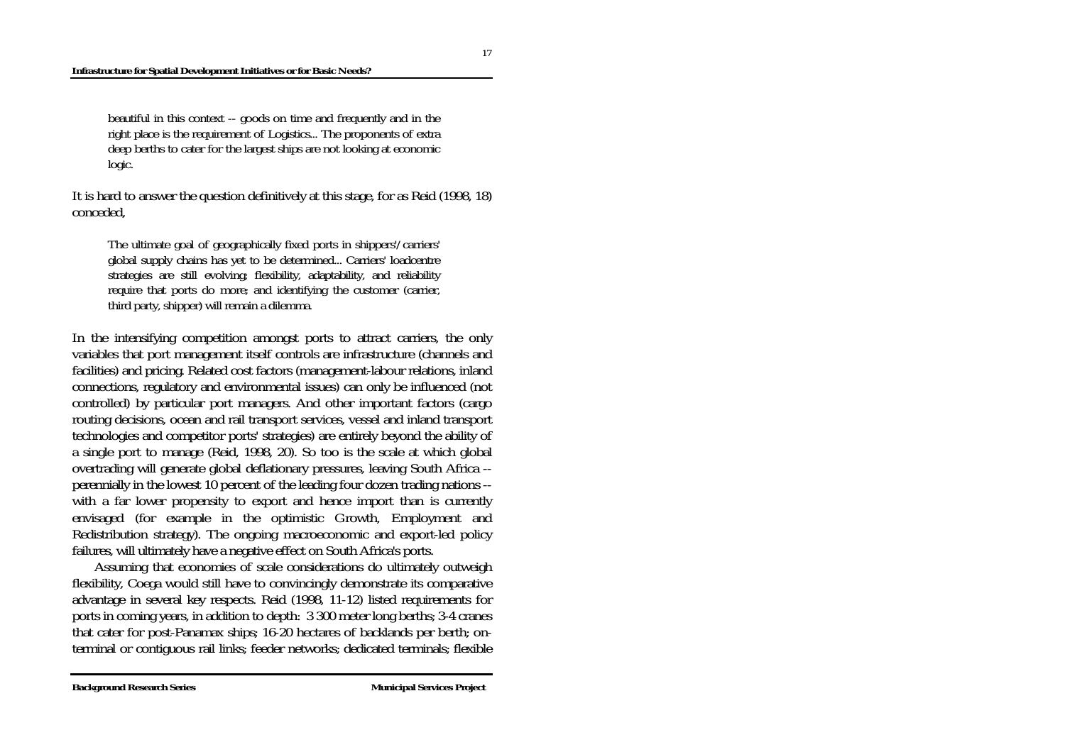> beautiful in this context -- goods on time and frequently and in the right place is the requirement of Logistics... The proponents of extra deep berths to cater for the largest ships are not looking at economic logic.

It is hard to answer the question definitively at this stage, for as Reid (1998, 18) conceded,

> The ultimate goal of geographically fixed ports in shippers'/carriers' global supply chains has yet to be determined... Carriers' loadcentre strategies are still evolving; flexibility, adaptability, and reliability require that ports do more; and identifying the customer (carrier, third party, shipper) will remain a dilemma.

In the intensifying competition amongst ports to attract carriers, the only variables that port management itself controls are infrastructure (channels and facilities) and pricing. Related cost factors (management-labour relations, inland connections, regulatory and environmental issues) can only be influenced (not controlled) by particular port managers. And other important factors (cargo routing decisions, ocean and rail transport services, vessel and inland transport technologies and competitor ports' strategies) are entirely beyond the ability of a single port to manage (Reid, 1998, 20). So too is the scale at which global overtrading will generate global deflationary pressures, leaving South Africa -- perennially in the lowest 10 percent of the leading four dozen trading nations -- with a far lower propensity to export and hence import than is currently envisaged (for example in the optimistic Growth, Employment and Redistribution strategy). The ongoing macroeconomic and export-led policy failures, will ultimately have a negative effect on South Africa's ports.

Assuming that economies of scale considerations do ultimately outweigh flexibility, Coega would still have to convincingly demonstrate its comparative advantage in several key respects. Reid (1998, 11-12) listed requirements for ports in coming years, in addition to depth: 3 300 meter long berths; 3-4 cranes that cater for post-Panamax ships; 16-20 hectares of backlands per berth; on-terminal or contiguous rail links; feeder networks; dedicated terminals; flexible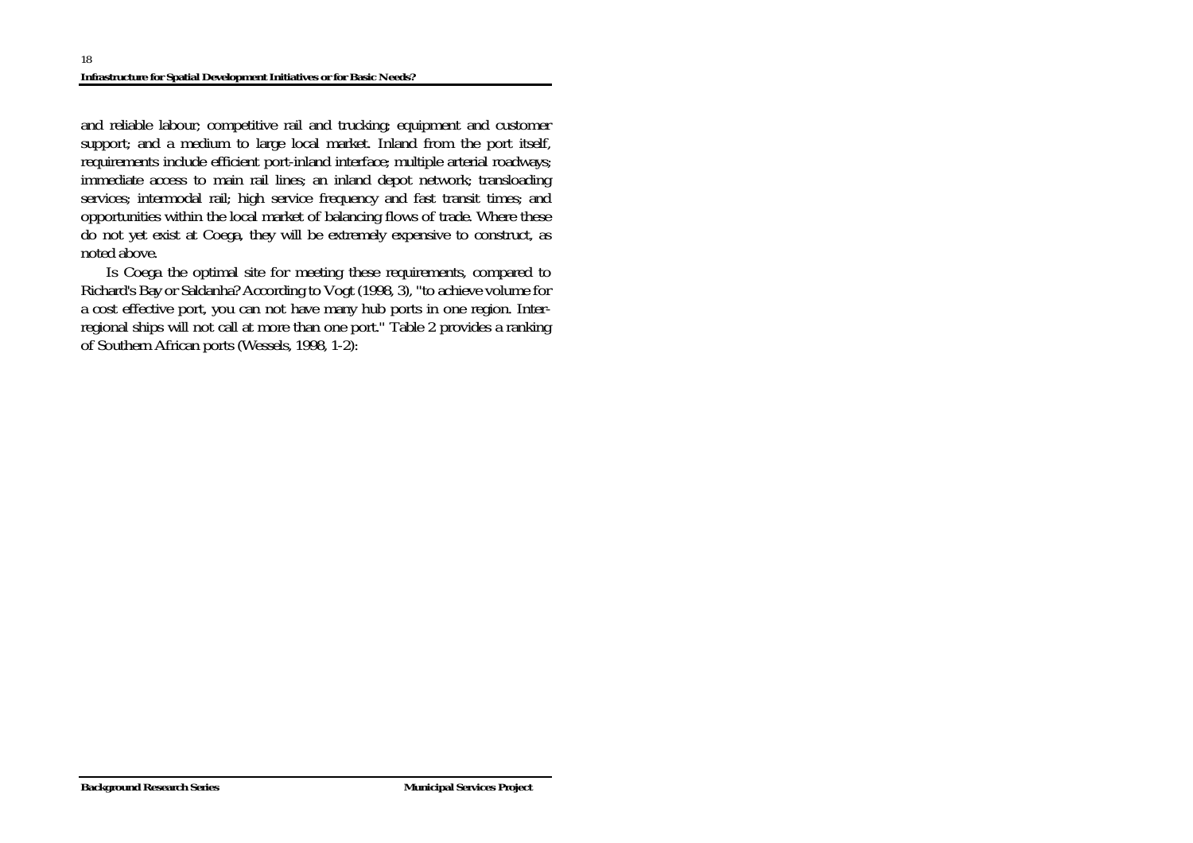and reliable labour; competitive rail and trucking; equipment and customer support; and a medium to large local market. Inland from the port itself, requirements include efficient port-inland interface; multiple arterial roadways; immediate access to main rail lines; an inland depot network; transloading services; intermodal rail; high service frequency and fast transit times; and opportunities within the local market of balancing flows of trade. Where these do not yet exist at Coega, they will be extremely expensive to construct, as noted above.

Is Coega the optimal site for meeting these requirements, compared to Richard's Bay or Saldanha? According to Vogt (1998, 3), "to achieve volume for a cost effective port, you can not have many hub ports in one region. Inter-regional ships will not call at more than one port." Table 2 provides a ranking of Southern African ports (Wessels, 1998, 1-2):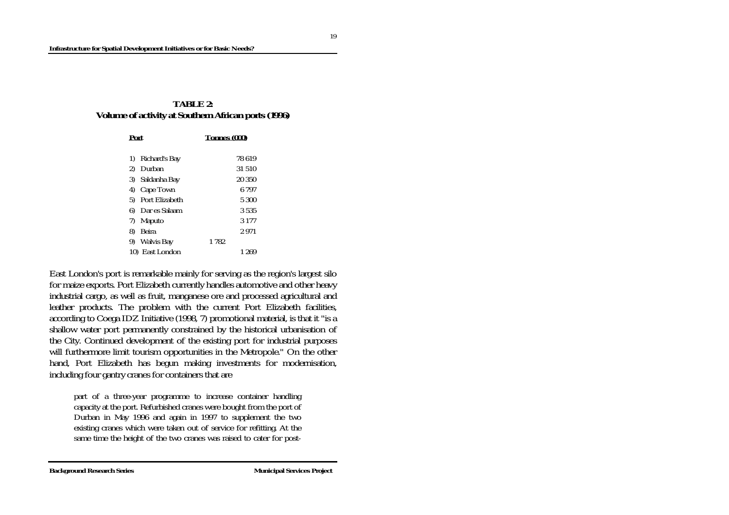**TABLE 2:**
**Volume of activity at Southern African ports (1996)**

| Port | Tonnes (000) |
|---|---|
| 1) Richard's Bay | 78 619 |
| 2) Durban | 31 510 |
| 3) Saldanha Bay | 20 350 |
| 4) Cape Town | 6 797 |
| 5) Port Elizabeth | 5 300 |
| 6) Dar es Salaam | 3 535 |
| 7) Maputo | 3 177 |
| 8) Beira | 2 971 |
| 9) Walvis Bay | 1 782 |
| 10) East London | 1 269 |

East London's port is remarkable mainly for serving as the region's largest silo for maize exports. Port Elizabeth currently handles automotive and other heavy industrial cargo, as well as fruit, manganese ore and processed agricultural and leather products. The problem with the current Port Elizabeth facilities, according to Coega IDZ Initiative (1998, 7) promotional material, is that it "is a shallow water port permanently constrained by the historical urbanisation of the City. Continued development of the existing port for industrial purposes will furthermore limit tourism opportunities in the Metropole." On the other hand, Port Elizabeth has begun making investments for modernisation, including four gantry cranes for containers that are

> part of a three-year programme to increase container handling capacity at the port. Refurbished cranes were bought from the port of Durban in May 1996 and again in 1997 to supplement the two existing cranes which were taken out of service for refitting. At the same time the height of the two cranes was raised to cater for post-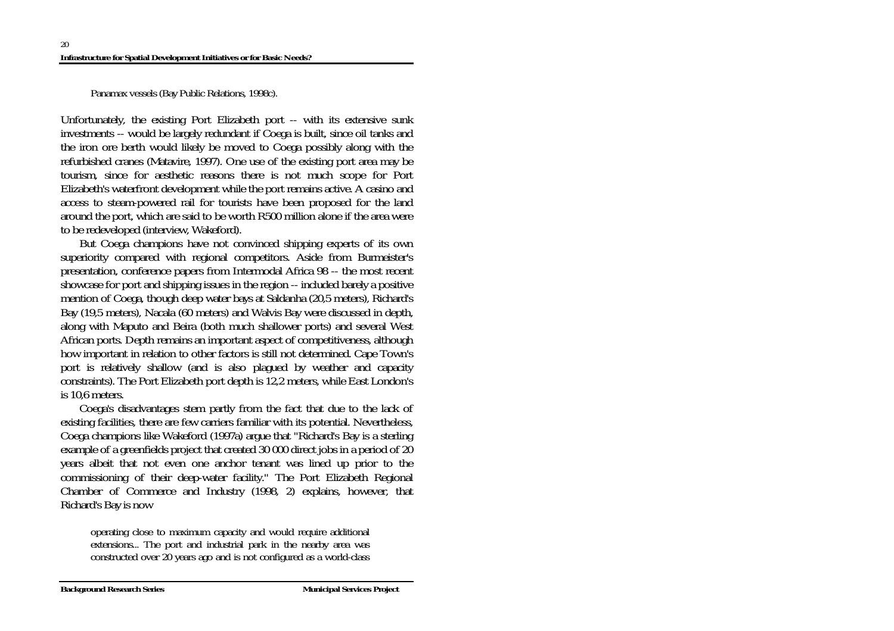> Panamax vessels (Bay Public Relations, 1998c).

Unfortunately, the existing Port Elizabeth port -- with its extensive sunk investments -- would be largely redundant if Coega is built, since oil tanks and the iron ore berth would likely be moved to Coega possibly along with the refurbished cranes (Matavire, 1997). One use of the existing port area may be tourism, since for aesthetic reasons there is not much scope for Port Elizabeth's waterfront development while the port remains active. A casino and access to steam-powered rail for tourists have been proposed for the land around the port, which are said to be worth R500 million alone if the area were to be redeveloped (interview, Wakeford).

But Coega champions have not convinced shipping experts of its own superiority compared with regional competitors. Aside from Burmeister's presentation, conference papers from Intermodal Africa 98 -- the most recent showcase for port and shipping issues in the region -- included barely a positive mention of Coega, though deep water bays at Saldanha (20,5 meters), Richard's Bay (19,5 meters), Nacala (60 meters) and Walvis Bay were discussed in depth, along with Maputo and Beira (both much shallower ports) and several West African ports. Depth remains an important aspect of competitiveness, although how important in relation to other factors is still not determined. Cape Town's port is relatively shallow (and is also plagued by weather and capacity constraints). The Port Elizabeth port depth is 12,2 meters, while East London's is 10,6 meters.

Coega's disadvantages stem partly from the fact that due to the lack of existing facilities, there are few carriers familiar with its potential. Nevertheless, Coega champions like Wakeford (1997a) argue that "Richard's Bay is a sterling example of a greenfields project that created 30 000 direct jobs in a period of 20 years albeit that not even one anchor tenant was lined up prior to the commissioning of their deep-water facility." The Port Elizabeth Regional Chamber of Commerce and Industry (1998, 2) explains, however, that Richard's Bay is now

> operating close to maximum capacity and would require additional extensions... The port and industrial park in the nearby area was constructed over 20 years ago and is not configured as a world-class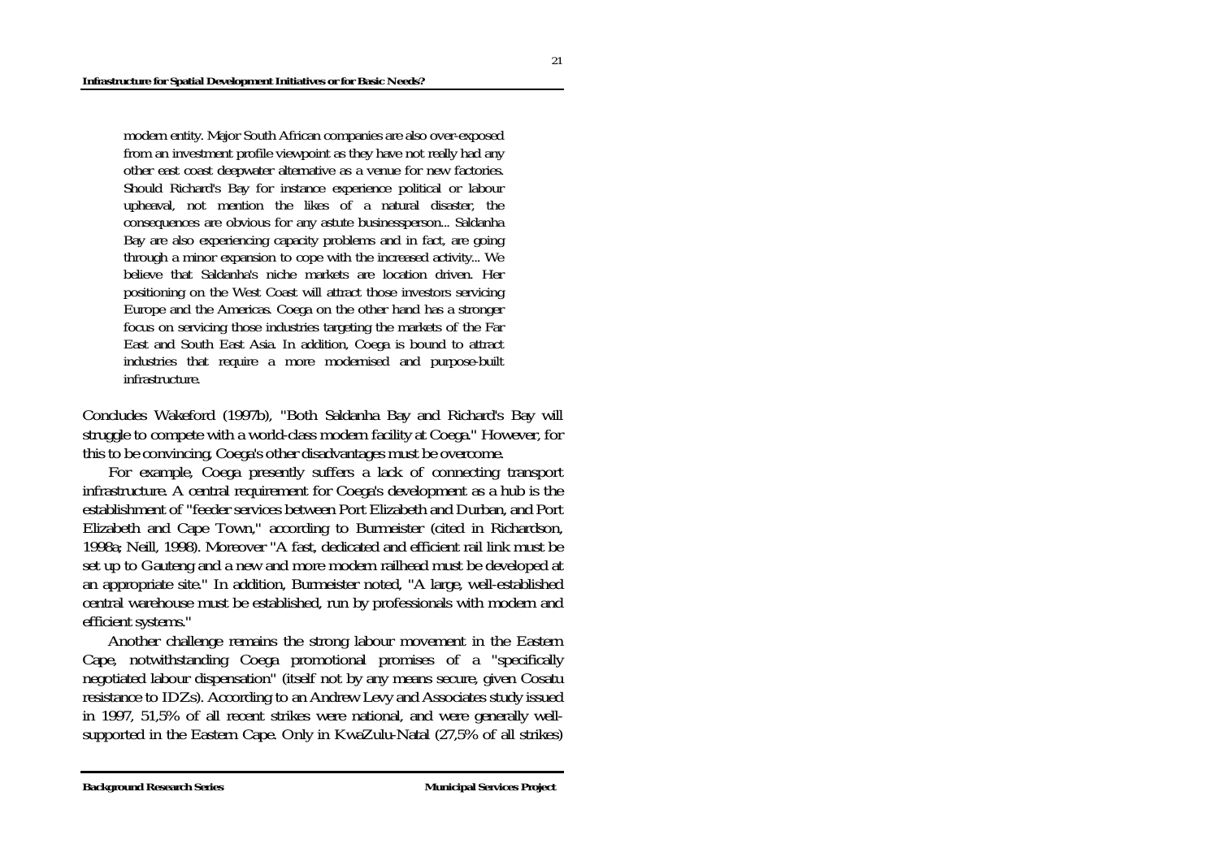> modern entity. Major South African companies are also over-exposed from an investment profile viewpoint as they have not really had any other east coast deepwater alternative as a venue for new factories. Should Richard's Bay for instance experience political or labour upheaval, not mention the likes of a natural disaster, the consequences are obvious for any astute businessperson... Saldanha Bay are also experiencing capacity problems and in fact, are going through a minor expansion to cope with the increased activity... We believe that Saldanha's niche markets are location driven. Her positioning on the West Coast will attract those investors servicing Europe and the Americas. Coega on the other hand has a stronger focus on servicing those industries targeting the markets of the Far East and South East Asia. In addition, Coega is bound to attract industries that require a more modernised and purpose-built infrastructure.

Concludes Wakeford (1997b), "Both Saldanha Bay and Richard's Bay will struggle to compete with a world-class modern facility at Coega." However, for this to be convincing, Coega's other disadvantages must be overcome.

For example, Coega presently suffers a lack of connecting transport infrastructure. A central requirement for Coega's development as a hub is the establishment of "feeder services between Port Elizabeth and Durban, and Port Elizabeth and Cape Town," according to Burmeister (cited in Richardson, 1998a; Neill, 1998). Moreover "A fast, dedicated and efficient rail link must be set up to Gauteng and a new and more modern railhead must be developed at an appropriate site." In addition, Burmeister noted, "A large, well-established central warehouse must be established, run by professionals with modern and efficient systems."

Another challenge remains the strong labour movement in the Eastern Cape, notwithstanding Coega promotional promises of a "specifically negotiated labour dispensation" (itself not by any means secure, given Cosatu resistance to IDZs). According to an Andrew Levy and Associates study issued in 1997, 51,5% of all recent strikes were national, and were generally well-supported in the Eastern Cape. Only in KwaZulu-Natal (27,5% of all strikes)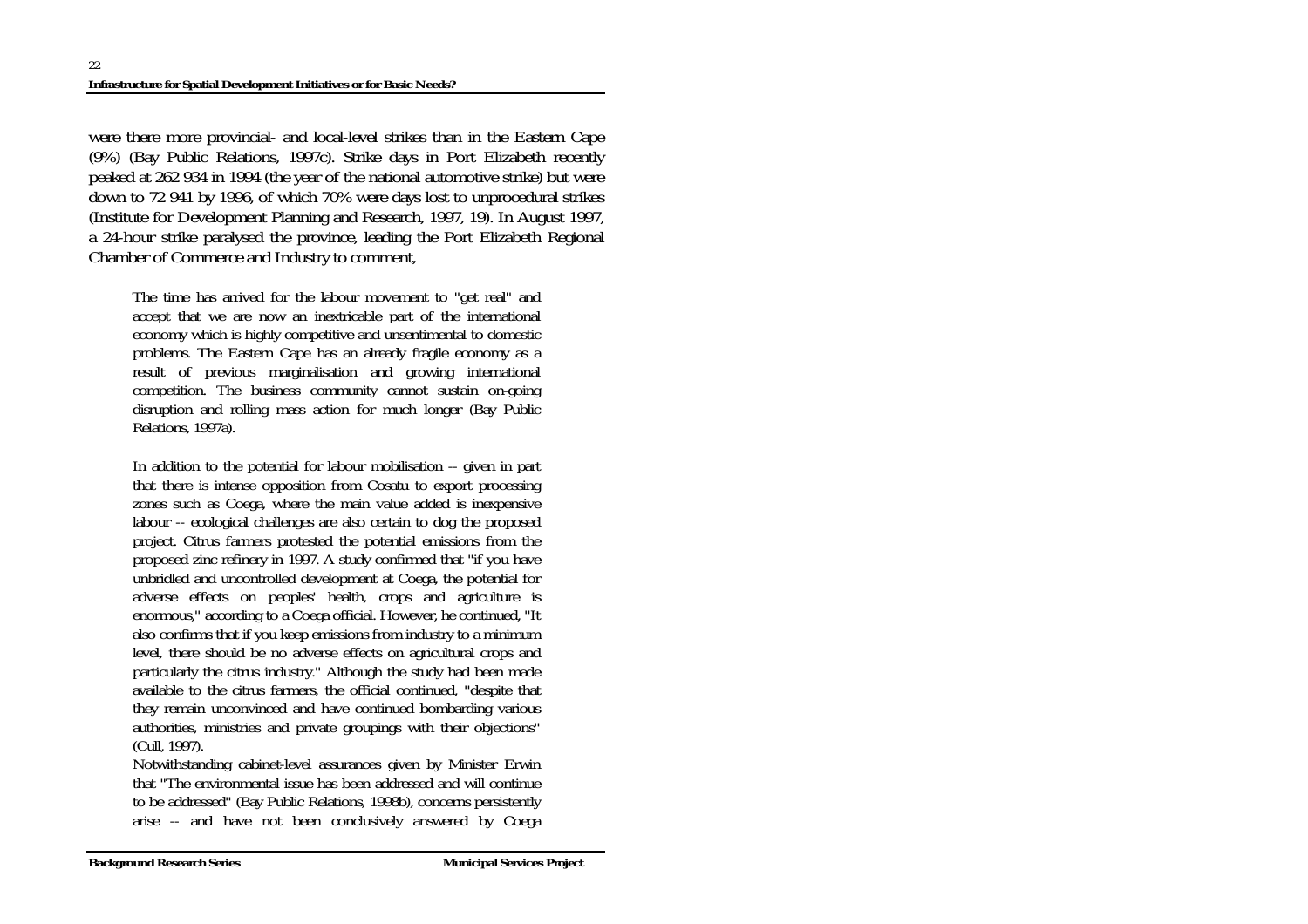were there more provincial- and local-level strikes than in the Eastern Cape (9%) (Bay Public Relations, 1997c). Strike days in Port Elizabeth recently peaked at 262 934 in 1994 (the year of the national automotive strike) but were down to 72 941 by 1996, of which 70% were days lost to unprocedural strikes (Institute for Development Planning and Research, 1997, 19). In August 1997, a 24-hour strike paralysed the province, leading the Port Elizabeth Regional Chamber of Commerce and Industry to comment,

> The time has arrived for the labour movement to "get real" and accept that we are now an inextricable part of the international economy which is highly competitive and unsentimental to domestic problems. The Eastern Cape has an already fragile economy as a result of previous marginalisation and growing international competition. The business community cannot sustain on-going disruption and rolling mass action for much longer (Bay Public Relations, 1997a).

In addition to the potential for labour mobilisation -- given in part that there is intense opposition from Cosatu to export processing zones such as Coega, where the main value added is inexpensive labour -- ecological challenges are also certain to dog the proposed project. Citrus farmers protested the potential emissions from the proposed zinc refinery in 1997. A study confirmed that "if you have unbridled and uncontrolled development at Coega, the potential for adverse effects on peoples' health, crops and agriculture is enormous," according to a Coega official. However, he continued, "It also confirms that if you keep emissions from industry to a minimum level, there should be no adverse effects on agricultural crops and particularly the citrus industry." Although the study had been made available to the citrus farmers, the official continued, "despite that they remain unconvinced and have continued bombarding various authorities, ministries and private groupings with their objections" (Cull, 1997).

Notwithstanding cabinet-level assurances given by Minister Erwin that "The environmental issue has been addressed and will continue to be addressed" (Bay Public Relations, 1998b), concerns persistently arise -- and have not been conclusively answered by Coega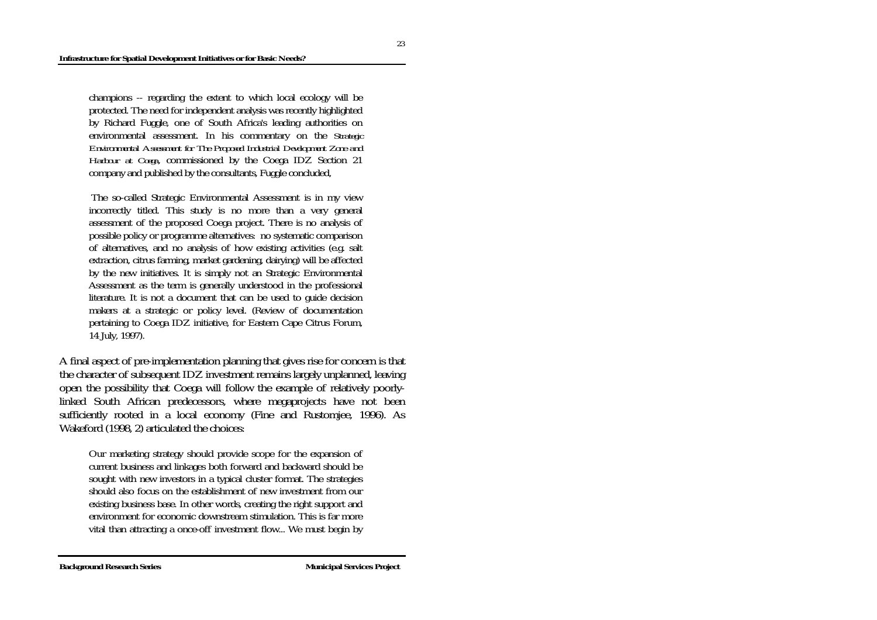champions -- regarding the extent to which local ecology will be protected. The need for independent analysis was recently highlighted by Richard Fuggle, one of South Africa's leading authorities on environmental assessment. In his commentary on the *Strategic Environmental Assessment for The Proposed Industrial Development Zone and Harbour at Coega*, commissioned by the Coega IDZ Section 21 company and published by the consultants, Fuggle concluded,

> The so-called Strategic Environmental Assessment is in my view incorrectly titled. This study is no more than a very general assessment of the proposed Coega project. There is no analysis of possible policy or programme alternatives: no systematic comparison of alternatives, and no analysis of how existing activities (e.g. salt extraction, citrus farming, market gardening, dairying) will be affected by the new initiatives. It is simply not an Strategic Environmental Assessment as the term is generally understood in the professional literature. It is not a document that can be used to guide decision makers at a strategic or policy level. (Review of documentation pertaining to Coega IDZ initiative, for Eastern Cape Citrus Forum, 14 July, 1997).

A final aspect of pre-implementation planning that gives rise for concern is that the character of subsequent IDZ investment remains largely unplanned, leaving open the possibility that Coega will follow the example of relatively poorly-linked South African predecessors, where megaprojects have not been sufficiently rooted in a local economy (Fine and Rustomjee, 1996). As Wakeford (1998, 2) articulated the choices:

> Our marketing strategy should provide scope for the expansion of current business and linkages both forward and backward should be sought with new investors in a typical cluster format. The strategies should also focus on the establishment of new investment from our existing business base. In other words, creating the right support and environment for economic downstream stimulation. This is far more vital than attracting a once-off investment flow... We must begin by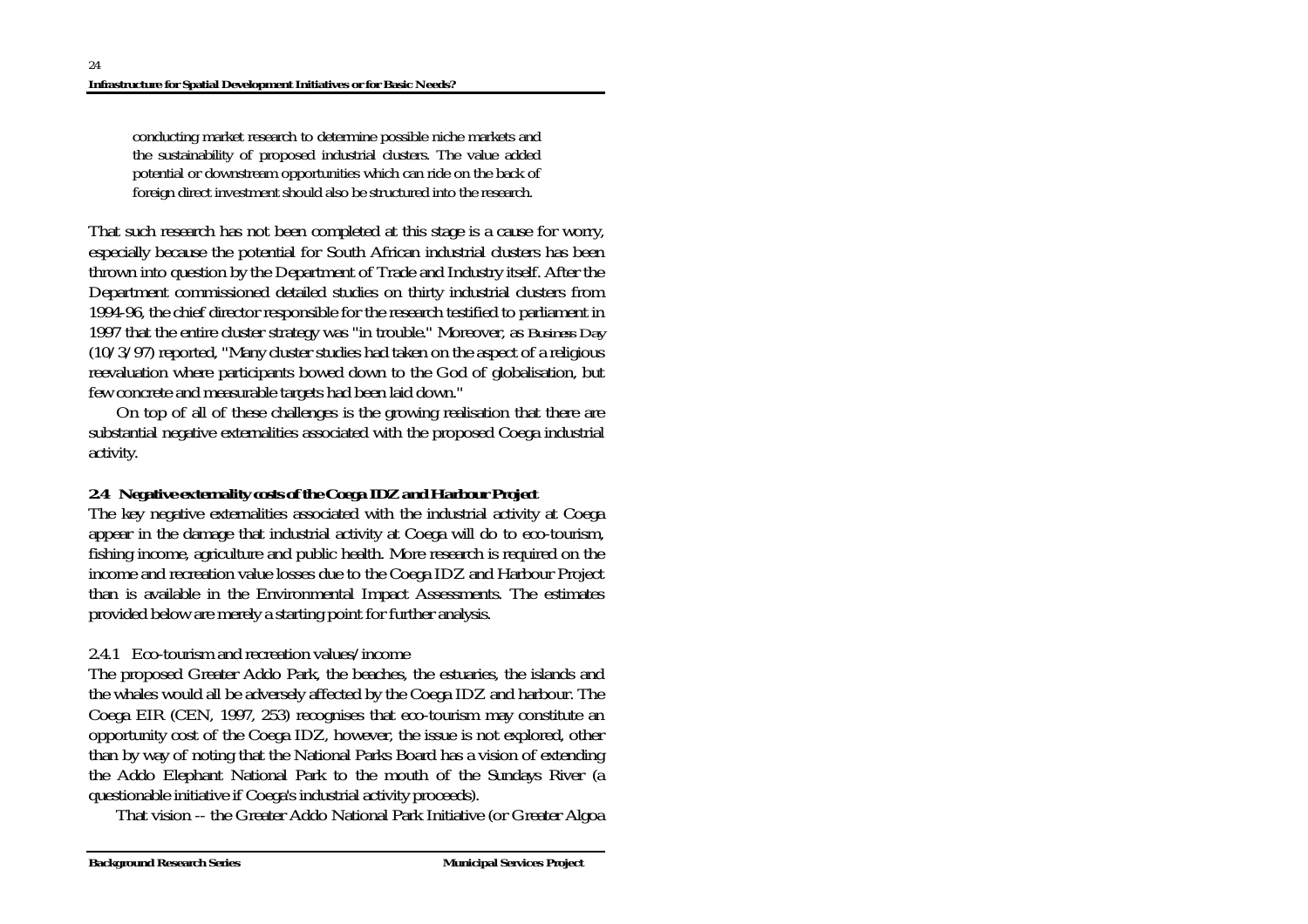> conducting market research to determine possible niche markets and the sustainability of proposed industrial clusters. The value added potential or downstream opportunities which can ride on the back of foreign direct investment should also be structured into the research.

That such research has not been completed at this stage is a cause for worry, especially because the potential for South African industrial clusters has been thrown into question by the Department of Trade and Industry itself. After the Department commissioned detailed studies on thirty industrial clusters from 1994-96, the chief director responsible for the research testified to parliament in 1997 that the entire cluster strategy was "in trouble." Moreover, as *Business Day* (10/3/97) reported, "Many cluster studies had taken on the aspect of a religious reevaluation where participants bowed down to the God of globalisation, but few concrete and measurable targets had been laid down."

On top of all of these challenges is the growing realisation that there are substantial negative externalities associated with the proposed Coega industrial activity.

### 2.4 Negative externality costs of the Coega IDZ and Harbour Project

The key negative externalities associated with the industrial activity at Coega appear in the damage that industrial activity at Coega will do to eco-tourism, fishing income, agriculture and public health. More research is required on the income and recreation value losses due to the Coega IDZ and Harbour Project than is available in the Environmental Impact Assessments. The estimates provided below are merely a starting point for further analysis.

#### 2.4.1 Eco-tourism and recreation values/income

The proposed Greater Addo Park, the beaches, the estuaries, the islands and the whales would all be adversely affected by the Coega IDZ and harbour. The Coega EIR (CEN, 1997, 253) recognises that eco-tourism may constitute an opportunity cost of the Coega IDZ, however, the issue is not explored, other than by way of noting that the National Parks Board has a vision of extending the Addo Elephant National Park to the mouth of the Sundays River (a questionable initiative if Coega's industrial activity proceeds).

That vision -- the Greater Addo National Park Initiative (or Greater Algoa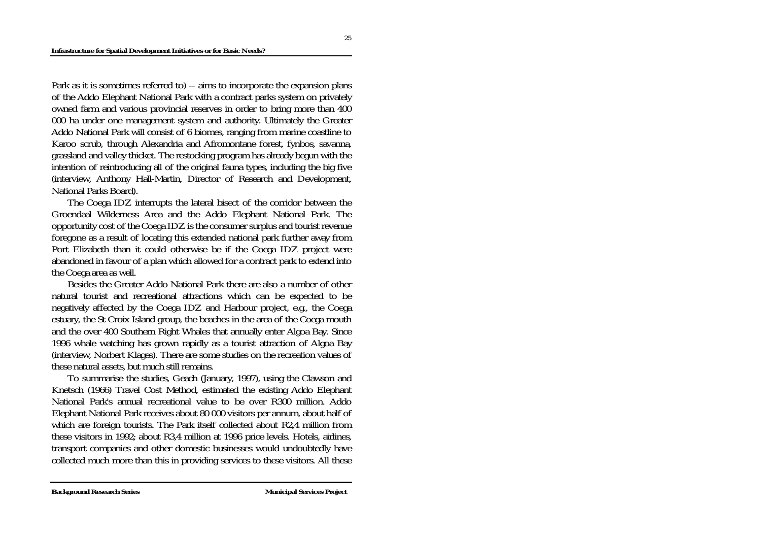Park as it is sometimes referred to) -- aims to incorporate the expansion plans of the Addo Elephant National Park with a contract parks system on privately owned farm and various provincial reserves in order to bring more than 400 000 ha under one management system and authority. Ultimately the Greater Addo National Park will consist of 6 biomes, ranging from marine coastline to Karoo scrub, through Alexandria and Afromontane forest, fynbos, savanna, grassland and valley thicket. The restocking program has already begun with the intention of reintroducing all of the original fauna types, including the big five (interview, Anthony Hall-Martin, Director of Research and Development, National Parks Board).

The Coega IDZ interrupts the lateral bisect of the corridor between the Groendaal Wilderness Area and the Addo Elephant National Park. The opportunity cost of the Coega IDZ is the consumer surplus and tourist revenue foregone as a result of locating this extended national park further away from Port Elizabeth than it could otherwise be if the Coega IDZ project were abandoned in favour of a plan which allowed for a contract park to extend into the Coega area as well.

Besides the Greater Addo National Park there are also a number of other natural tourist and recreational attractions which can be expected to be negatively affected by the Coega IDZ and Harbour project, e.g., the Coega estuary, the St Croix Island group, the beaches in the area of the Coega mouth and the over 400 Southern Right Whales that annually enter Algoa Bay. Since 1996 whale watching has grown rapidly as a tourist attraction of Algoa Bay (interview, Norbert Klages). There are some studies on the recreation values of these natural assets, but much still remains.

To summarise the studies, Geach (January, 1997), using the Clawson and Knetsch (1966) Travel Cost Method, estimated the existing Addo Elephant National Park's annual recreational value to be over R300 million. Addo Elephant National Park receives about 80 000 visitors per annum, about half of which are foreign tourists. The Park itself collected about R2,4 million from these visitors in 1992; about R3,4 million at 1996 price levels. Hotels, airlines, transport companies and other domestic businesses would undoubtedly have collected much more than this in providing services to these visitors. All these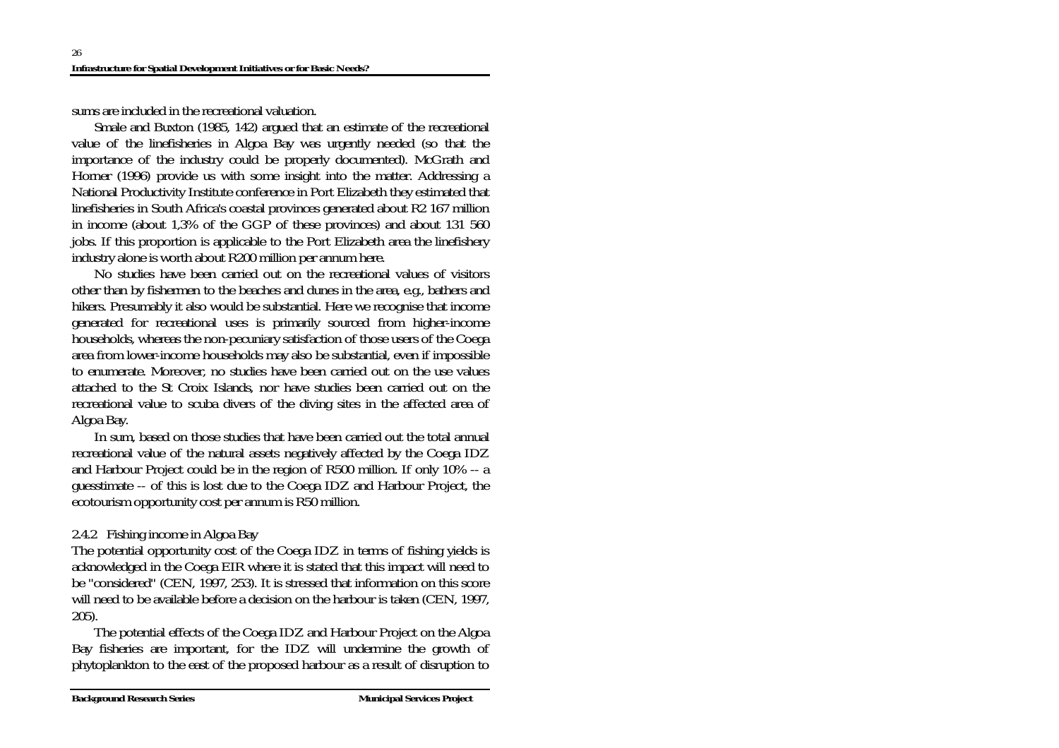sums are included in the recreational valuation.

Smale and Buxton (1985, 142) argued that an estimate of the recreational value of the linefisheries in Algoa Bay was urgently needed (so that the importance of the industry could be properly documented). McGrath and Horner (1996) provide us with some insight into the matter. Addressing a National Productivity Institute conference in Port Elizabeth they estimated that linefisheries in South Africa's coastal provinces generated about R2 167 million in income (about 1,3% of the GGP of these provinces) and about 131 560 jobs. If this proportion is applicable to the Port Elizabeth area the linefishery industry alone is worth about R200 million per annum here.

No studies have been carried out on the recreational values of visitors other than by fishermen to the beaches and dunes in the area, e.g., bathers and hikers. Presumably it also would be substantial. Here we recognise that income generated for recreational uses is primarily sourced from higher-income households, whereas the non-pecuniary satisfaction of those users of the Coega area from lower-income households may also be substantial, even if impossible to enumerate. Moreover, no studies have been carried out on the use values attached to the St Croix Islands, nor have studies been carried out on the recreational value to scuba divers of the diving sites in the affected area of Algoa Bay.

In sum, based on those studies that have been carried out the total annual recreational value of the natural assets negatively affected by the Coega IDZ and Harbour Project could be in the region of R500 million. If only 10% -- a guesstimate -- of this is lost due to the Coega IDZ and Harbour Project, the ecotourism opportunity cost per annum is R50 million.

### 2.4.2 Fishing income in Algoa Bay

The potential opportunity cost of the Coega IDZ in terms of fishing yields is acknowledged in the Coega EIR where it is stated that this impact will need to be "considered" (CEN, 1997, 253). It is stressed that information on this score will need to be available before a decision on the harbour is taken (CEN, 1997, 205).

The potential effects of the Coega IDZ and Harbour Project on the Algoa Bay fisheries are important, for the IDZ will undermine the growth of phytoplankton to the east of the proposed harbour as a result of disruption to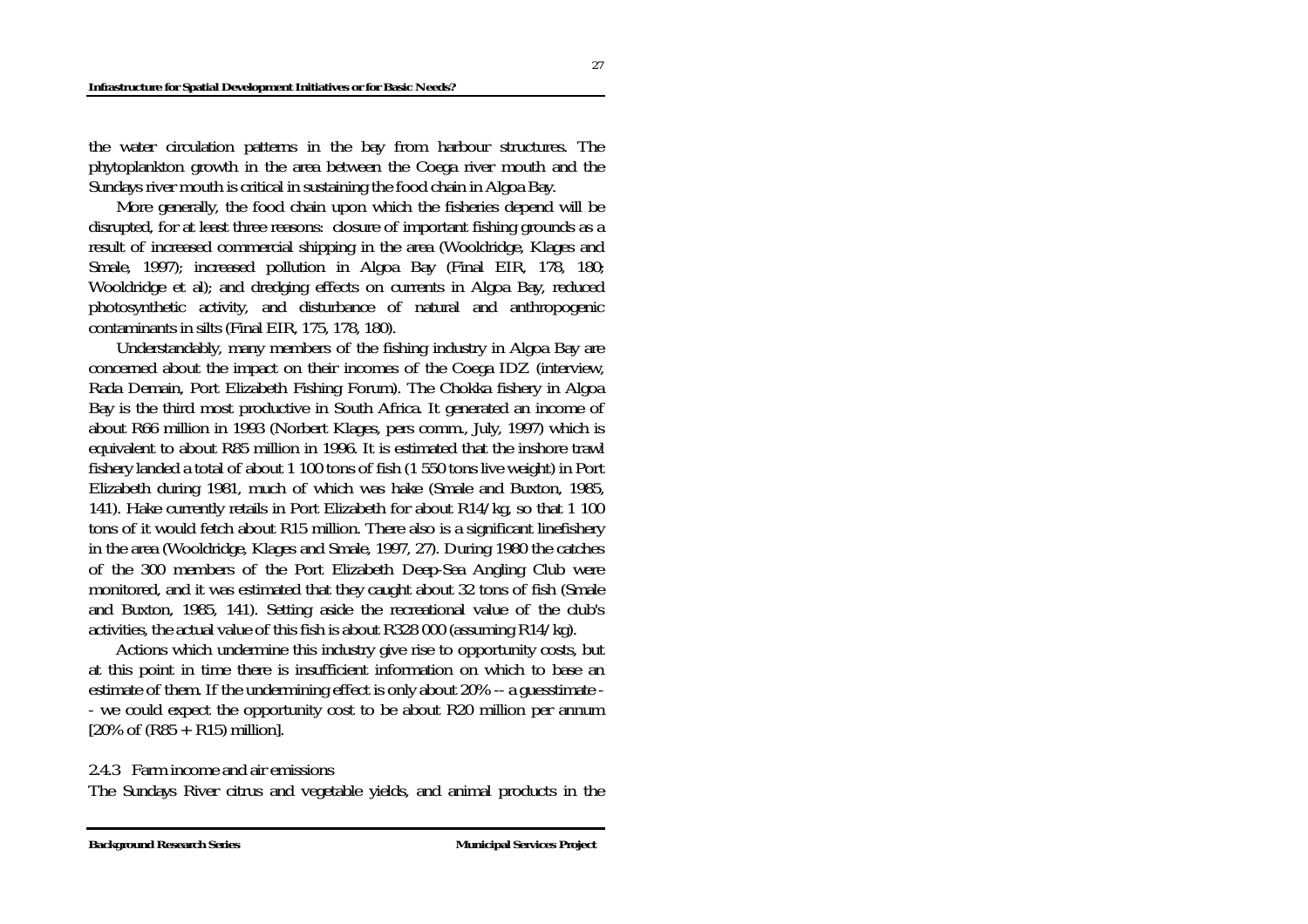the water circulation patterns in the bay from harbour structures. The phytoplankton growth in the area between the Coega river mouth and the Sundays river mouth is critical in sustaining the food chain in Algoa Bay.

More generally, the food chain upon which the fisheries depend will be disrupted, for at least three reasons: closure of important fishing grounds as a result of increased commercial shipping in the area (Wooldridge, Klages and Smale, 1997); increased pollution in Algoa Bay (Final EIR, 178, 180; Wooldridge et al); and dredging effects on currents in Algoa Bay, reduced photosynthetic activity, and disturbance of natural and anthropogenic contaminants in silts (Final EIR, 175, 178, 180).

Understandably, many members of the fishing industry in Algoa Bay are concerned about the impact on their incomes of the Coega IDZ (interview, Rada Demain, Port Elizabeth Fishing Forum). The Chokka fishery in Algoa Bay is the third most productive in South Africa. It generated an income of about R66 million in 1993 (Norbert Klages, pers comm., July, 1997) which is equivalent to about R85 million in 1996. It is estimated that the inshore trawl fishery landed a total of about 1 100 tons of fish (1 550 tons live weight) in Port Elizabeth during 1981, much of which was hake (Smale and Buxton, 1985, 141). Hake currently retails in Port Elizabeth for about R14/kg, so that 1 100 tons of it would fetch about R15 million. There also is a significant linefishery in the area (Wooldridge, Klages and Smale, 1997, 27). During 1980 the catches of the 300 members of the Port Elizabeth Deep-Sea Angling Club were monitored, and it was estimated that they caught about 32 tons of fish (Smale and Buxton, 1985, 141). Setting aside the recreational value of the club's activities, the actual value of this fish is about R328 000 (assuming R14/kg).

Actions which undermine this industry give rise to opportunity costs, but at this point in time there is insufficient information on which to base an estimate of them. If the undermining effect is only about 20% -- a guesstimate -- we could expect the opportunity cost to be about R20 million per annum [20% of (R85 + R15) million].

### 2.4.3 Farm income and air emissions

The Sundays River citrus and vegetable yields, and animal products in the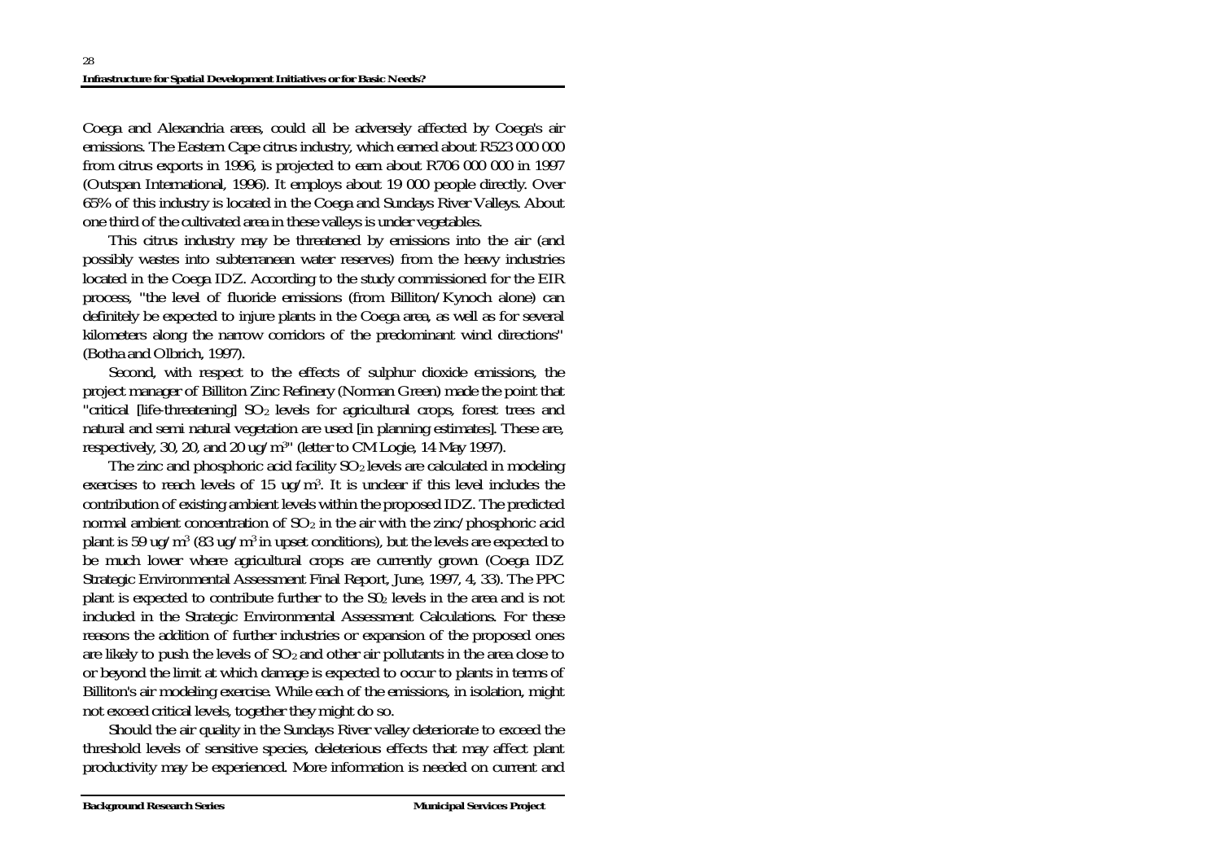Coega and Alexandria areas, could all be adversely affected by Coega's air emissions. The Eastern Cape citrus industry, which earned about R523 000 000 from citrus exports in 1996, is projected to earn about R706 000 000 in 1997 (Outspan International, 1996). It employs about 19 000 people directly. Over 65% of this industry is located in the Coega and Sundays River Valleys. About one third of the cultivated area in these valleys is under vegetables.

This citrus industry may be threatened by emissions into the air (and possibly wastes into subterranean water reserves) from the heavy industries located in the Coega IDZ. According to the study commissioned for the EIR process, "the level of fluoride emissions (from Billiton/Kynoch alone) can definitely be expected to injure plants in the Coega area, as well as for several kilometers along the narrow corridors of the predominant wind directions" (Botha and Olbrich, 1997).

Second, with respect to the effects of sulphur dioxide emissions, the project manager of Billiton Zinc Refinery (Norman Green) made the point that "critical [life-threatening] $SO_2$ levels for agricultural crops, forest trees and natural and semi natural vegetation are used [in planning estimates]. These are, respectively, 30, 20, and 20 ug/m$^3$" (letter to CM Logie, 14 May 1997).

The zinc and phosphoric acid facility $SO_2$ levels are calculated in modeling exercises to reach levels of 15 ug/m$^3$. It is unclear if this level includes the contribution of existing ambient levels within the proposed IDZ. The predicted normal ambient concentration of $SO_2$ in the air with the zinc/phosphoric acid plant is 59 ug/m$^3$ (83 ug/m$^3$ in upset conditions), but the levels are expected to be much lower where agricultural crops are currently grown (Coega IDZ Strategic Environmental Assessment Final Report, June, 1997, 4, 33). The PPC plant is expected to contribute further to the $S0_2$ levels in the area and is not included in the Strategic Environmental Assessment Calculations. For these reasons the addition of further industries or expansion of the proposed ones are likely to push the levels of $SO_2$ and other air pollutants in the area close to or beyond the limit at which damage is expected to occur to plants in terms of Billiton's air modeling exercise. While each of the emissions, in isolation, might not exceed critical levels, together they might do so.

Should the air quality in the Sundays River valley deteriorate to exceed the threshold levels of sensitive species, deleterious effects that may affect plant productivity may be experienced. More information is needed on current and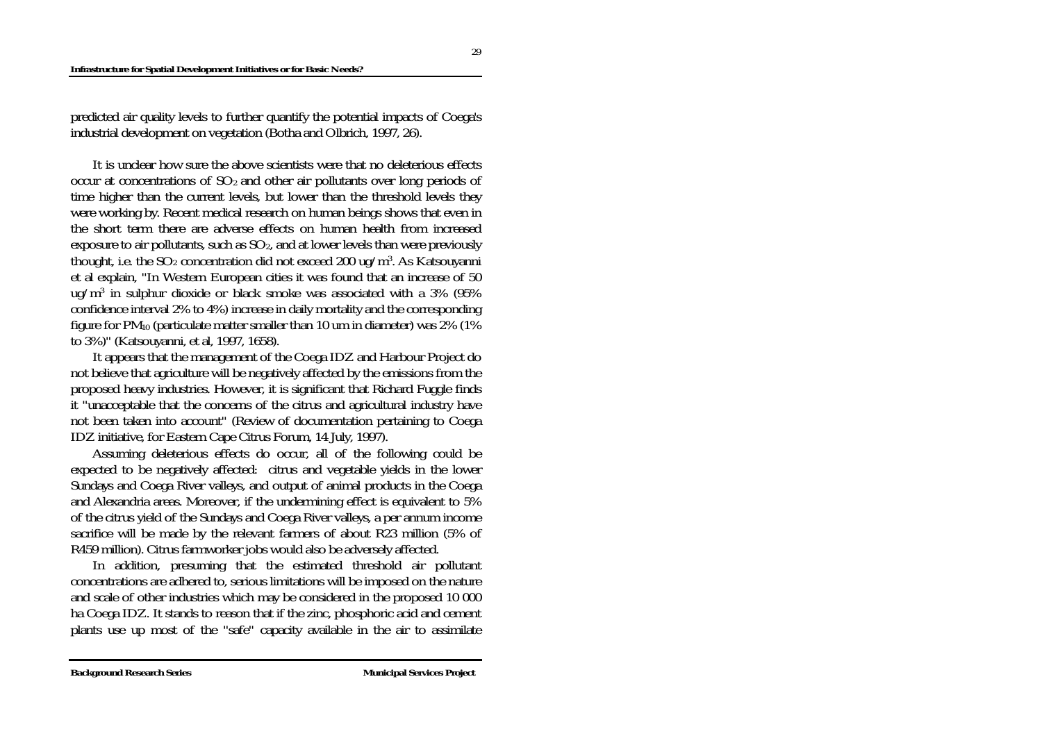predicted air quality levels to further quantify the potential impacts of Coega's industrial development on vegetation (Botha and Olbrich, 1997, 26).

It is unclear how sure the above scientists were that no deleterious effects occur at concentrations of $SO_2$ and other air pollutants over long periods of time higher than the current levels, but lower than the threshold levels they were working by. Recent medical research on human beings shows that even in the short term there are adverse effects on human health from increased exposure to air pollutants, such as $SO_2$, and at lower levels than were previously thought, i.e. the $SO_2$ concentration did not exceed 200 ug/$m^3$. As Katsouyanni et al explain, "In Western European cities it was found that an increase of 50 ug/$m^3$ in sulphur dioxide or black smoke was associated with a 3% (95% confidence interval 2% to 4%) increase in daily mortality and the corresponding figure for $PM_{10}$ (particulate matter smaller than 10 um in diameter) was 2% (1% to 3%)" (Katsouyanni, et al, 1997, 1658).

It appears that the management of the Coega IDZ and Harbour Project do not believe that agriculture will be negatively affected by the emissions from the proposed heavy industries. However, it is significant that Richard Fuggle finds it "unacceptable that the concerns of the citrus and agricultural industry have not been taken into account" (Review of documentation pertaining to Coega IDZ initiative, for Eastern Cape Citrus Forum, 14 July, 1997).

Assuming deleterious effects do occur, all of the following could be expected to be negatively affected: citrus and vegetable yields in the lower Sundays and Coega River valleys, and output of animal products in the Coega and Alexandria areas. Moreover, if the undermining effect is equivalent to 5% of the citrus yield of the Sundays and Coega River valleys, a per annum income sacrifice will be made by the relevant farmers of about R23 million (5% of R459 million). Citrus farmworker jobs would also be adversely affected.

In addition, presuming that the estimated threshold air pollutant concentrations are adhered to, serious limitations will be imposed on the nature and scale of other industries which may be considered in the proposed 10 000 ha Coega IDZ. It stands to reason that if the zinc, phosphoric acid and cement plants use up most of the "safe" capacity available in the air to assimilate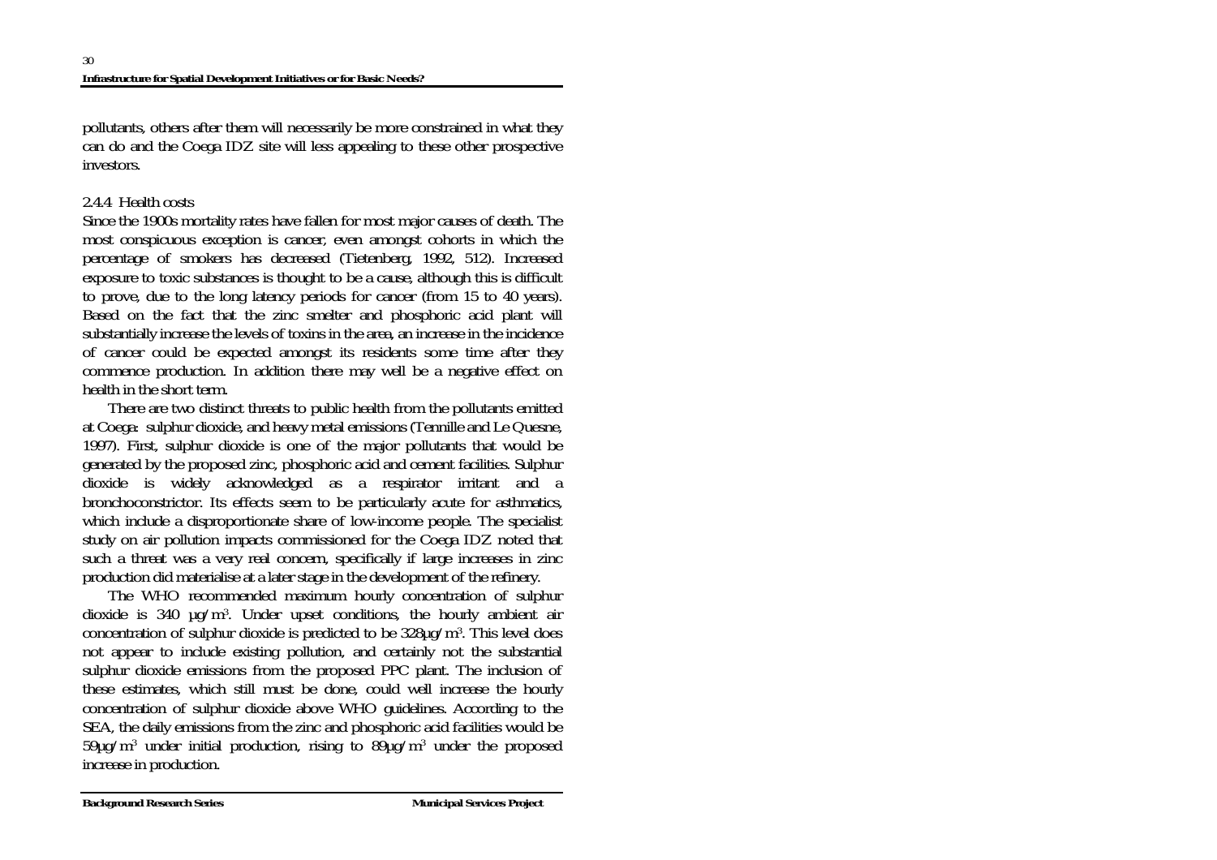pollutants, others after them will necessarily be more constrained in what they can do and the Coega IDZ site will less appealing to these other prospective investors.

#### 2.4.4 Health costs

Since the 1900s mortality rates have fallen for most major causes of death. The most conspicuous exception is cancer, even amongst cohorts in which the percentage of smokers has decreased (Tietenberg, 1992, 512). Increased exposure to toxic substances is thought to be a cause, although this is difficult to prove, due to the long latency periods for cancer (from 15 to 40 years). Based on the fact that the zinc smelter and phosphoric acid plant will substantially increase the levels of toxins in the area, an increase in the incidence of cancer could be expected amongst its residents some time after they commence production. In addition there may well be a negative effect on health in the short term.

There are two distinct threats to public health from the pollutants emitted at Coega: sulphur dioxide, and heavy metal emissions (Tennille and Le Quesne, 1997). First, sulphur dioxide is one of the major pollutants that would be generated by the proposed zinc, phosphoric acid and cement facilities. Sulphur dioxide is widely acknowledged as a respirator irritant and a bronchoconstrictor. Its effects seem to be particularly acute for asthmatics, which include a disproportionate share of low-income people. The specialist study on air pollution impacts commissioned for the Coega IDZ noted that such a threat was a very real concern, specifically if large increases in zinc production did materialise at a later stage in the development of the refinery.

The WHO recommended maximum hourly concentration of sulphur dioxide is 340 $\mu g/m^3$. Under upset conditions, the hourly ambient air concentration of sulphur dioxide is predicted to be 328$\mu g/m^3$. This level does not appear to include existing pollution, and certainly not the substantial sulphur dioxide emissions from the proposed PPC plant. The inclusion of these estimates, which still must be done, could well increase the hourly concentration of sulphur dioxide above WHO guidelines. According to the SEA, the daily emissions from the zinc and phosphoric acid facilities would be 59$\mu g/m^3$ under initial production, rising to 89$\mu g/m^3$ under the proposed increase in production.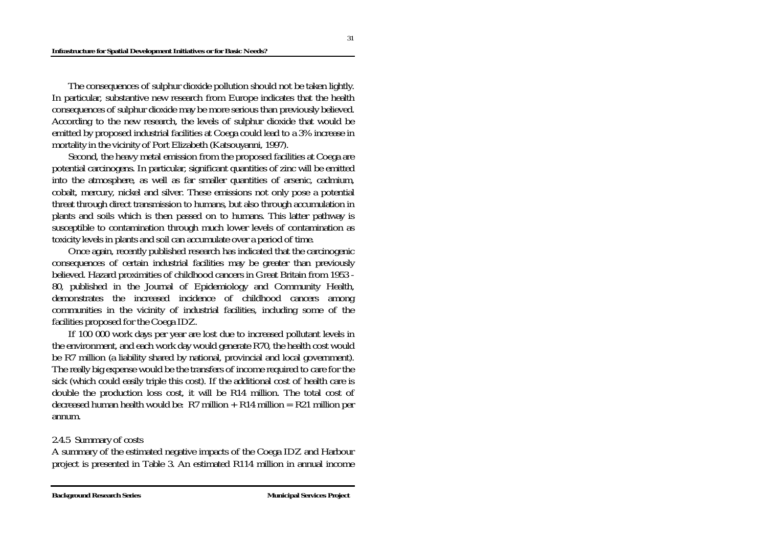The consequences of sulphur dioxide pollution should not be taken lightly. In particular, substantive new research from Europe indicates that the health consequences of sulphur dioxide may be more serious than previously believed. According to the new research, the levels of sulphur dioxide that would be emitted by proposed industrial facilities at Coega could lead to a 3% increase in mortality in the vicinity of Port Elizabeth (Katsouyanni, 1997).

Second, the heavy metal emission from the proposed facilities at Coega are potential carcinogens. In particular, significant quantities of zinc will be emitted into the atmosphere, as well as far smaller quantities of arsenic, cadmium, cobalt, mercury, nickel and silver. These emissions not only pose a potential threat through direct transmission to humans, but also through accumulation in plants and soils which is then passed on to humans. This latter pathway is susceptible to contamination through much lower levels of contamination as toxicity levels in plants and soil can accumulate over a period of time.

Once again, recently published research has indicated that the carcinogenic consequences of certain industrial facilities may be greater than previously believed. Hazard proximities of childhood cancers in Great Britain from 1953 - 80, published in the Journal of Epidemiology and Community Health, demonstrates the increased incidence of childhood cancers among communities in the vicinity of industrial facilities, including some of the facilities proposed for the Coega IDZ.

If 100 000 work days per year are lost due to increased pollutant levels in the environment, and each work day would generate R70, the health cost would be R7 million (a liability shared by national, provincial and local government). The really big expense would be the transfers of income required to care for the sick (which could easily triple this cost). If the additional cost of health care is double the production loss cost, it will be R14 million. The total cost of decreased human health would be: R7 million + R14 million = R21 million per annum.

2.4.5 Summary of costs

A summary of the estimated negative impacts of the Coega IDZ and Harbour project is presented in Table 3. An estimated R114 million in annual income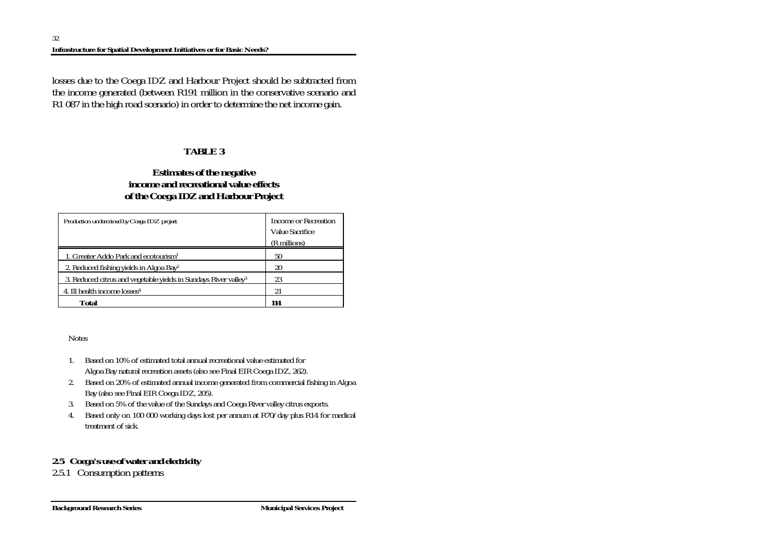losses due to the Coega IDZ and Harbour Project should be subtracted from the income generated (between R191 million in the conservative scenario and R1 087 in the high road scenario) in order to determine the net income gain.

**TABLE 3**

**Estimates of the negative income and recreational value effects of the Coega IDZ and Harbour Project**

| Production undermined by Coega IDZ project | Income or Recreation Value Sacrifice (R millions) |
|---|---|
| 1. Greater Addo Park and ecotourism[1] | 50 |
| 2. Reduced fishing yields in Algoa Bay[2] | 20 |
| 3. Reduced citrus and vegetable yields in Sundays River valley[3] | 23 |
| 4. Ill health income losses[4] | 21 |
| **Total** | **114** |

Notes

1. Based on 10% of estimated total annual recreational value estimated for Algoa Bay natural recreation assets (also see Final EIR Coega IDZ, 262).
2. Based on 20% of estimated annual income generated from commercial fishing in Algoa Bay (also see Final EIR Coega IDZ, 205).
3. Based on 5% of the value of the Sundays and Coega River valley citrus exports.
4. Based only on 100 000 working days lost per annum at R70/day plus R14 for medical treatment of sick.

## 2.5 Coega's use of water and electricity

### 2.5.1 Consumption patterns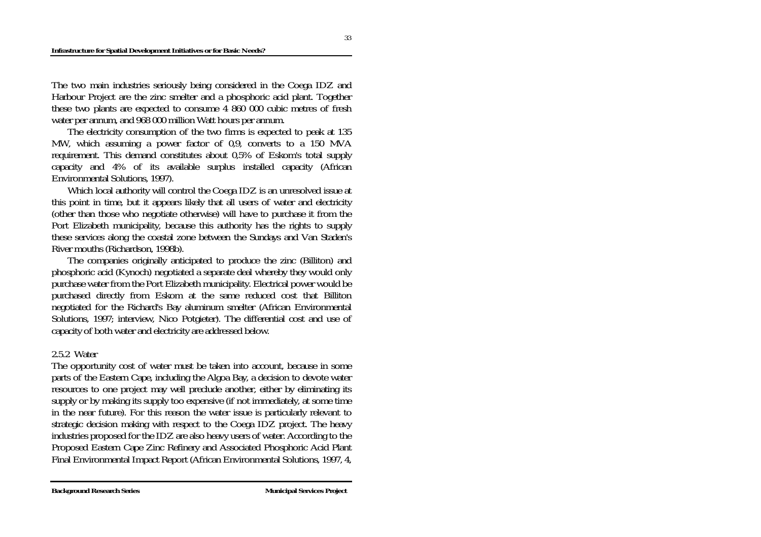The two main industries seriously being considered in the Coega IDZ and Harbour Project are the zinc smelter and a phosphoric acid plant. Together these two plants are expected to consume 4 860 000 cubic metres of fresh water per annum, and 968 000 million Watt hours per annum.

The electricity consumption of the two firms is expected to peak at 135 MW, which assuming a power factor of 0,9, converts to a 150 MVA requirement. This demand constitutes about 0,5% of Eskom's total supply capacity and 4% of its available surplus installed capacity (African Environmental Solutions, 1997).

Which local authority will control the Coega IDZ is an unresolved issue at this point in time, but it appears likely that all users of water and electricity (other than those who negotiate otherwise) will have to purchase it from the Port Elizabeth municipality, because this authority has the rights to supply these services along the coastal zone between the Sundays and Van Staden's River mouths (Richardson, 1998b).

The companies originally anticipated to produce the zinc (Billiton) and phosphoric acid (Kynoch) negotiated a separate deal whereby they would only purchase water from the Port Elizabeth municipality. Electrical power would be purchased directly from Eskom at the same reduced cost that Billiton negotiated for the Richard's Bay aluminum smelter (African Environmental Solutions, 1997; interview, Nico Potgieter). The differential cost and use of capacity of both water and electricity are addressed below.

### 2.5.2 Water

The opportunity cost of water must be taken into account, because in some parts of the Eastern Cape, including the Algoa Bay, a decision to devote water resources to one project may well preclude another, either by eliminating its supply or by making its supply too expensive (if not immediately, at some time in the near future). For this reason the water issue is particularly relevant to strategic decision making with respect to the Coega IDZ project. The heavy industries proposed for the IDZ are also heavy users of water. According to the Proposed Eastern Cape Zinc Refinery and Associated Phosphoric Acid Plant Final Environmental Impact Report (African Environmental Solutions, 1997, 4,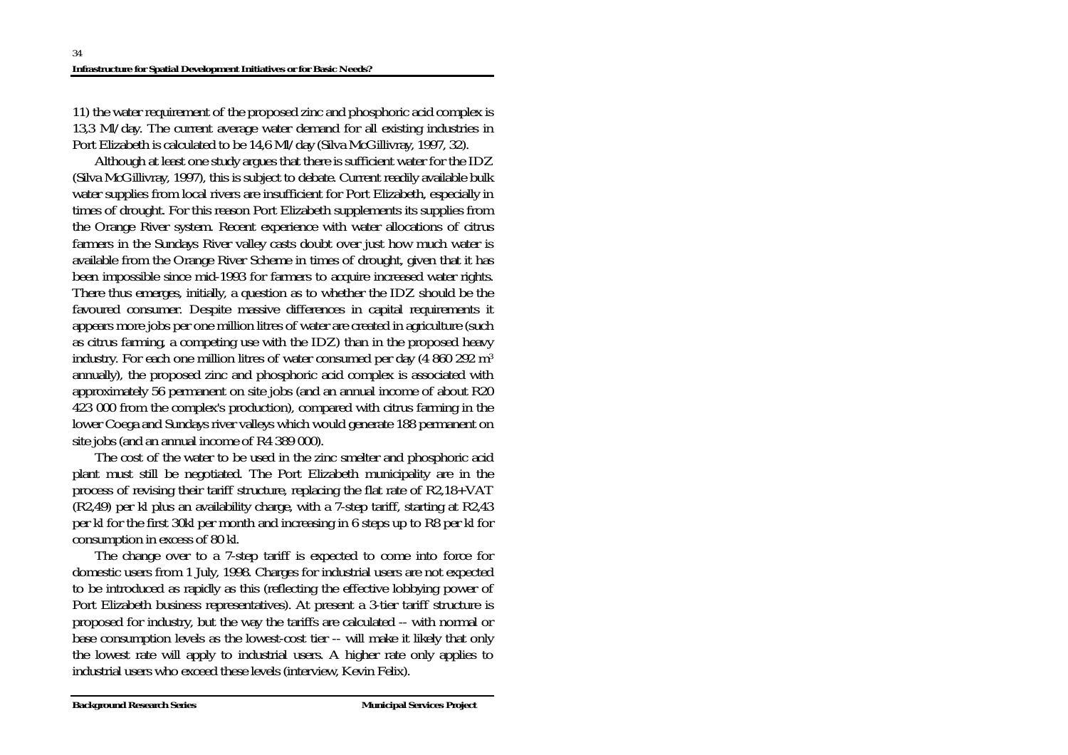11) the water requirement of the proposed zinc and phosphoric acid complex is 13,3 Ml/day. The current average water demand for all existing industries in Port Elizabeth is calculated to be 14,6 Ml/day (Silva McGillivray, 1997, 32).

Although at least one study argues that there is sufficient water for the IDZ (Silva McGillivray, 1997), this is subject to debate. Current readily available bulk water supplies from local rivers are insufficient for Port Elizabeth, especially in times of drought. For this reason Port Elizabeth supplements its supplies from the Orange River system. Recent experience with water allocations of citrus farmers in the Sundays River valley casts doubt over just how much water is available from the Orange River Scheme in times of drought, given that it has been impossible since mid-1993 for farmers to acquire increased water rights. There thus emerges, initially, a question as to whether the IDZ should be the favoured consumer. Despite massive differences in capital requirements it appears more jobs per one million litres of water are created in agriculture (such as citrus farming, a competing use with the IDZ) than in the proposed heavy industry. For each one million litres of water consumed per day (4 860 292 $m^3$ annually), the proposed zinc and phosphoric acid complex is associated with approximately 56 permanent on site jobs (and an annual income of about R20 423 000 from the complex's production), compared with citrus farming in the lower Coega and Sundays river valleys which would generate 188 permanent on site jobs (and an annual income of R4 389 000).

The cost of the water to be used in the zinc smelter and phosphoric acid plant must still be negotiated. The Port Elizabeth municipality are in the process of revising their tariff structure, replacing the flat rate of R2,18+VAT (R2,49) per kl plus an availability charge, with a 7-step tariff, starting at R2,43 per kl for the first 30kl per month and increasing in 6 steps up to R8 per kl for consumption in excess of 80 kl.

The change over to a 7-step tariff is expected to come into force for domestic users from 1 July, 1998. Charges for industrial users are not expected to be introduced as rapidly as this (reflecting the effective lobbying power of Port Elizabeth business representatives). At present a 3-tier tariff structure is proposed for industry, but the way the tariffs are calculated -- with normal or base consumption levels as the lowest-cost tier -- will make it likely that only the lowest rate will apply to industrial users. A higher rate only applies to industrial users who exceed these levels (interview, Kevin Felix).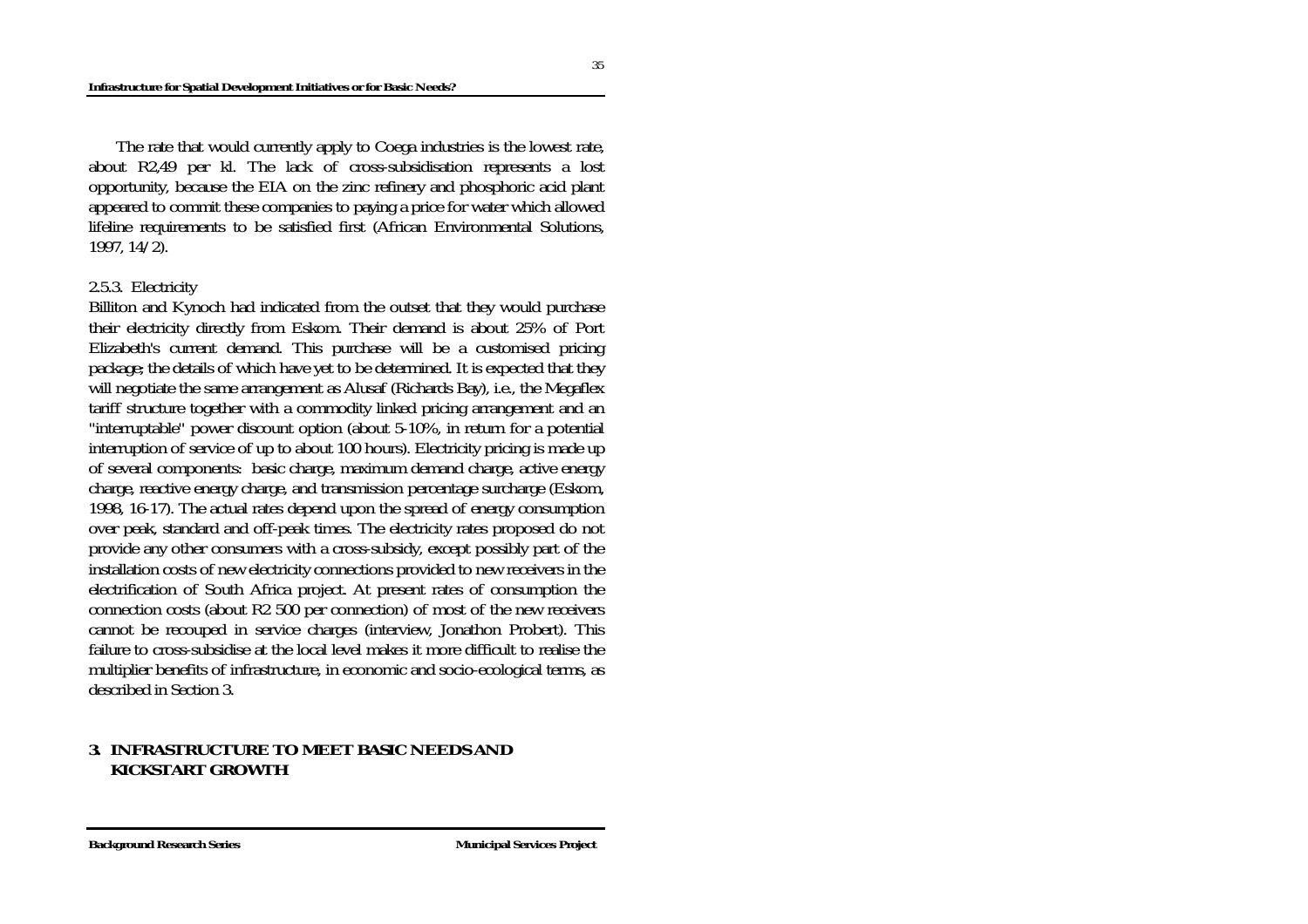The rate that would currently apply to Coega industries is the lowest rate, about R2,49 per kl. The lack of cross-subsidisation represents a lost opportunity, because the EIA on the zinc refinery and phosphoric acid plant appeared to commit these companies to paying a price for water which allowed lifeline requirements to be satisfied first (African Environmental Solutions, 1997, 14/2).

### 2.5.3. Electricity

Billiton and Kynoch had indicated from the outset that they would purchase their electricity directly from Eskom. Their demand is about 25% of Port Elizabeth's current demand. This purchase will be a customised pricing package; the details of which have yet to be determined. It is expected that they will negotiate the same arrangement as Alusaf (Richards Bay), i.e., the Megaflex tariff structure together with a commodity linked pricing arrangement and an "interruptable" power discount option (about 5-10%, in return for a potential interruption of service of up to about 100 hours). Electricity pricing is made up of several components: basic charge, maximum demand charge, active energy charge, reactive energy charge, and transmission percentage surcharge (Eskom, 1998, 16-17). The actual rates depend upon the spread of energy consumption over peak, standard and off-peak times. The electricity rates proposed do not provide any other consumers with a cross-subsidy, except possibly part of the installation costs of new electricity connections provided to new receivers in the electrification of South Africa project. At present rates of consumption the connection costs (about R2 500 per connection) of most of the new receivers cannot be recouped in service charges (interview, Jonathon Probert). This failure to cross-subsidise at the local level makes it more difficult to realise the multiplier benefits of infrastructure, in economic and socio-ecological terms, as described in Section 3.

## 3. INFRASTRUCTURE TO MEET BASIC NEEDS AND KICKSTART GROWTH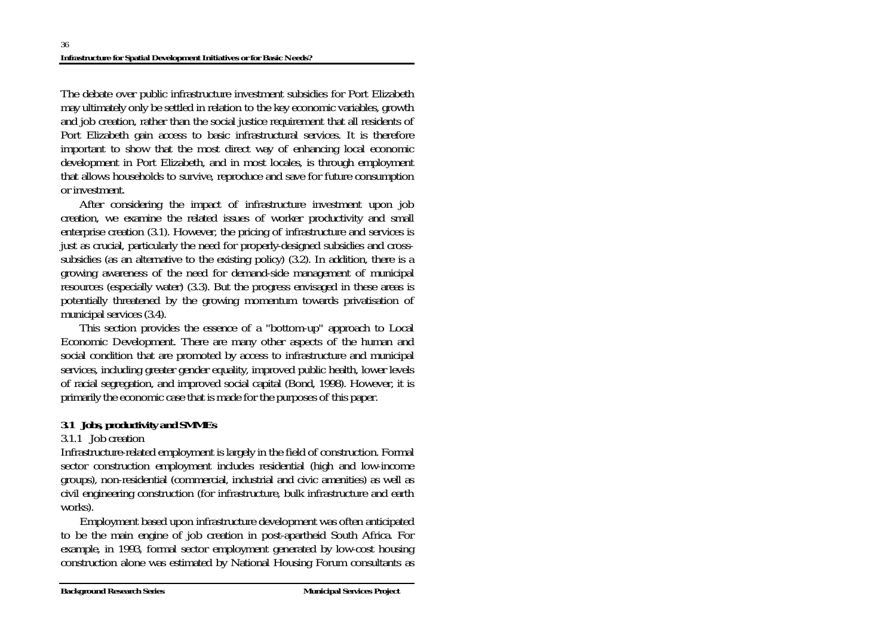The debate over public infrastructure investment subsidies for Port Elizabeth may ultimately only be settled in relation to the key economic variables, growth and job creation, rather than the social justice requirement that all residents of Port Elizabeth gain access to basic infrastructural services. It is therefore important to show that the most direct way of enhancing local economic development in Port Elizabeth, and in most locales, is through employment that allows households to survive, reproduce and save for future consumption or investment.

After considering the impact of infrastructure investment upon job creation, we examine the related issues of worker productivity and small enterprise creation (3.1). However, the pricing of infrastructure and services is just as crucial, particularly the need for properly-designed subsidies and cross-subsidies (as an alternative to the existing policy) (3.2). In addition, there is a growing awareness of the need for demand-side management of municipal resources (especially water) (3.3). But the progress envisaged in these areas is potentially threatened by the growing momentum towards privatisation of municipal services (3.4).

This section provides the essence of a "bottom-up" approach to Local Economic Development. There are many other aspects of the human and social condition that are promoted by access to infrastructure and municipal services, including greater gender equality, improved public health, lower levels of racial segregation, and improved social capital (Bond, 1998). However, it is primarily the economic case that is made for the purposes of this paper.

### 3.1 Jobs, productivity and SMMEs

#### 3.1.1 Job creation

Infrastructure-related employment is largely in the field of construction. Formal sector construction employment includes residential (high and low-income groups), non-residential (commercial, industrial and civic amenities) as well as civil engineering construction (for infrastructure, bulk infrastructure and earth works).

Employment based upon infrastructure development was often anticipated to be the main engine of job creation in post-apartheid South Africa. For example, in 1993, formal sector employment generated by low-cost housing construction alone was estimated by National Housing Forum consultants as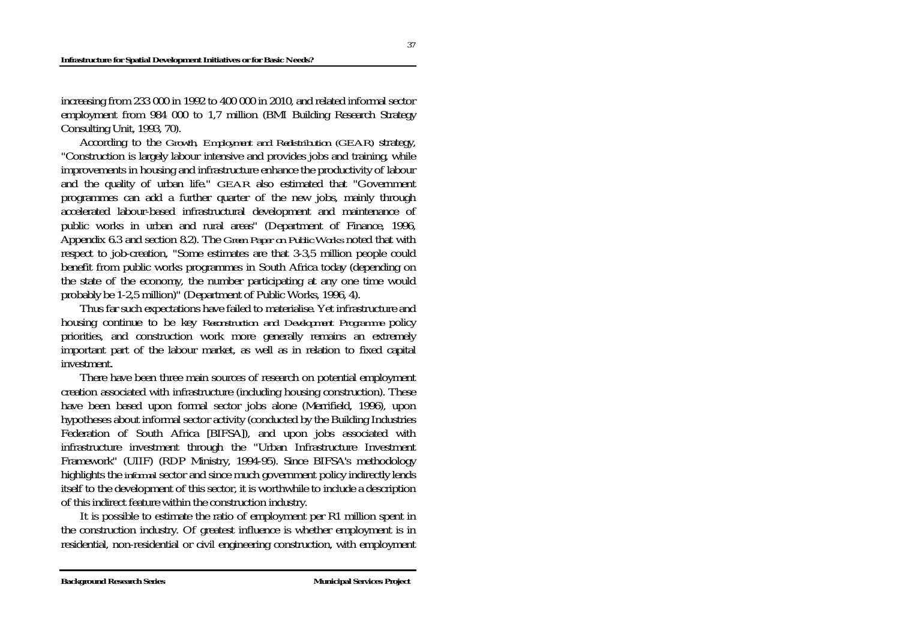increasing from 233 000 in 1992 to 400 000 in 2010, and related informal sector employment from 984 000 to 1,7 million (BMI Building Research Strategy Consulting Unit, 1993, 70).

According to the *Growth, Employment and Redistribution (GEAR)* strategy, "Construction is largely labour intensive and provides jobs and training, while improvements in housing and infrastructure enhance the productivity of labour and the quality of urban life." GEAR also estimated that "Government programmes can add a further quarter of the new jobs, mainly through accelerated labour-based infrastructural development and maintenance of public works in urban and rural areas" (Department of Finance, 1996, Appendix 6.3 and section 8.2). The *Green Paper on Public Works* noted that with respect to job-creation, "Some estimates are that 3-3,5 million people could benefit from public works programmes in South Africa today (depending on the state of the economy, the number participating at any one time would probably be 1-2,5 million)" (Department of Public Works, 1996, 4).

Thus far such expectations have failed to materialise. Yet infrastructure and housing continue to be key *Reconstruction and Development Programme* policy priorities, and construction work more generally remains an extremely important part of the labour market, as well as in relation to fixed capital investment.

There have been three main sources of research on potential employment creation associated with infrastructure (including housing construction). These have been based upon formal sector jobs alone (Merrifield, 1996), upon hypotheses about informal sector activity (conducted by the Building Industries Federation of South Africa [BIFSA]), and upon jobs associated with infrastructure investment through the "Urban Infrastructure Investment Framework" (UIIF) (RDP Ministry, 1994-95). Since BIFSA's methodology highlights the *informal* sector and since much government policy indirectly lends itself to the development of this sector, it is worthwhile to include a description of this indirect feature within the construction industry.

It is possible to estimate the ratio of employment per R1 million spent in the construction industry. Of greatest influence is whether employment is in residential, non-residential or civil engineering construction, with employment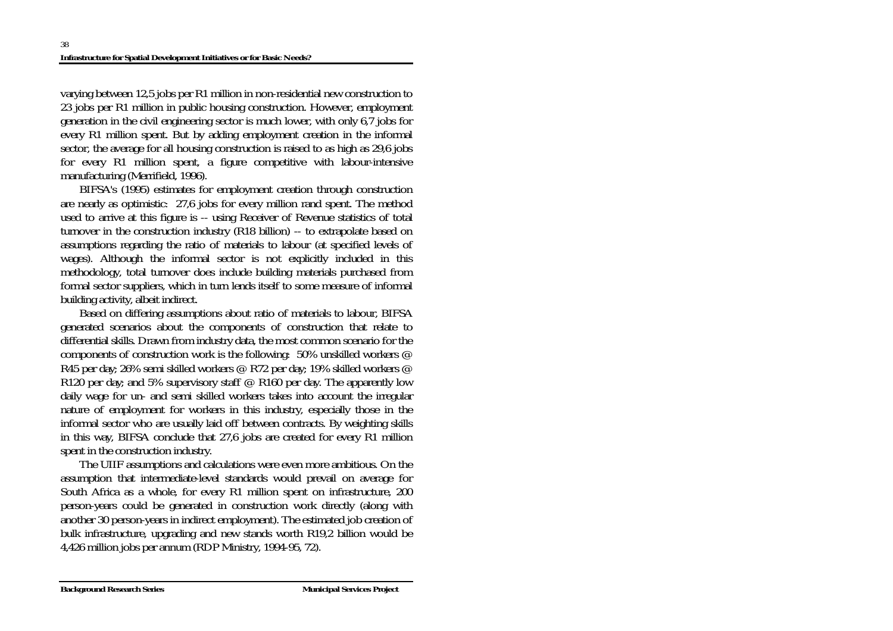varying between 12,5 jobs per R1 million in non-residential new construction to 23 jobs per R1 million in public housing construction. However, employment generation in the civil engineering sector is much lower, with only 6,7 jobs for every R1 million spent. But by adding employment creation in the informal sector, the average for all housing construction is raised to as high as 29,6 jobs for every R1 million spent, a figure competitive with labour-intensive manufacturing (Merrifield, 1996).

BIFSA's (1995) estimates for employment creation through construction are nearly as optimistic: 27,6 jobs for every million rand spent. The method used to arrive at this figure is -- using Receiver of Revenue statistics of total turnover in the construction industry (R18 billion) -- to extrapolate based on assumptions regarding the ratio of materials to labour (at specified levels of wages). Although the informal sector is not explicitly included in this methodology, total turnover does include building materials purchased from formal sector suppliers, which in turn lends itself to some measure of informal building activity, albeit indirect.

Based on differing assumptions about ratio of materials to labour, BIFSA generated scenarios about the components of construction that relate to differential skills. Drawn from industry data, the most common scenario for the components of construction work is the following: 50% unskilled workers @ R45 per day; 26% semi skilled workers @ R72 per day; 19% skilled workers @ R120 per day; and 5% supervisory staff @ R160 per day. The apparently low daily wage for un- and semi skilled workers takes into account the irregular nature of employment for workers in this industry, especially those in the informal sector who are usually laid off between contracts. By weighting skills in this way, BIFSA conclude that 27,6 jobs are created for every R1 million spent in the construction industry.

The UIIF assumptions and calculations were even more ambitious. On the assumption that intermediate-level standards would prevail on average for South Africa as a whole, for every R1 million spent on infrastructure, 200 person-years could be generated in construction work directly (along with another 30 person-years in indirect employment). The estimated job creation of bulk infrastructure, upgrading and new stands worth R19,2 billion would be 4,426 million jobs per annum (RDP Ministry, 1994-95, 72).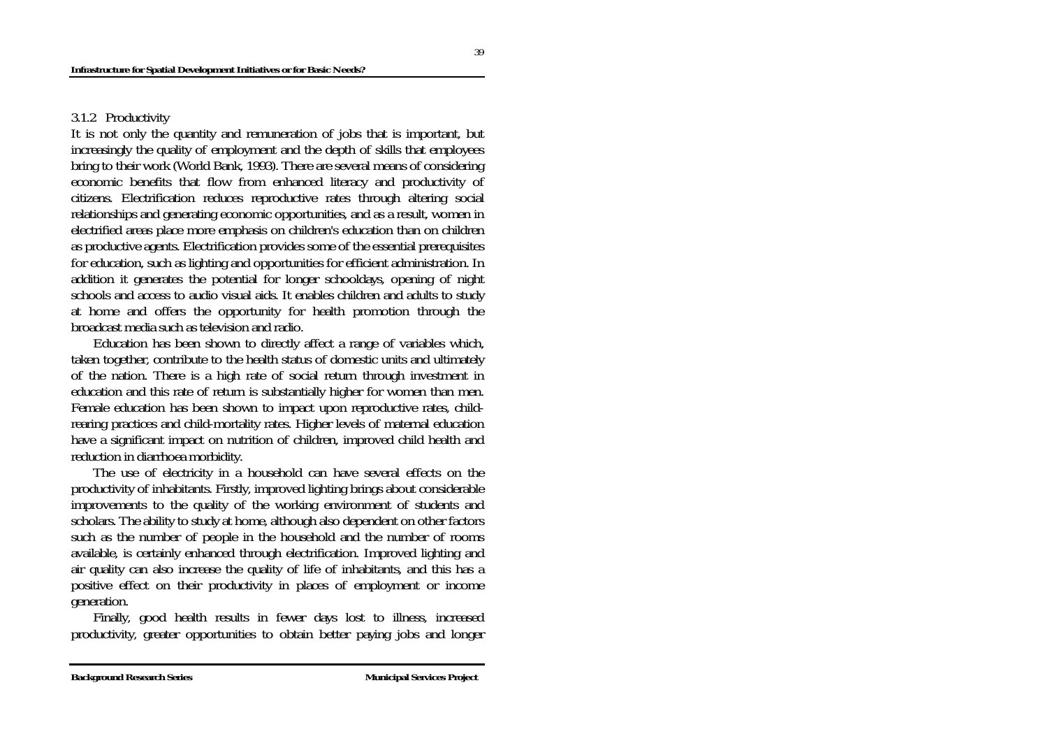### 3.1.2 Productivity

It is not only the quantity and remuneration of jobs that is important, but increasingly the quality of employment and the depth of skills that employees bring to their work (World Bank, 1993). There are several means of considering economic benefits that flow from enhanced literacy and productivity of citizens. Electrification reduces reproductive rates through altering social relationships and generating economic opportunities, and as a result, women in electrified areas place more emphasis on children's education than on children as productive agents. Electrification provides some of the essential prerequisites for education, such as lighting and opportunities for efficient administration. In addition it generates the potential for longer schooldays, opening of night schools and access to audio visual aids. It enables children and adults to study at home and offers the opportunity for health promotion through the broadcast media such as television and radio.

Education has been shown to directly affect a range of variables which, taken together, contribute to the health status of domestic units and ultimately of the nation. There is a high rate of social return through investment in education and this rate of return is substantially higher for women than men. Female education has been shown to impact upon reproductive rates, child-rearing practices and child-mortality rates. Higher levels of maternal education have a significant impact on nutrition of children, improved child health and reduction in diarrhoea morbidity.

The use of electricity in a household can have several effects on the productivity of inhabitants. Firstly, improved lighting brings about considerable improvements to the quality of the working environment of students and scholars. The ability to study at home, although also dependent on other factors such as the number of people in the household and the number of rooms available, is certainly enhanced through electrification. Improved lighting and air quality can also increase the quality of life of inhabitants, and this has a positive effect on their productivity in places of employment or income generation.

Finally, good health results in fewer days lost to illness, increased productivity, greater opportunities to obtain better paying jobs and longer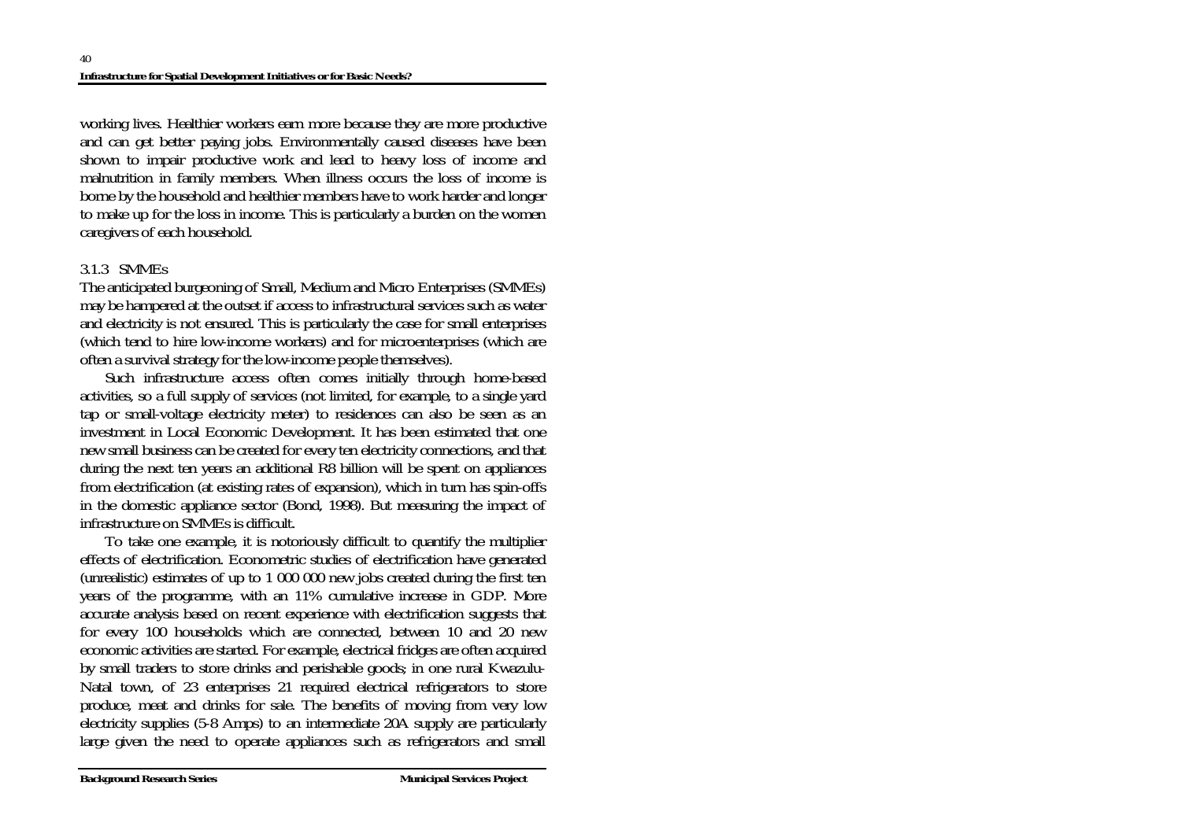working lives. Healthier workers earn more because they are more productive and can get better paying jobs. Environmentally caused diseases have been shown to impair productive work and lead to heavy loss of income and malnutrition in family members. When illness occurs the loss of income is borne by the household and healthier members have to work harder and longer to make up for the loss in income. This is particularly a burden on the women caregivers of each household.

### 3.1.3 SMMEs

The anticipated burgeoning of Small, Medium and Micro Enterprises (SMMEs) may be hampered at the outset if access to infrastructural services such as water and electricity is not ensured. This is particularly the case for small enterprises (which tend to hire low-income workers) and for microenterprises (which are often a survival strategy for the low-income people themselves).

Such infrastructure access often comes initially through home-based activities, so a full supply of services (not limited, for example, to a single yard tap or small-voltage electricity meter) to residences can also be seen as an investment in Local Economic Development. It has been estimated that one new small business can be created for every ten electricity connections, and that during the next ten years an additional R8 billion will be spent on appliances from electrification (at existing rates of expansion), which in turn has spin-offs in the domestic appliance sector (Bond, 1998). But measuring the impact of infrastructure on SMMEs is difficult.

To take one example, it is notoriously difficult to quantify the multiplier effects of electrification. Econometric studies of electrification have generated (unrealistic) estimates of up to 1 000 000 new jobs created during the first ten years of the programme, with an 11% cumulative increase in GDP. More accurate analysis based on recent experience with electrification suggests that for every 100 households which are connected, between 10 and 20 new economic activities are started. For example, electrical fridges are often acquired by small traders to store drinks and perishable goods; in one rural Kwazulu-Natal town, of 23 enterprises 21 required electrical refrigerators to store produce, meat and drinks for sale. The benefits of moving from very low electricity supplies (5-8 Amps) to an intermediate 20A supply are particularly large given the need to operate appliances such as refrigerators and small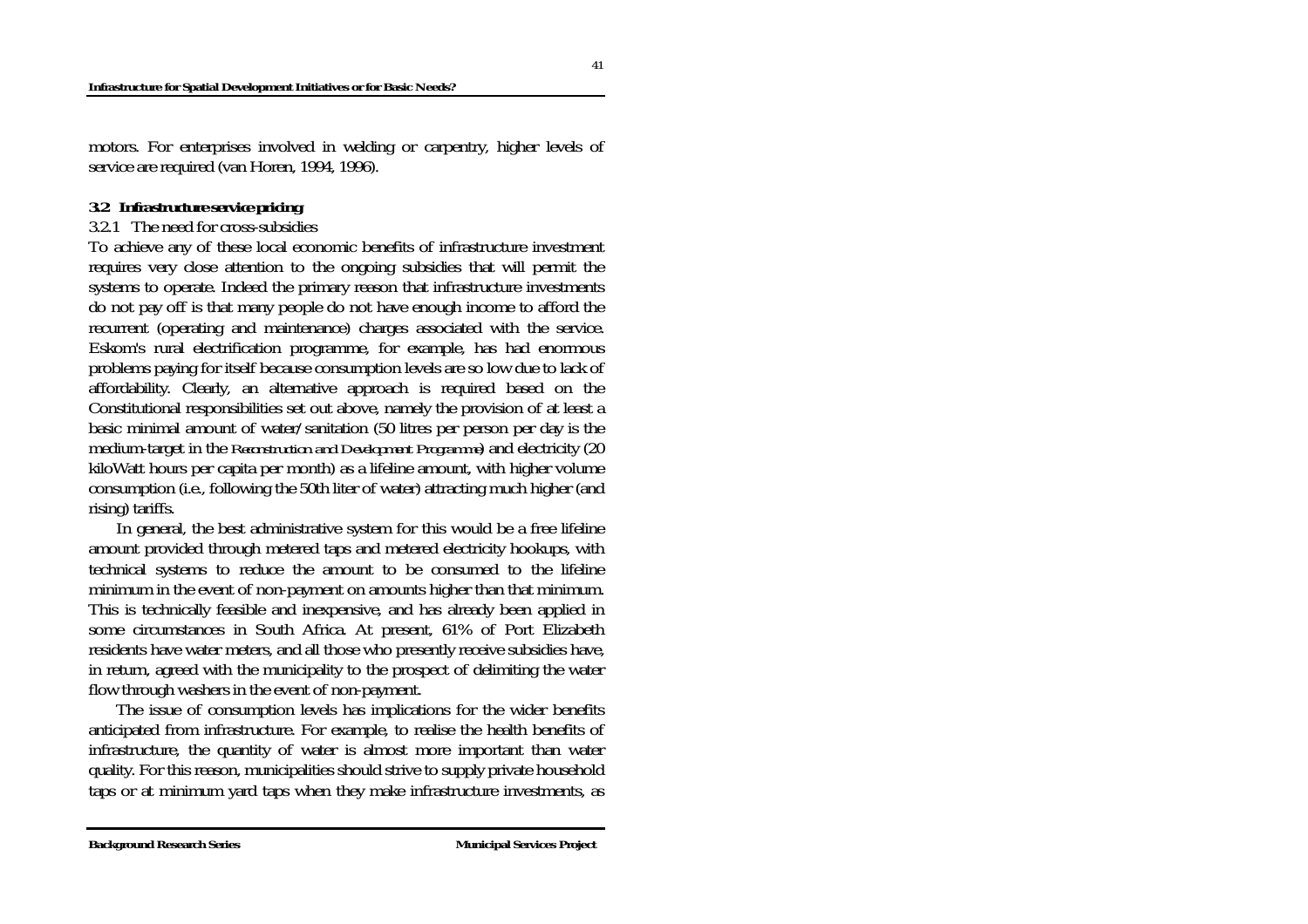motors. For enterprises involved in welding or carpentry, higher levels of service are required (van Horen, 1994, 1996).

### 3.2 Infrastructure service pricing

#### 3.2.1 The need for cross-subsidies

To achieve any of these local economic benefits of infrastructure investment requires very close attention to the ongoing subsidies that will permit the systems to operate. Indeed the primary reason that infrastructure investments do not pay off is that many people do not have enough income to afford the recurrent (operating and maintenance) charges associated with the service. Eskom's rural electrification programme, for example, has had enormous problems paying for itself because consumption levels are so low due to lack of affordability. Clearly, an alternative approach is required based on the Constitutional responsibilities set out above, namely the provision of at least a basic minimal amount of water/sanitation (50 litres per person per day is the medium-target in the *Reconstruction and Development Programme*) and electricity (20 kiloWatt hours per capita per month) as a lifeline amount, with higher volume consumption (i.e., following the 50th liter of water) attracting much higher (and rising) tariffs.

In general, the best administrative system for this would be a free lifeline amount provided through metered taps and metered electricity hookups, with technical systems to reduce the amount to be consumed to the lifeline minimum in the event of non-payment on amounts higher than that minimum. This is technically feasible and inexpensive, and has already been applied in some circumstances in South Africa. At present, 61% of Port Elizabeth residents have water meters, and all those who presently receive subsidies have, in return, agreed with the municipality to the prospect of delimiting the water flow through washers in the event of non-payment.

The issue of consumption levels has implications for the wider benefits anticipated from infrastructure. For example, to realise the health benefits of infrastructure, the quantity of water is almost more important than water quality. For this reason, municipalities should strive to supply private household taps or at minimum yard taps when they make infrastructure investments, as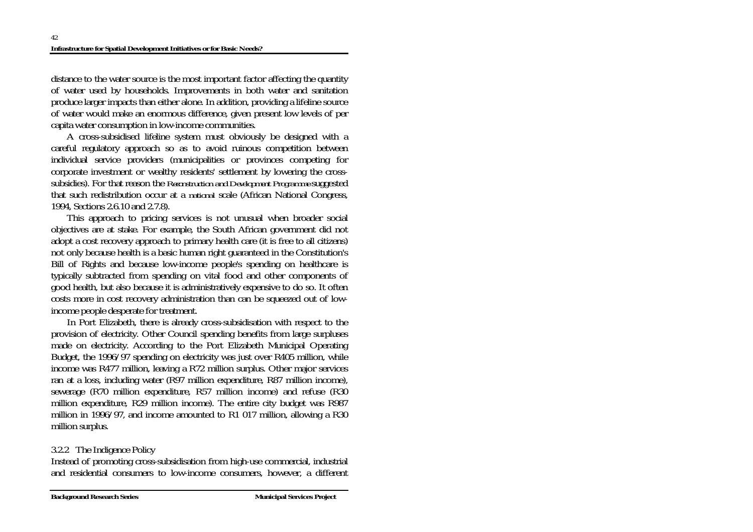distance to the water source is the most important factor affecting the quantity of water used by households. Improvements in both water and sanitation produce larger impacts than either alone. In addition, providing a lifeline source of water would make an enormous difference, given present low levels of per capita water consumption in low-income communities.

A cross-subsidised lifeline system must obviously be designed with a careful regulatory approach so as to avoid ruinous competition between individual service providers (municipalities or provinces competing for corporate investment or wealthy residents' settlement by lowering the cross-subsidies). For that reason the *Reconstruction and Development Programme* suggested that such redistribution occur at a *national* scale (African National Congress, 1994, Sections 2.6.10 and 2.7.8).

This approach to pricing services is not unusual when broader social objectives are at stake. For example, the South African government did not adopt a cost recovery approach to primary health care (it is free to all citizens) not only because health is a basic human right guaranteed in the Constitution's Bill of Rights and because low-income people's spending on healthcare is typically subtracted from spending on vital food and other components of good health, but also because it is administratively expensive to do so. It often costs more in cost recovery administration than can be squeezed out of low-income people desperate for treatment.

In Port Elizabeth, there is already cross-subsidisation with respect to the provision of electricity. Other Council spending benefits from large surpluses made on electricity. According to the Port Elizabeth Municipal Operating Budget, the 1996/97 spending on electricity was just over R405 million, while income was R477 million, leaving a R72 million surplus. Other major services ran at a loss, including water (R97 million expenditure, R87 million income), sewerage (R70 million expenditure, R57 million income) and refuse (R30 million expenditure, R29 million income). The entire city budget was R987 million in 1996/97, and income amounted to R1 017 million, allowing a R30 million surplus.

### 3.2.2 The Indigence Policy

Instead of promoting cross-subsidisation from high-use commercial, industrial and residential consumers to low-income consumers, however, a different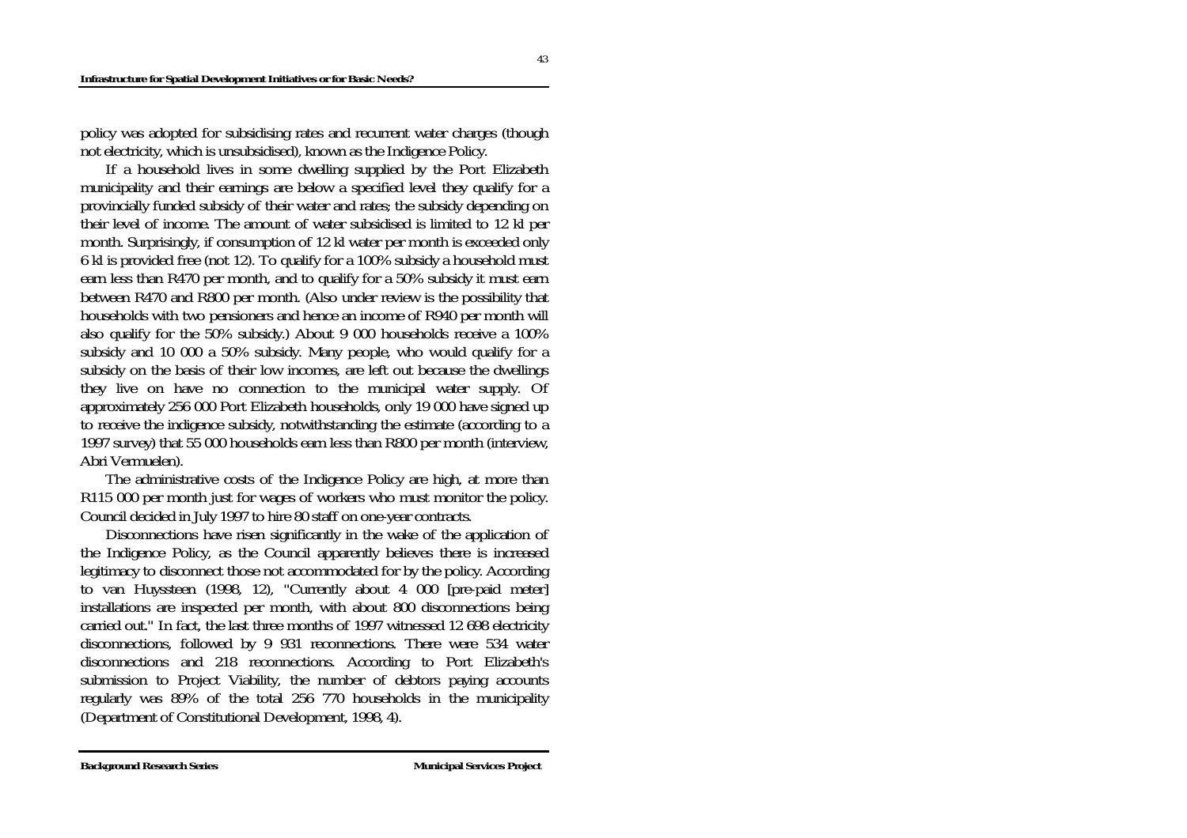policy was adopted for subsidising rates and recurrent water charges (though not electricity, which is unsubsidised), known as the Indigence Policy.

If a household lives in some dwelling supplied by the Port Elizabeth municipality and their earnings are below a specified level they qualify for a provincially funded subsidy of their water and rates; the subsidy depending on their level of income. The amount of water subsidised is limited to 12 kl per month. Surprisingly, if consumption of 12 kl water per month is exceeded only 6 kl is provided free (not 12). To qualify for a 100% subsidy a household must earn less than R470 per month, and to qualify for a 50% subsidy it must earn between R470 and R800 per month. (Also under review is the possibility that households with two pensioners and hence an income of R940 per month will also qualify for the 50% subsidy.) About 9 000 households receive a 100% subsidy and 10 000 a 50% subsidy. Many people, who would qualify for a subsidy on the basis of their low incomes, are left out because the dwellings they live on have no connection to the municipal water supply. Of approximately 256 000 Port Elizabeth households, only 19 000 have signed up to receive the indigence subsidy, notwithstanding the estimate (according to a 1997 survey) that 55 000 households earn less than R800 per month (interview, Abri Vermuelen).

The administrative costs of the Indigence Policy are high, at more than R115 000 per month just for wages of workers who must monitor the policy. Council decided in July 1997 to hire 80 staff on one-year contracts.

Disconnections have risen significantly in the wake of the application of the Indigence Policy, as the Council apparently believes there is increased legitimacy to disconnect those not accommodated for by the policy. According to van Huyssteen (1998, 12), "Currently about 4 000 [pre-paid meter] installations are inspected per month, with about 800 disconnections being carried out." In fact, the last three months of 1997 witnessed 12 698 electricity disconnections, followed by 9 931 reconnections. There were 534 water disconnections and 218 reconnections. According to Port Elizabeth's submission to Project Viability, the number of debtors paying accounts regularly was 89% of the total 256 770 households in the municipality (Department of Constitutional Development, 1998, 4).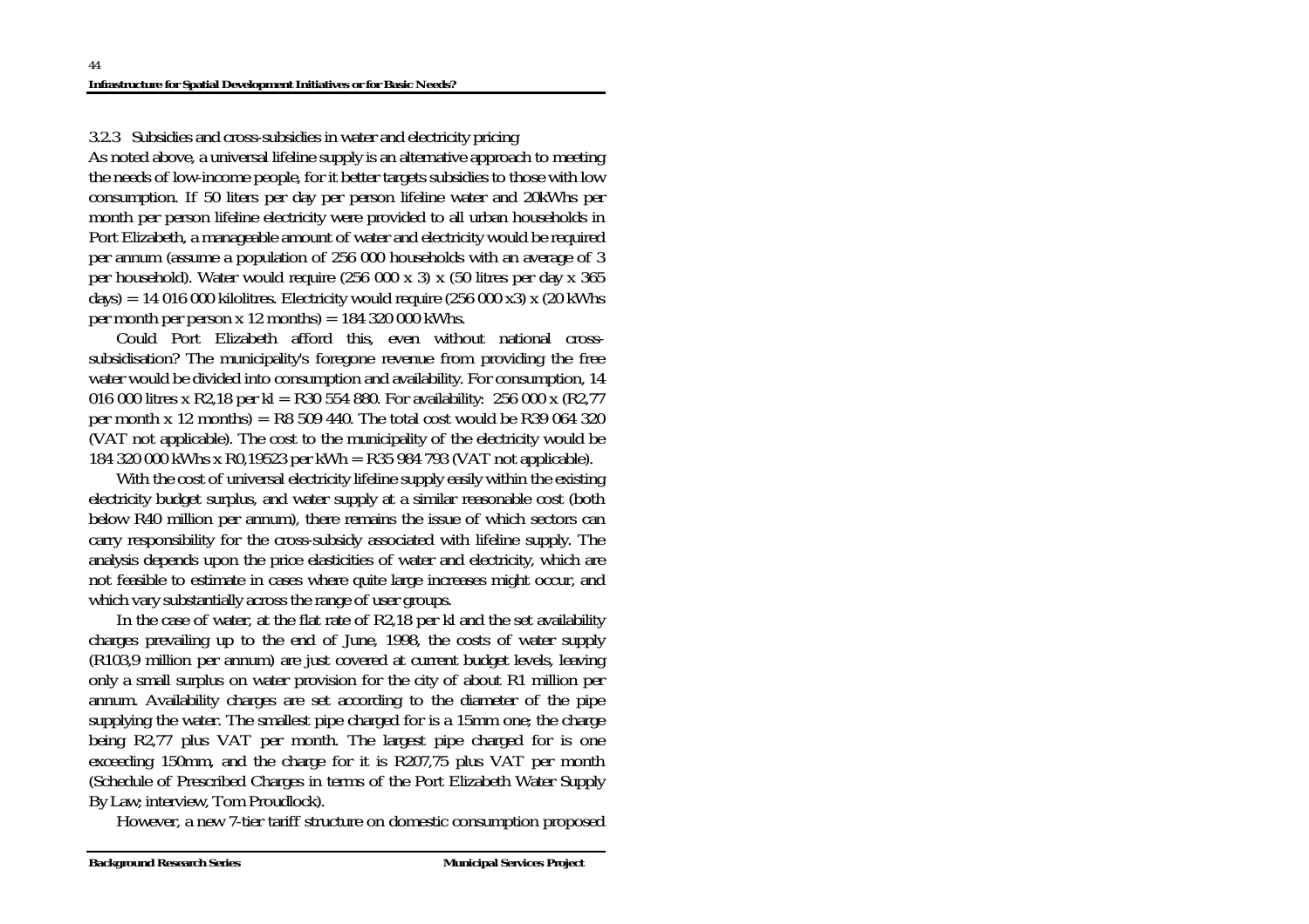### 3.2.3 Subsidies and cross-subsidies in water and electricity pricing

As noted above, a universal lifeline supply is an alternative approach to meeting the needs of low-income people, for it better targets subsidies to those with low consumption. If 50 liters per day per person lifeline water and 20kWhs per month per person lifeline electricity were provided to all urban households in Port Elizabeth, a manageable amount of water and electricity would be required per annum (assume a population of 256 000 households with an average of 3 per household). Water would require (256 000 x 3) x (50 litres per day x 365 days) = 14 016 000 kilolitres. Electricity would require (256 000 x3) x (20 kWhs per month per person x 12 months) = 184 320 000 kWhs.

Could Port Elizabeth afford this, even without national cross-subsidisation? The municipality's foregone revenue from providing the free water would be divided into consumption and availability. For consumption, 14 016 000 litres x R2,18 per kl = R30 554 880. For availability: 256 000 x (R2,77 per month x 12 months) = R8 509 440. The total cost would be R39 064 320 (VAT not applicable). The cost to the municipality of the electricity would be 184 320 000 kWhs x R0,19523 per kWh = R35 984 793 (VAT not applicable).

With the cost of universal electricity lifeline supply easily within the existing electricity budget surplus, and water supply at a similar reasonable cost (both below R40 million per annum), there remains the issue of which sectors can carry responsibility for the cross-subsidy associated with lifeline supply. The analysis depends upon the price elasticities of water and electricity, which are not feasible to estimate in cases where quite large increases might occur, and which vary substantially across the range of user groups.

In the case of water, at the flat rate of R2,18 per kl and the set availability charges prevailing up to the end of June, 1998, the costs of water supply (R103,9 million per annum) are just covered at current budget levels, leaving only a small surplus on water provision for the city of about R1 million per annum. Availability charges are set according to the diameter of the pipe supplying the water. The smallest pipe charged for is a 15mm one; the charge being R2,77 plus VAT per month. The largest pipe charged for is one exceeding 150mm, and the charge for it is R207,75 plus VAT per month (Schedule of Prescribed Charges in terms of the Port Elizabeth Water Supply By Law; interview, Tom Proudlock).

However, a new 7-tier tariff structure on domestic consumption proposed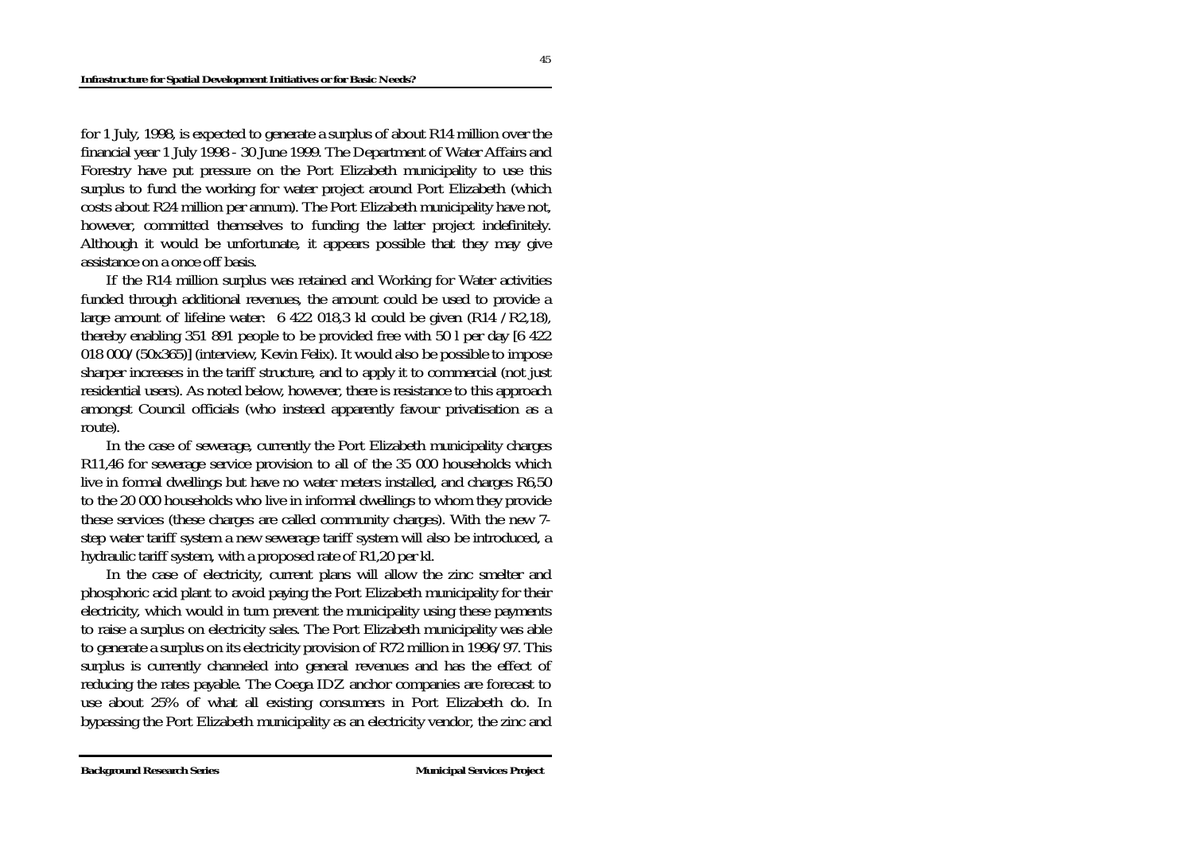for 1 July, 1998, is expected to generate a surplus of about R14 million over the financial year 1 July 1998 - 30 June 1999. The Department of Water Affairs and Forestry have put pressure on the Port Elizabeth municipality to use this surplus to fund the working for water project around Port Elizabeth (which costs about R24 million per annum). The Port Elizabeth municipality have not, however, committed themselves to funding the latter project indefinitely. Although it would be unfortunate, it appears possible that they may give assistance on a once off basis.

If the R14 million surplus was retained and Working for Water activities funded through additional revenues, the amount could be used to provide a large amount of lifeline water: 6 422 018,3 kl could be given (R14 / R2,18), thereby enabling 351 891 people to be provided free with 50 l per day [6 422 018 000/(50x365)] (interview, Kevin Felix). It would also be possible to impose sharper increases in the tariff structure, and to apply it to commercial (not just residential users). As noted below, however, there is resistance to this approach amongst Council officials (who instead apparently favour privatisation as a route).

In the case of sewerage, currently the Port Elizabeth municipality charges R11,46 for sewerage service provision to all of the 35 000 households which live in formal dwellings but have no water meters installed, and charges R6,50 to the 20 000 households who live in informal dwellings to whom they provide these services (these charges are called community charges). With the new 7-step water tariff system a new sewerage tariff system will also be introduced, a hydraulic tariff system, with a proposed rate of R1,20 per kl.

In the case of electricity, current plans will allow the zinc smelter and phosphoric acid plant to avoid paying the Port Elizabeth municipality for their electricity, which would in turn prevent the municipality using these payments to raise a surplus on electricity sales. The Port Elizabeth municipality was able to generate a surplus on its electricity provision of R72 million in 1996/97. This surplus is currently channeled into general revenues and has the effect of reducing the rates payable. The Coega IDZ anchor companies are forecast to use about 25% of what all existing consumers in Port Elizabeth do. In bypassing the Port Elizabeth municipality as an electricity vendor, the zinc and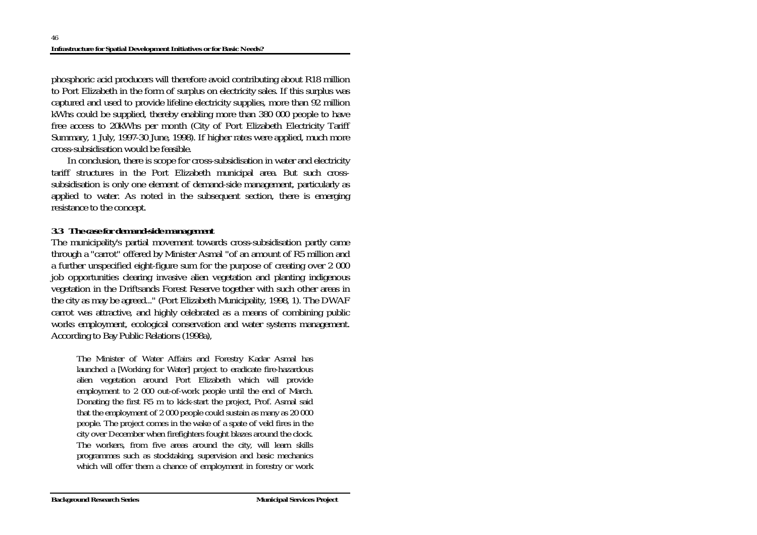phosphoric acid producers will therefore avoid contributing about R18 million to Port Elizabeth in the form of surplus on electricity sales. If this surplus was captured and used to provide lifeline electricity supplies, more than 92 million kWhs could be supplied, thereby enabling more than 380 000 people to have free access to 20kWhs per month (City of Port Elizabeth Electricity Tariff Summary, 1 July, 1997-30 June, 1998). If higher rates were applied, much more cross-subsidisation would be feasible.

In conclusion, there is scope for cross-subsidisation in water and electricity tariff structures in the Port Elizabeth municipal area. But such cross-subsidisation is only one element of demand-side management, particularly as applied to water. As noted in the subsequent section, there is emerging resistance to the concept.

### 3.3 The case for demand-side management

The municipality's partial movement towards cross-subsidisation partly came through a "carrot" offered by Minister Asmal "of an amount of R5 million and a further unspecified eight-figure sum for the purpose of creating over 2 000 job opportunities clearing invasive alien vegetation and planting indigenous vegetation in the Driftsands Forest Reserve together with such other areas in the city as may be agreed..." (Port Elizabeth Municipality, 1998, 1). The DWAF carrot was attractive, and highly celebrated as a means of combining public works employment, ecological conservation and water systems management. According to Bay Public Relations (1998a),

> The Minister of Water Affairs and Forestry Kadar Asmal has launched a [Working for Water] project to eradicate fire-hazardous alien vegetation around Port Elizabeth which will provide employment to 2 000 out-of-work people until the end of March. Donating the first R5 m to kick-start the project, Prof. Asmal said that the employment of 2 000 people could sustain as many as 20 000 people. The project comes in the wake of a spate of veld fires in the city over December when firefighters fought blazes around the clock. The workers, from five areas around the city, will learn skills programmes such as stocktaking, supervision and basic mechanics which will offer them a chance of employment in forestry or work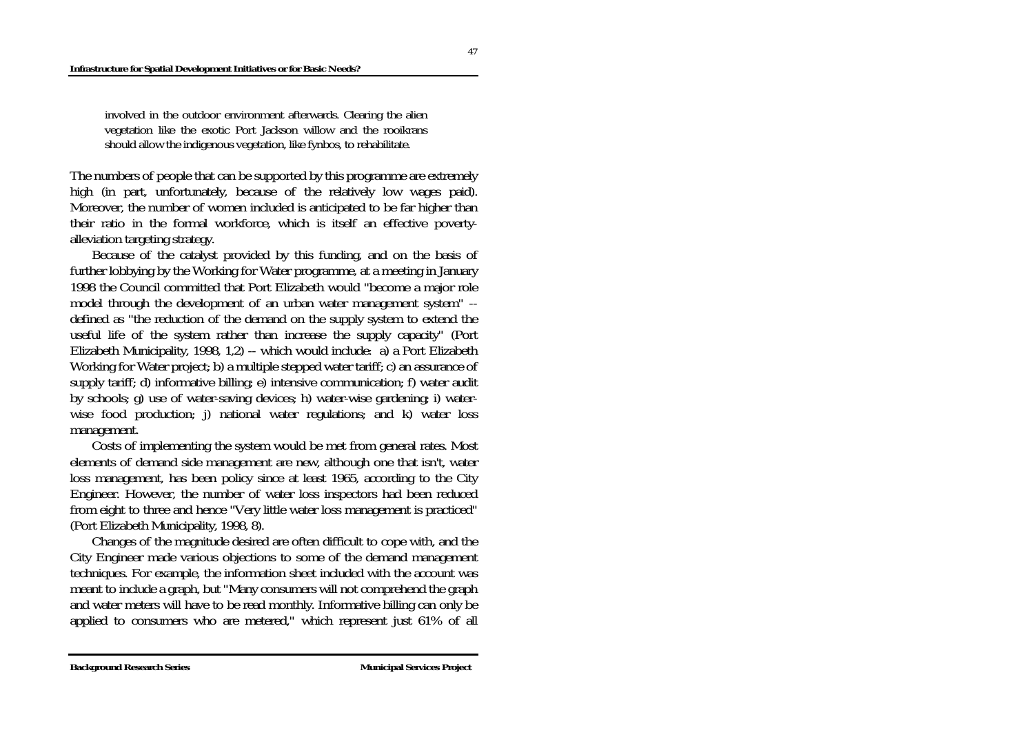> involved in the outdoor environment afterwards. Clearing the alien vegetation like the exotic Port Jackson willow and the rooikrans should allow the indigenous vegetation, like fynbos, to rehabilitate.

The numbers of people that can be supported by this programme are extremely high (in part, unfortunately, because of the relatively low wages paid). Moreover, the number of women included is anticipated to be far higher than their ratio in the formal workforce, which is itself an effective poverty-alleviation targeting strategy.

Because of the catalyst provided by this funding, and on the basis of further lobbying by the Working for Water programme, at a meeting in January 1998 the Council committed that Port Elizabeth would "become a major role model through the development of an urban water management system" -- defined as "the reduction of the demand on the supply system to extend the useful life of the system rather than increase the supply capacity" (Port Elizabeth Municipality, 1998, 1,2) -- which would include: a) a Port Elizabeth Working for Water project; b) a multiple stepped water tariff; c) an assurance of supply tariff; d) informative billing; e) intensive communication; f) water audit by schools; g) use of water-saving devices; h) water-wise gardening; i) water-wise food production; j) national water regulations; and k) water loss management.

Costs of implementing the system would be met from general rates. Most elements of demand side management are new, although one that isn't, water loss management, has been policy since at least 1965, according to the City Engineer. However, the number of water loss inspectors had been reduced from eight to three and hence "Very little water loss management is practiced" (Port Elizabeth Municipality, 1998, 8).

Changes of the magnitude desired are often difficult to cope with, and the City Engineer made various objections to some of the demand management techniques. For example, the information sheet included with the account was meant to include a graph, but "Many consumers will not comprehend the graph and water meters will have to be read monthly. Informative billing can only be applied to consumers who are metered," which represent just 61% of all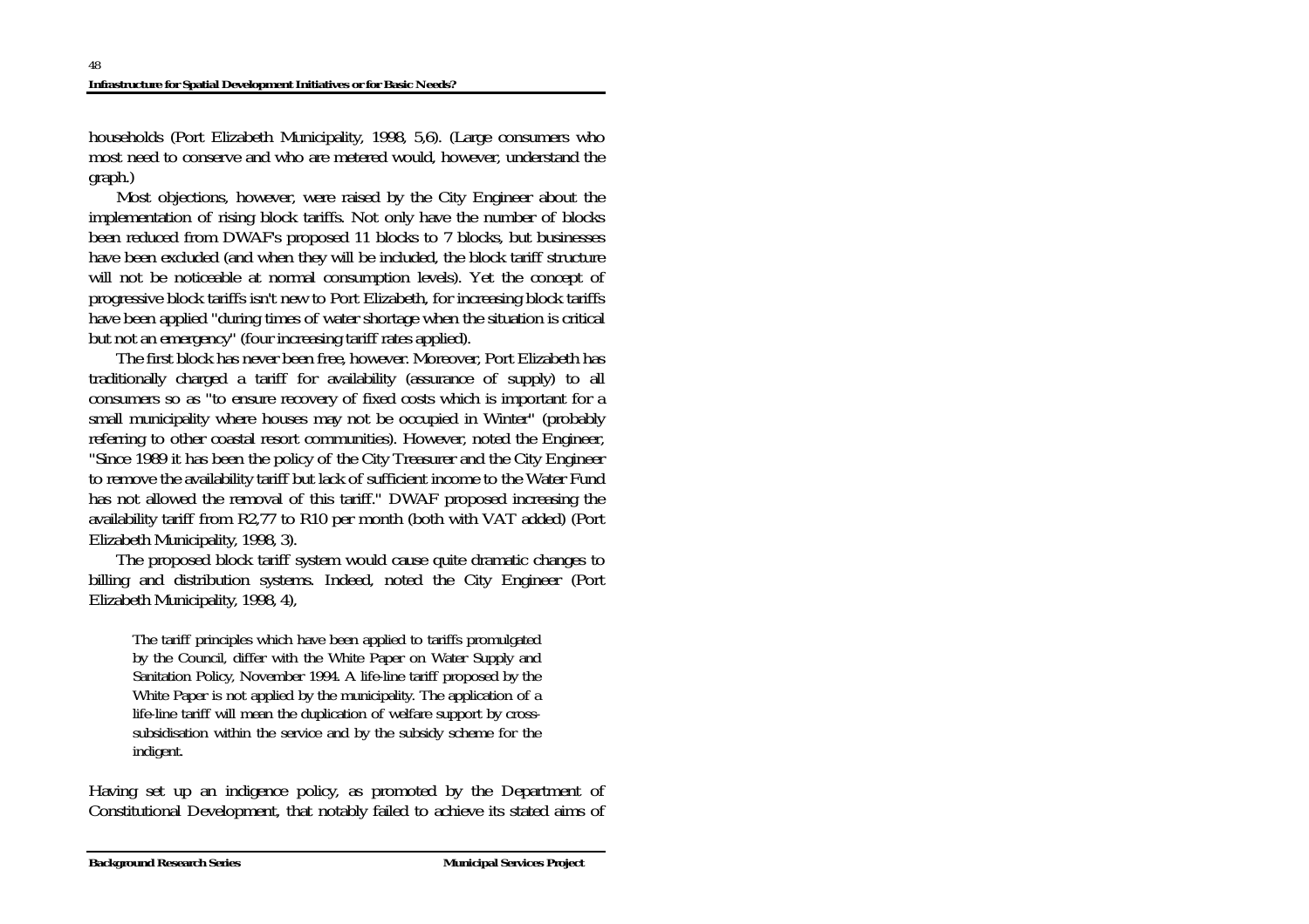households (Port Elizabeth Municipality, 1998, 5,6). (Large consumers who most need to conserve and who are metered would, however, understand the graph.)

Most objections, however, were raised by the City Engineer about the implementation of rising block tariffs. Not only have the number of blocks been reduced from DWAF's proposed 11 blocks to 7 blocks, but businesses have been excluded (and when they will be included, the block tariff structure will not be noticeable at normal consumption levels). Yet the concept of progressive block tariffs isn't new to Port Elizabeth, for increasing block tariffs have been applied "during times of water shortage when the situation is critical but not an emergency" (four increasing tariff rates applied).

The first block has never been free, however. Moreover, Port Elizabeth has traditionally charged a tariff for availability (assurance of supply) to all consumers so as "to ensure recovery of fixed costs which is important for a small municipality where houses may not be occupied in Winter" (probably referring to other coastal resort communities). However, noted the Engineer, "Since 1989 it has been the policy of the City Treasurer and the City Engineer to remove the availability tariff but lack of sufficient income to the Water Fund has not allowed the removal of this tariff." DWAF proposed increasing the availability tariff from R2,77 to R10 per month (both with VAT added) (Port Elizabeth Municipality, 1998, 3).

The proposed block tariff system would cause quite dramatic changes to billing and distribution systems. Indeed, noted the City Engineer (Port Elizabeth Municipality, 1998, 4),

> The tariff principles which have been applied to tariffs promulgated by the Council, differ with the White Paper on Water Supply and Sanitation Policy, November 1994. A life-line tariff proposed by the White Paper is not applied by the municipality. The application of a life-line tariff will mean the duplication of welfare support by cross-subsidisation within the service and by the subsidy scheme for the indigent.

Having set up an indigence policy, as promoted by the Department of Constitutional Development, that notably failed to achieve its stated aims of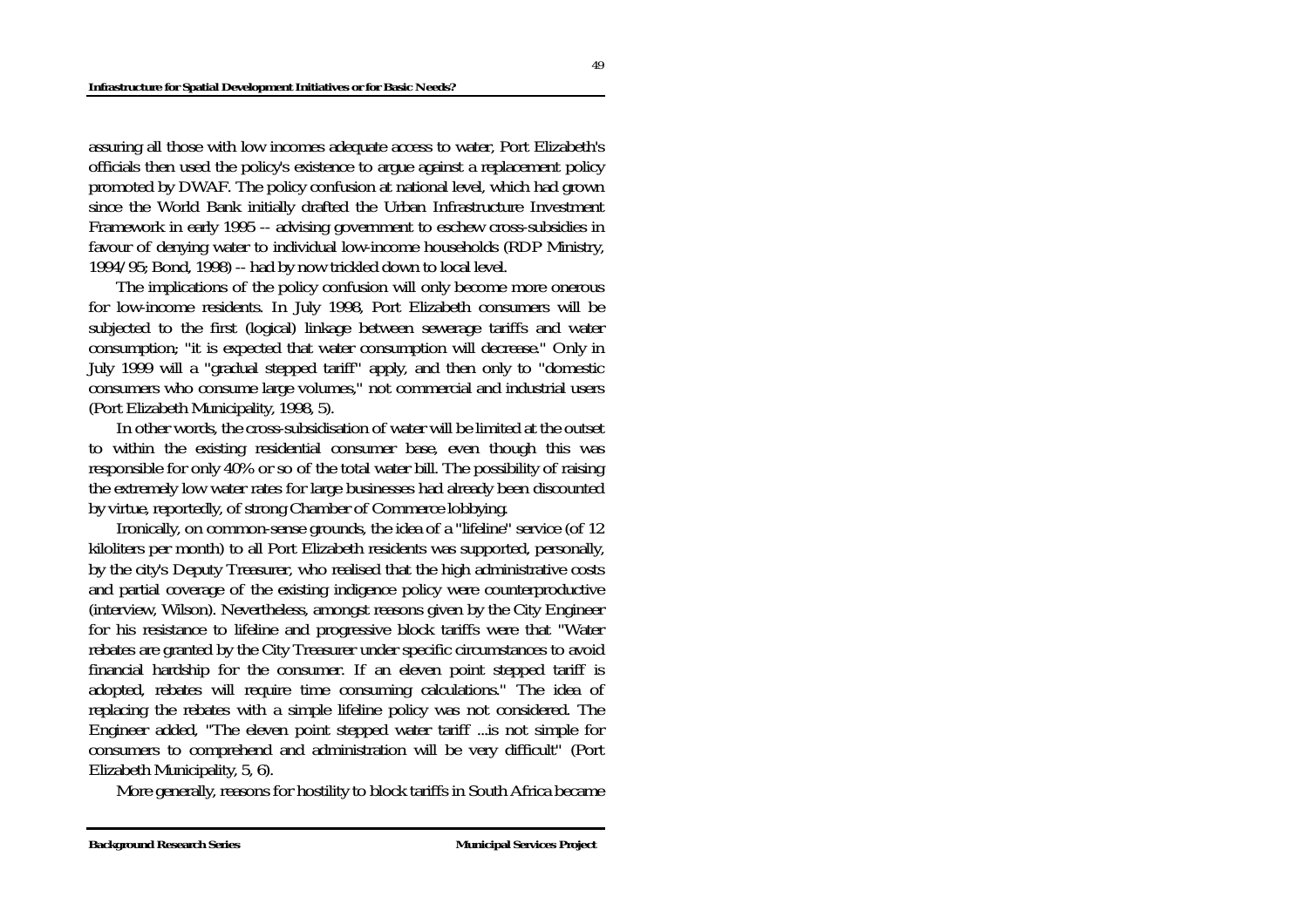assuring all those with low incomes adequate access to water, Port Elizabeth's officials then used the policy's existence to argue against a replacement policy promoted by DWAF. The policy confusion at national level, which had grown since the World Bank initially drafted the Urban Infrastructure Investment Framework in early 1995 -- advising government to eschew cross-subsidies in favour of denying water to individual low-income households (RDP Ministry, 1994/95; Bond, 1998) -- had by now trickled down to local level.

The implications of the policy confusion will only become more onerous for low-income residents. In July 1998, Port Elizabeth consumers will be subjected to the first (logical) linkage between sewerage tariffs and water consumption; "it is expected that water consumption will decrease." Only in July 1999 will a "gradual stepped tariff" apply, and then only to "domestic consumers who consume large volumes," not commercial and industrial users (Port Elizabeth Municipality, 1998, 5).

In other words, the cross-subsidisation of water will be limited at the outset to within the existing residential consumer base, even though this was responsible for only 40% or so of the total water bill. The possibility of raising the extremely low water rates for large businesses had already been discounted by virtue, reportedly, of strong Chamber of Commerce lobbying.

Ironically, on common-sense grounds, the idea of a "lifeline" service (of 12 kiloliters per month) to all Port Elizabeth residents was supported, personally, by the city's Deputy Treasurer, who realised that the high administrative costs and partial coverage of the existing indigence policy were counterproductive (interview, Wilson). Nevertheless, amongst reasons given by the City Engineer for his resistance to lifeline and progressive block tariffs were that "Water rebates are granted by the City Treasurer under specific circumstances to avoid financial hardship for the consumer. If an eleven point stepped tariff is adopted, rebates will require time consuming calculations." The idea of replacing the rebates with a simple lifeline policy was not considered. The Engineer added, "The eleven point stepped water tariff ...is not simple for consumers to comprehend and administration will be very difficult" (Port Elizabeth Municipality, 5, 6).

More generally, reasons for hostility to block tariffs in South Africa became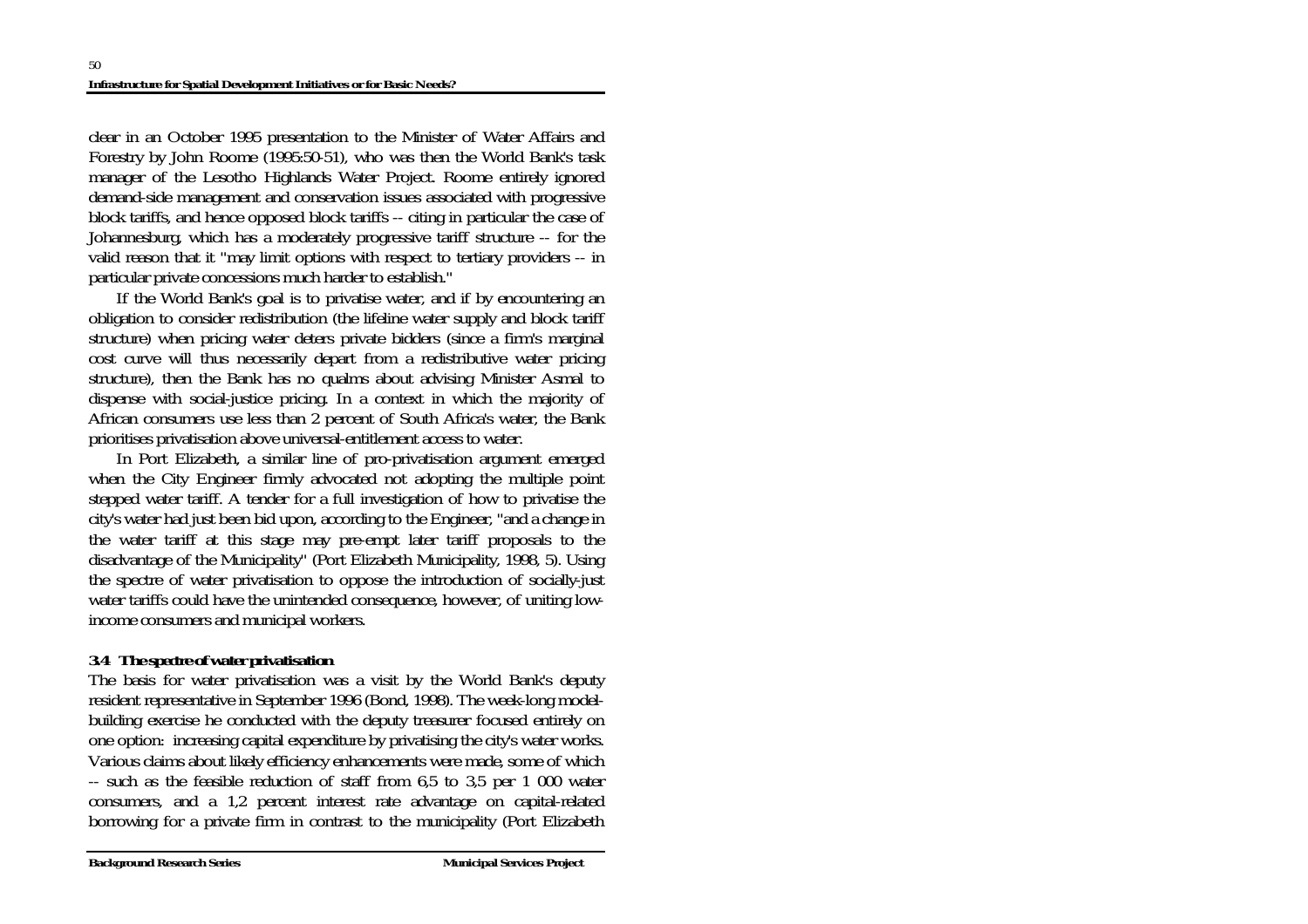clear in an October 1995 presentation to the Minister of Water Affairs and Forestry by John Roome (1995:50-51), who was then the World Bank's task manager of the Lesotho Highlands Water Project. Roome entirely ignored demand-side management and conservation issues associated with progressive block tariffs, and hence opposed block tariffs -- citing in particular the case of Johannesburg, which has a moderately progressive tariff structure -- for the valid reason that it "may limit options with respect to tertiary providers -- in particular private concessions much harder to establish."

If the World Bank's goal is to privatise water, and if by encountering an obligation to consider redistribution (the lifeline water supply and block tariff structure) when pricing water deters private bidders (since a firm's marginal cost curve will thus necessarily depart from a redistributive water pricing structure), then the Bank has no qualms about advising Minister Asmal to dispense with social-justice pricing. In a context in which the majority of African consumers use less than 2 percent of South Africa's water, the Bank prioritises privatisation above universal-entitlement access to water.

In Port Elizabeth, a similar line of pro-privatisation argument emerged when the City Engineer firmly advocated not adopting the multiple point stepped water tariff. A tender for a full investigation of how to privatise the city's water had just been bid upon, according to the Engineer, "and a change in the water tariff at this stage may pre-empt later tariff proposals to the disadvantage of the Municipality" (Port Elizabeth Municipality, 1998, 5). Using the spectre of water privatisation to oppose the introduction of socially-just water tariffs could have the unintended consequence, however, of uniting low-income consumers and municipal workers.

### 3.4 The spectre of water privatisation

The basis for water privatisation was a visit by the World Bank's deputy resident representative in September 1996 (Bond, 1998). The week-long model-building exercise he conducted with the deputy treasurer focused entirely on one option: increasing capital expenditure by privatising the city's water works. Various claims about likely efficiency enhancements were made, some of which -- such as the feasible reduction of staff from 6,5 to 3,5 per 1 000 water consumers, and a 1,2 percent interest rate advantage on capital-related borrowing for a private firm in contrast to the municipality (Port Elizabeth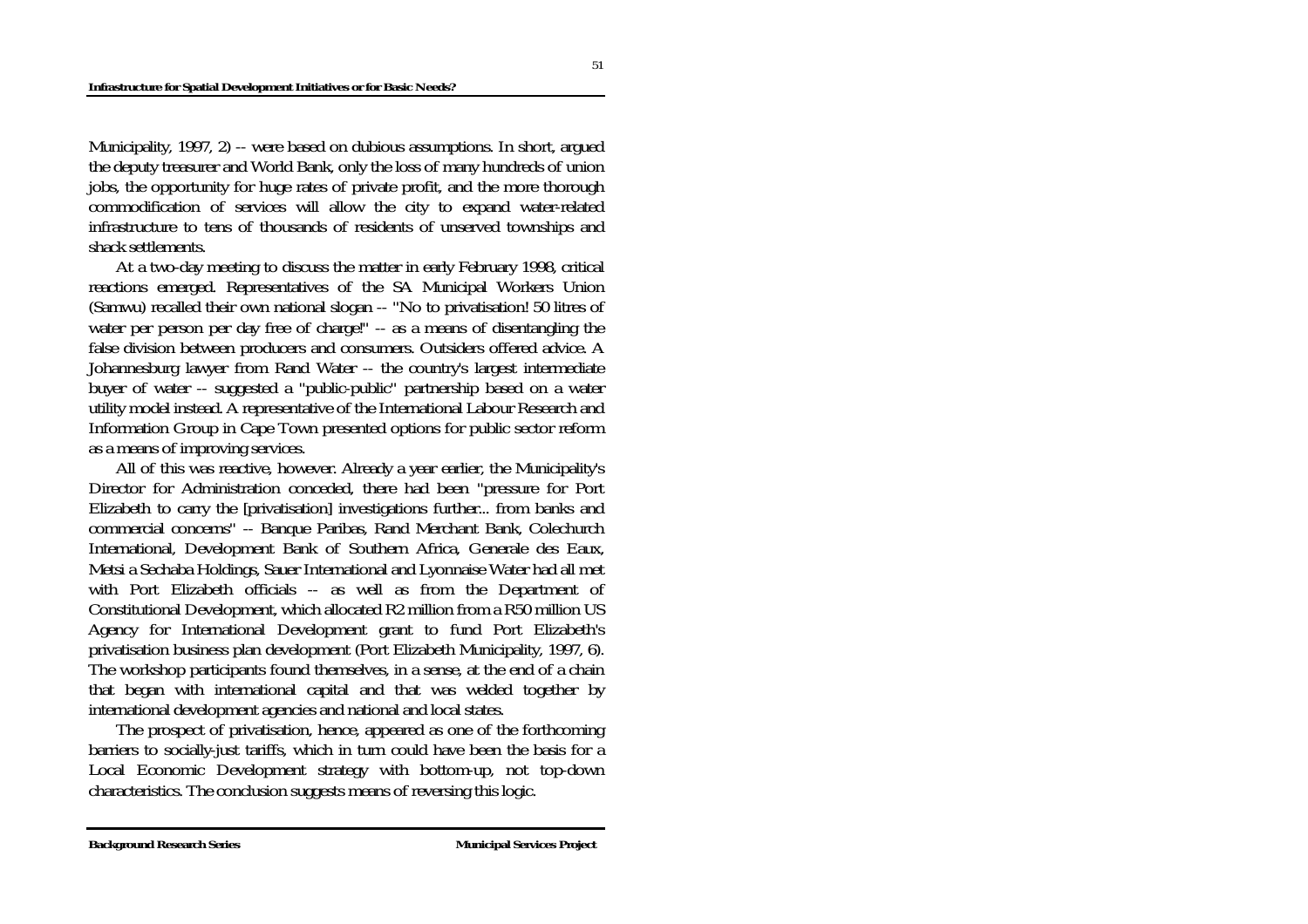Municipality, 1997, 2) -- were based on dubious assumptions. In short, argued the deputy treasurer and World Bank, only the loss of many hundreds of union jobs, the opportunity for huge rates of private profit, and the more thorough commodification of services will allow the city to expand water-related infrastructure to tens of thousands of residents of unserved townships and shack settlements.

At a two-day meeting to discuss the matter in early February 1998, critical reactions emerged. Representatives of the SA Municipal Workers Union (Samwu) recalled their own national slogan -- "No to privatisation! 50 litres of water per person per day free of charge!" -- as a means of disentangling the false division between producers and consumers. Outsiders offered advice. A Johannesburg lawyer from Rand Water -- the country's largest intermediate buyer of water -- suggested a "public-public" partnership based on a water utility model instead. A representative of the International Labour Research and Information Group in Cape Town presented options for public sector reform as a means of improving services.

All of this was reactive, however. Already a year earlier, the Municipality's Director for Administration conceded, there had been "pressure for Port Elizabeth to carry the [privatisation] investigations further... from banks and commercial concerns" -- Banque Paribas, Rand Merchant Bank, Colechurch International, Development Bank of Southern Africa, Generale des Eaux, Metsi a Sechaba Holdings, Sauer International and Lyonnaise Water had all met with Port Elizabeth officials -- as well as from the Department of Constitutional Development, which allocated R2 million from a R50 million US Agency for International Development grant to fund Port Elizabeth's privatisation business plan development (Port Elizabeth Municipality, 1997, 6). The workshop participants found themselves, in a sense, at the end of a chain that began with international capital and that was welded together by international development agencies and national and local states.

The prospect of privatisation, hence, appeared as one of the forthcoming barriers to socially-just tariffs, which in turn could have been the basis for a Local Economic Development strategy with bottom-up, not top-down characteristics. The conclusion suggests means of reversing this logic.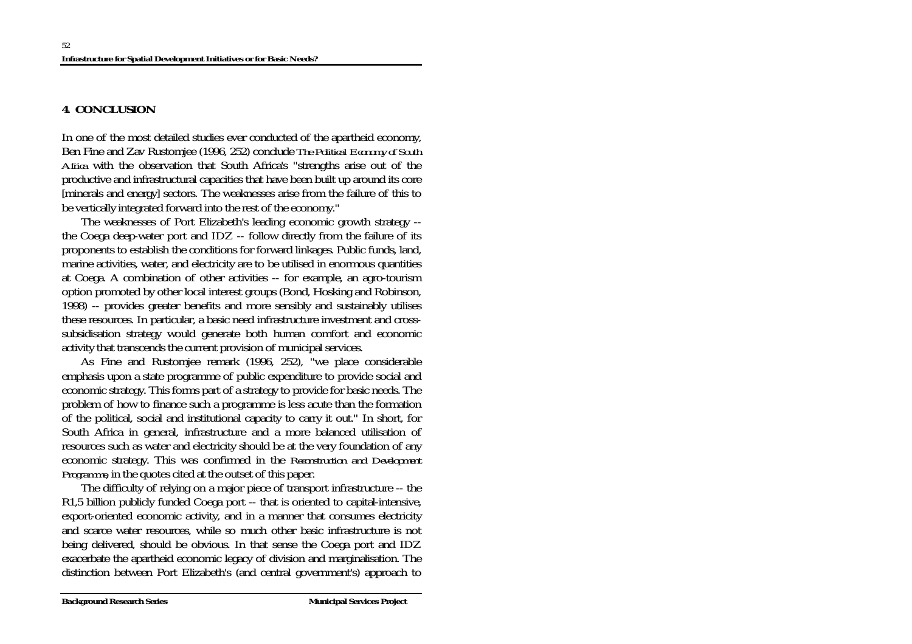## 4. CONCLUSION

In one of the most detailed studies ever conducted of the apartheid economy, Ben Fine and Zav Rustomjee (1996, 252) conclude *The Political Economy of South Africa* with the observation that South Africa's "strengths arise out of the productive and infrastructural capacities that have been built up around its core [minerals and energy] sectors. The weaknesses arise from the failure of this to be vertically integrated forward into the rest of the economy."

The weaknesses of Port Elizabeth's leading economic growth strategy -- the Coega deep-water port and IDZ -- follow directly from the failure of its proponents to establish the conditions for forward linkages. Public funds, land, marine activities, water, and electricity are to be utilised in enormous quantities at Coega. A combination of other activities -- for example, an agro-tourism option promoted by other local interest groups (Bond, Hosking and Robinson, 1998) -- provides greater benefits and more sensibly and sustainably utilises these resources. In particular, a basic need infrastructure investment and cross-subsidisation strategy would generate both human comfort and economic activity that transcends the current provision of municipal services.

As Fine and Rustomjee remark (1996, 252), "we place considerable emphasis upon a state programme of public expenditure to provide social and economic strategy. This forms part of a strategy to provide for basic needs. The problem of how to finance such a programme is less acute than the formation of the political, social and institutional capacity to carry it out." In short, for South Africa in general, infrastructure and a more balanced utilisation of resources such as water and electricity should be at the very foundation of any economic strategy. This was confirmed in the *Reconstruction and Development Programme*, in the quotes cited at the outset of this paper.

The difficulty of relying on a major piece of transport infrastructure -- the R1,5 billion publicly funded Coega port -- that is oriented to capital-intensive, export-oriented economic activity, and in a manner that consumes electricity and scarce water resources, while so much other basic infrastructure is not being delivered, should be obvious. In that sense the Coega port and IDZ exacerbate the apartheid economic legacy of division and marginalisation. The distinction between Port Elizabeth's (and central government's) approach to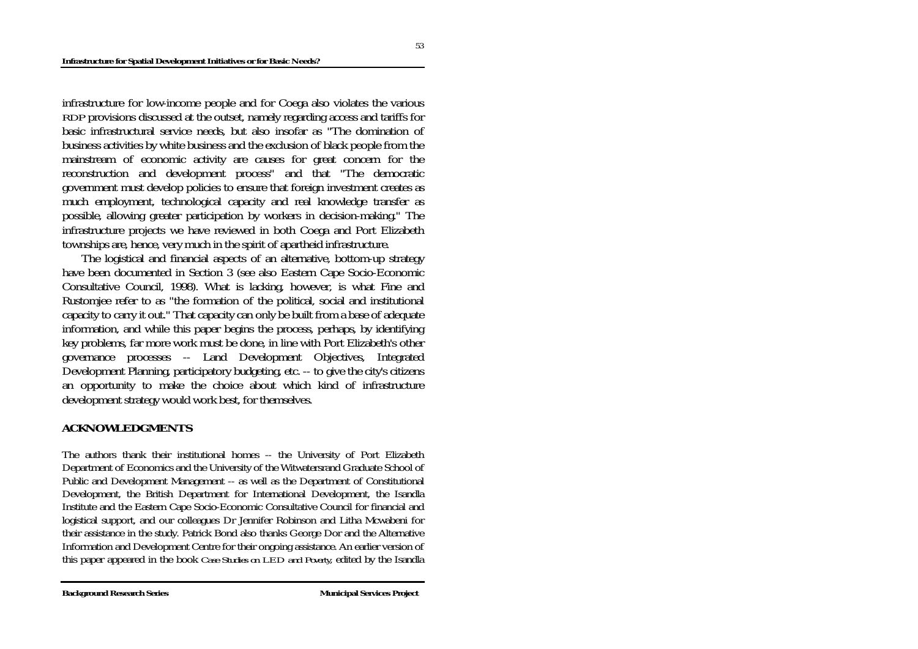infrastructure for low-income people and for Coega also violates the various RDP provisions discussed at the outset, namely regarding access and tariffs for basic infrastructural service needs, but also insofar as "The domination of business activities by white business and the exclusion of black people from the mainstream of economic activity are causes for great concern for the reconstruction and development process" and that "The democratic government must develop policies to ensure that foreign investment creates as much employment, technological capacity and real knowledge transfer as possible, allowing greater participation by workers in decision-making." The infrastructure projects we have reviewed in both Coega and Port Elizabeth townships are, hence, very much in the spirit of apartheid infrastructure.

The logistical and financial aspects of an alternative, bottom-up strategy have been documented in Section 3 (see also Eastern Cape Socio-Economic Consultative Council, 1998). What is lacking, however, is what Fine and Rustomjee refer to as "the formation of the political, social and institutional capacity to carry it out." That capacity can only be built from a base of adequate information, and while this paper begins the process, perhaps, by identifying key problems, far more work must be done, in line with Port Elizabeth's other governance processes -- Land Development Objectives, Integrated Development Planning, participatory budgeting, etc. -- to give the city's citizens an opportunity to make the choice about which kind of infrastructure development strategy would work best, for themselves.

## ACKNOWLEDGMENTS

The authors thank their institutional homes -- the University of Port Elizabeth Department of Economics and the University of the Witwatersrand Graduate School of Public and Development Management -- as well as the Department of Constitutional Development, the British Department for International Development, the Isandla Institute and the Eastern Cape Socio-Economic Consultative Council for financial and logistical support, and our colleagues Dr Jennifer Robinson and Litha Mcwabeni for their assistance in the study. Patrick Bond also thanks George Dor and the Alternative Information and Development Centre for their ongoing assistance. An earlier version of this paper appeared in the book *Case Studies on LED and Poverty*, edited by the Isandla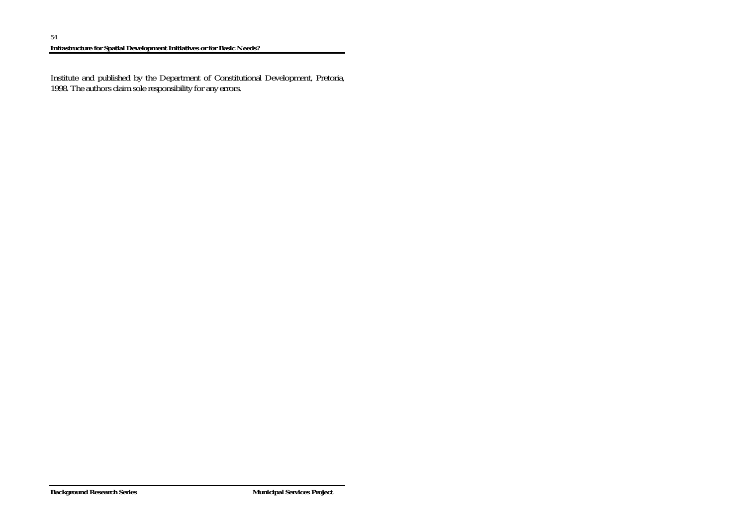Institute and published by the Department of Constitutional Development, Pretoria, 1998. The authors claim sole responsibility for any errors.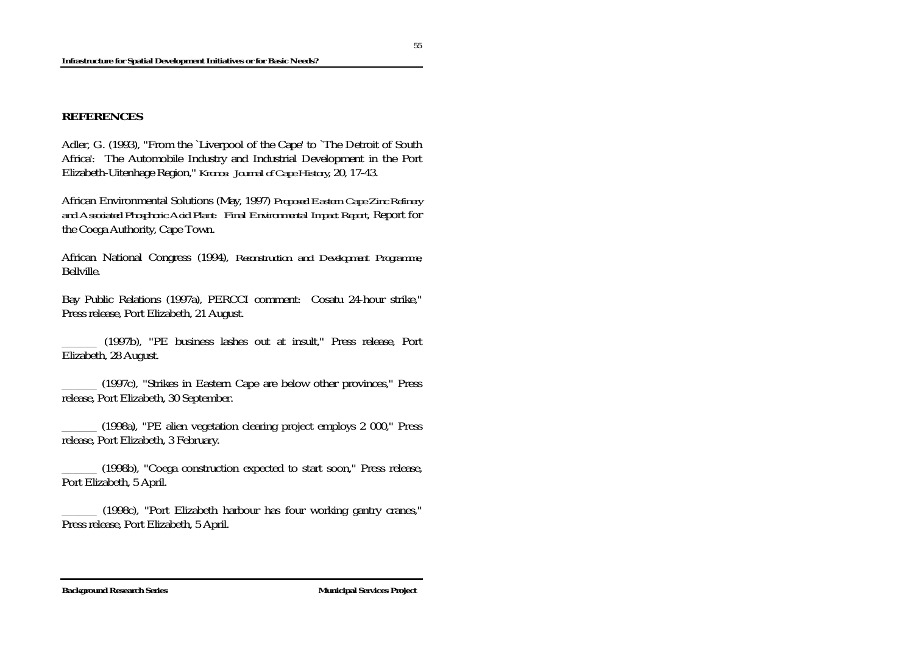## REFERENCES

Adler, G. (1993), "From the `Liverpool of the Cape' to `The Detroit of South Africa': The Automobile Industry and Industrial Development in the Port Elizabeth-Uitenhage Region," *Kronos: Journal of Cape History*, 20, 17-43.

African Environmental Solutions (May, 1997) *Proposed Eastern Cape Zinc Refinery and Associated Phosphoric Acid Plant: Final Environmental Impact Report*, Report for the Coega Authority, Cape Town.

African National Congress (1994), *Reconstruction and Development Programme*, Bellville.

Bay Public Relations (1997a), PERCCI comment: Cosatu 24-hour strike," Press release, Port Elizabeth, 21 August.

\_\_\_\_\_\_ (1997b), "PE business lashes out at insult," Press release, Port Elizabeth, 28 August.

\_\_\_\_\_\_ (1997c), "Strikes in Eastern Cape are below other provinces," Press release, Port Elizabeth, 30 September.

\_\_\_\_\_\_ (1998a), "PE alien vegetation clearing project employs 2 000," Press release, Port Elizabeth, 3 February.

\_\_\_\_\_\_ (1998b), "Coega construction expected to start soon," Press release, Port Elizabeth, 5 April.

\_\_\_\_\_\_ (1998c), "Port Elizabeth harbour has four working gantry cranes," Press release, Port Elizabeth, 5 April.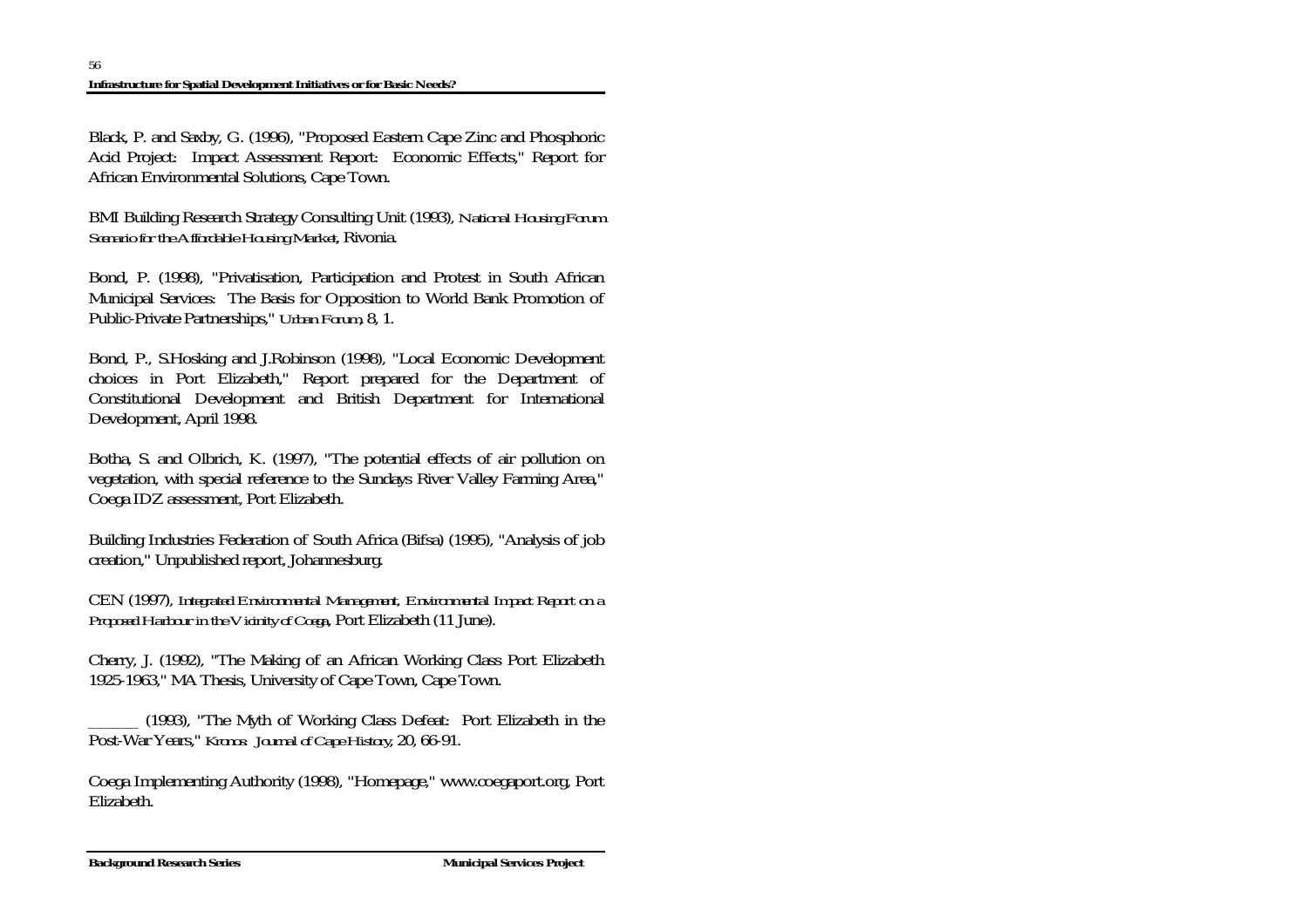Black, P. and Saxby, G. (1996), "Proposed Eastern Cape Zinc and Phosphoric Acid Project: Impact Assessment Report: Economic Effects," Report for African Environmental Solutions, Cape Town.

BMI Building Research Strategy Consulting Unit (1993), *National Housing Forum Scenario for the Affordable Housing Market*, Rivonia.

Bond, P. (1998), "Privatisation, Participation and Protest in South African Municipal Services: The Basis for Opposition to World Bank Promotion of Public-Private Partnerships," *Urban Forum*, 8, 1.

Bond, P., S.Hosking and J.Robinson (1998), "Local Economic Development choices in Port Elizabeth," Report prepared for the Department of Constitutional Development and British Department for International Development, April 1998.

Botha, S. and Olbrich, K. (1997), "The potential effects of air pollution on vegetation, with special reference to the Sundays River Valley Farming Area," Coega IDZ assessment, Port Elizabeth.

Building Industries Federation of South Africa (Bifsa) (1995), "Analysis of job creation," Unpublished report, Johannesburg.

CEN (1997), *Integrated Environmental Management, Environmental Impact Report on a Proposed Harbour in the Vicinity of Coega*, Port Elizabeth (11 June).

Cherry, J. (1992), "The Making of an African Working Class Port Elizabeth 1925-1963," MA Thesis, University of Cape Town, Cape Town.

______ (1993), "The Myth of Working Class Defeat: Port Elizabeth in the Post-War Years," *Kronos: Journal of Cape History*, 20, 66-91.

Coega Implementing Authority (1998), "Homepage," www.coegaport.org, Port Elizabeth.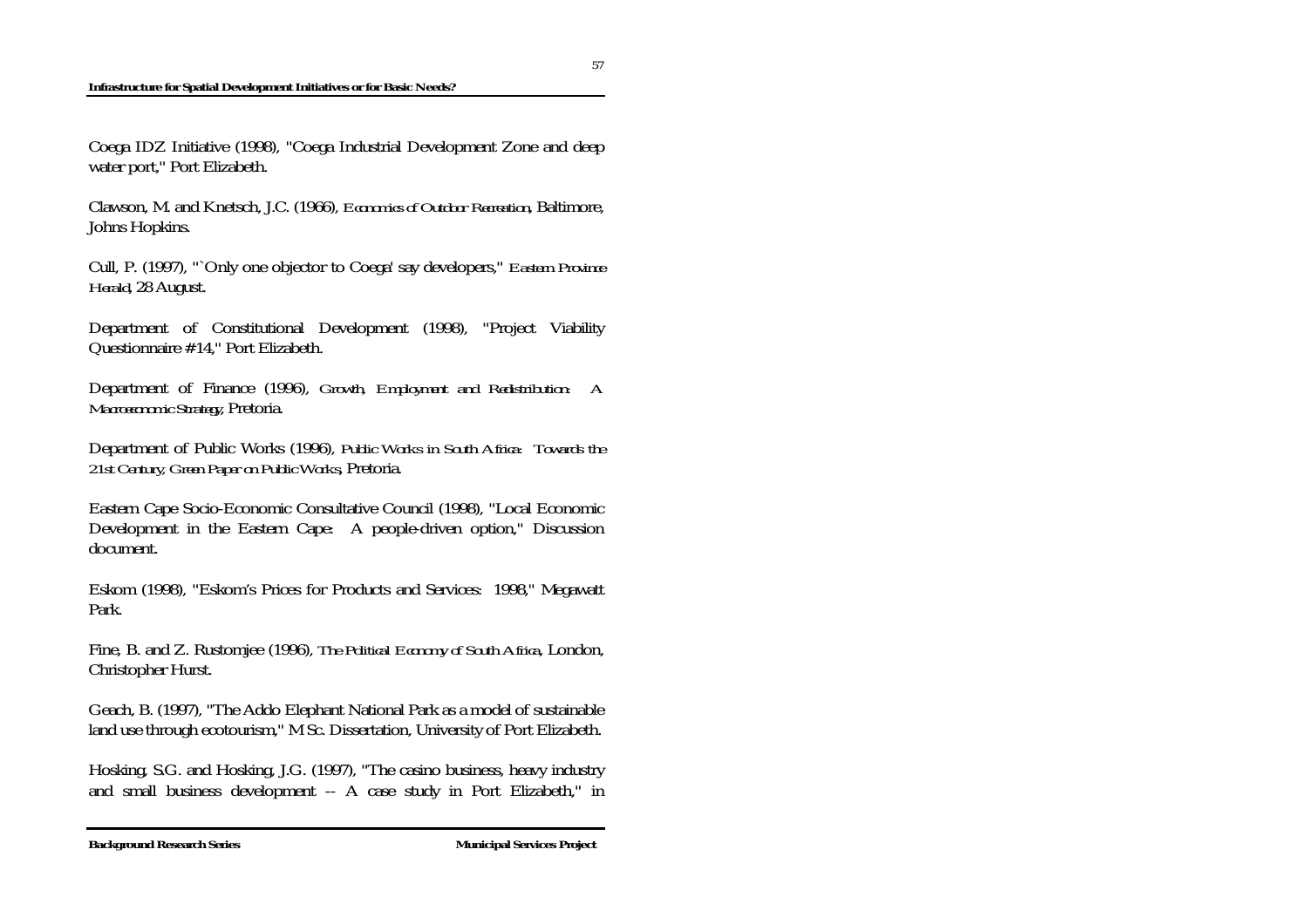Coega IDZ Initiative (1998), "Coega Industrial Development Zone and deep water port," Port Elizabeth.

Clawson, M. and Knetsch, J.C. (1966), *Economics of Outdoor Recreation*, Baltimore, Johns Hopkins.

Cull, P. (1997), "`Only one objector to Coega' say developers," *Eastern Province Herald*, 28 August.

Department of Constitutional Development (1998), "Project Viability Questionnaire #14," Port Elizabeth.

Department of Finance (1996), *Growth, Employment and Redistribution: A Macroeconomic Strategy*, Pretoria.

Department of Public Works (1996), *Public Works in South Africa: Towards the 21st Century, Green Paper on Public Works*, Pretoria.

Eastern Cape Socio-Economic Consultative Council (1998), "Local Economic Development in the Eastern Cape: A people-driven option," Discussion document.

Eskom (1998), "Eskom's Prices for Products and Services: 1998," Megawatt Park.

Fine, B. and Z. Rustomjee (1996), *The Political Economy of South Africa*, London, Christopher Hurst.

Geach, B. (1997), "The Addo Elephant National Park as a model of sustainable land use through ecotourism," M Sc. Dissertation, University of Port Elizabeth.

Hosking, S.G. and Hosking, J.G. (1997), "The casino business, heavy industry and small business development -- A case study in Port Elizabeth," in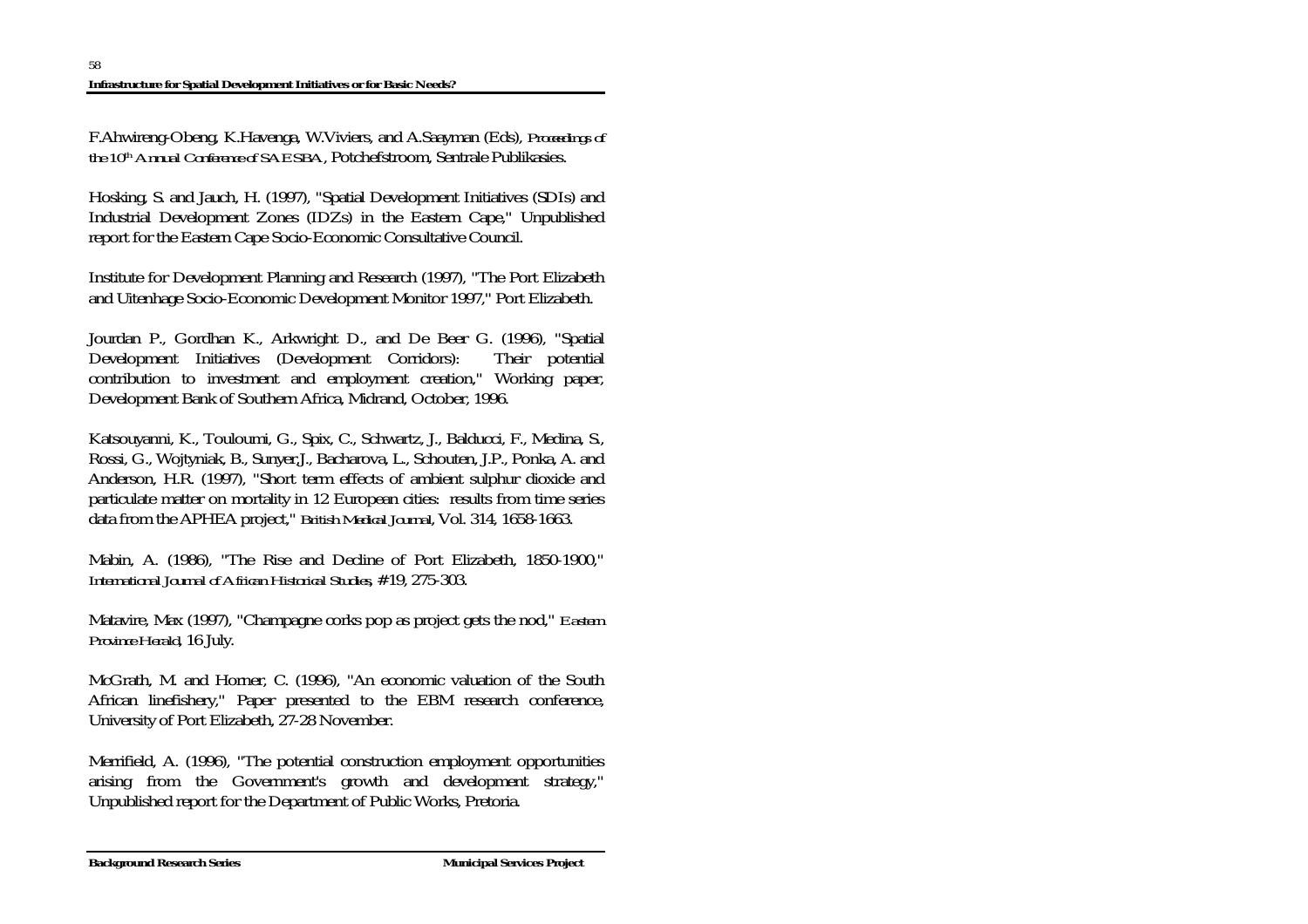F.Ahwireng-Obeng, K.Havenga, W.Viviers, and A.Saayman (Eds), *Proceedings of the 10th Annual Conference of SAESBA*, Potchefstroom, Sentrale Publikasies.

Hosking, S. and Jauch, H. (1997), "Spatial Development Initiatives (SDIs) and Industrial Development Zones (IDZs) in the Eastern Cape," Unpublished report for the Eastern Cape Socio-Economic Consultative Council.

Institute for Development Planning and Research (1997), "The Port Elizabeth and Uitenhage Socio-Economic Development Monitor 1997," Port Elizabeth.

Jourdan P., Gordhan K., Arkwright D., and De Beer G. (1996), "Spatial Development Initiatives (Development Corridors): Their potential contribution to investment and employment creation," Working paper, Development Bank of Southern Africa, Midrand, October, 1996.

Katsouyanni, K., Touloumi, G., Spix, C., Schwartz, J., Balducci, F., Medina, S., Rossi, G., Wojtyniak, B., Sunyer,J., Bacharova, L., Schouten, J.P., Ponka, A. and Anderson, H.R. (1997), "Short term effects of ambient sulphur dioxide and particulate matter on mortality in 12 European cities: results from time series data from the APHEA project," *British Medical Journal*, Vol. 314, 1658-1663.

Mabin, A. (1986), "The Rise and Decline of Port Elizabeth, 1850-1900," *International Journal of African Historical Studies*, #19, 275-303.

Matavire, Max (1997), "Champagne corks pop as project gets the nod," *Eastern Province Herald*, 16 July.

McGrath, M. and Horner, C. (1996), "An economic valuation of the South African linefishery," Paper presented to the EBM research conference, University of Port Elizabeth, 27-28 November.

Merrifield, A. (1996), "The potential construction employment opportunities arising from the Government's growth and development strategy," Unpublished report for the Department of Public Works, Pretoria.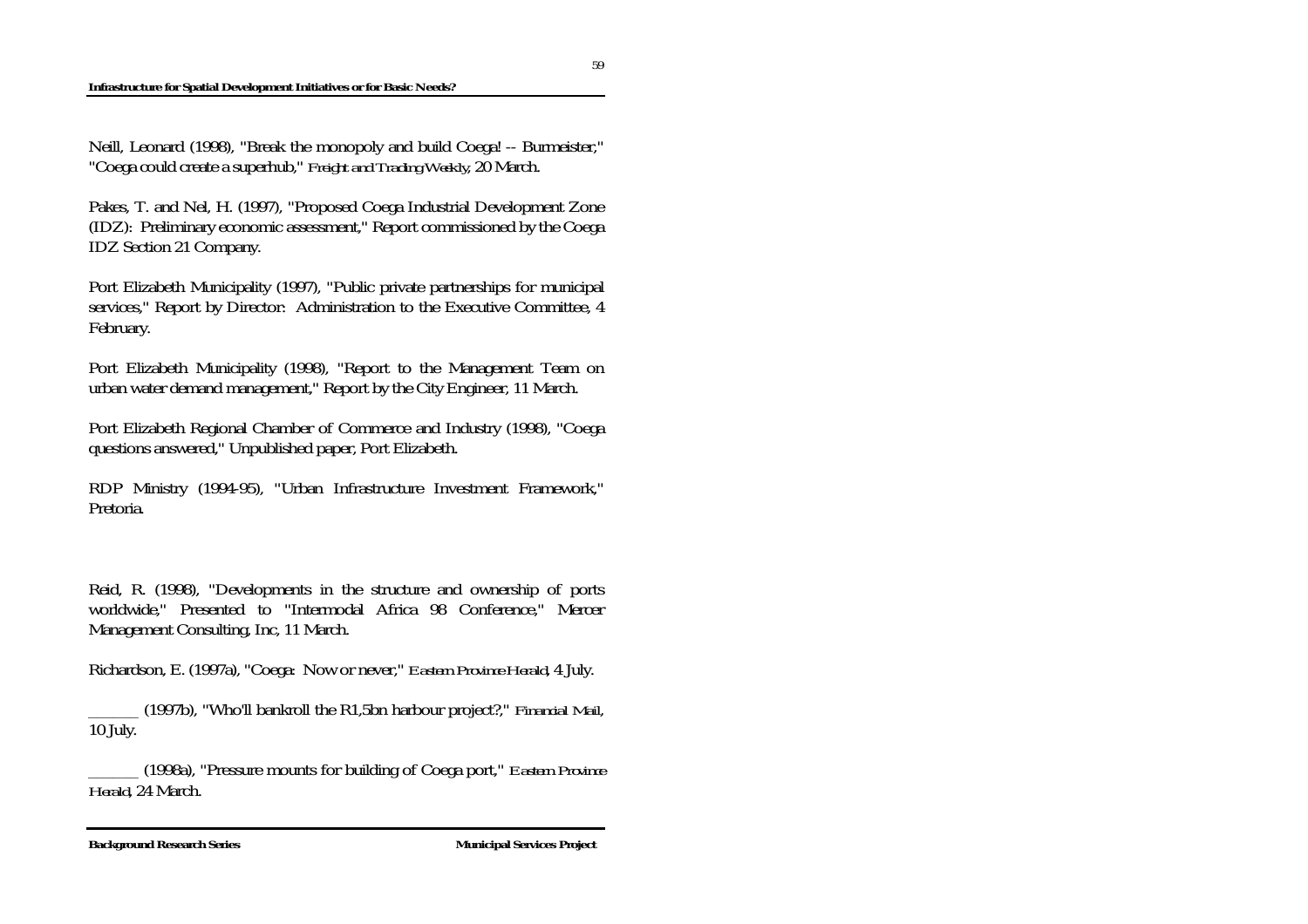Neill, Leonard (1998), "Break the monopoly and build Coega! -- Burmeister," "Coega could create a superhub," *Freight and Trading Weekly*, 20 March.

Pakes, T. and Nel, H. (1997), "Proposed Coega Industrial Development Zone (IDZ): Preliminary economic assessment," Report commissioned by the Coega IDZ Section 21 Company.

Port Elizabeth Municipality (1997), "Public private partnerships for municipal services," Report by Director: Administration to the Executive Committee, 4 February.

Port Elizabeth Municipality (1998), "Report to the Management Team on urban water demand management," Report by the City Engineer, 11 March.

Port Elizabeth Regional Chamber of Commerce and Industry (1998), "Coega questions answered," Unpublished paper, Port Elizabeth.

RDP Ministry (1994-95), "Urban Infrastructure Investment Framework," Pretoria.

Reid, R. (1998), "Developments in the structure and ownership of ports worldwide," Presented to "Intermodal Africa 98 Conference," Mercer Management Consulting, Inc, 11 March.

Richardson, E. (1997a), "Coega: Now or never," *Eastern Province Herald*, 4 July.

______ (1997b), "Who'll bankroll the R1,5bn harbour project?," *Financial Mail*, 10 July.

______ (1998a), "Pressure mounts for building of Coega port," *Eastern Province Herald*, 24 March.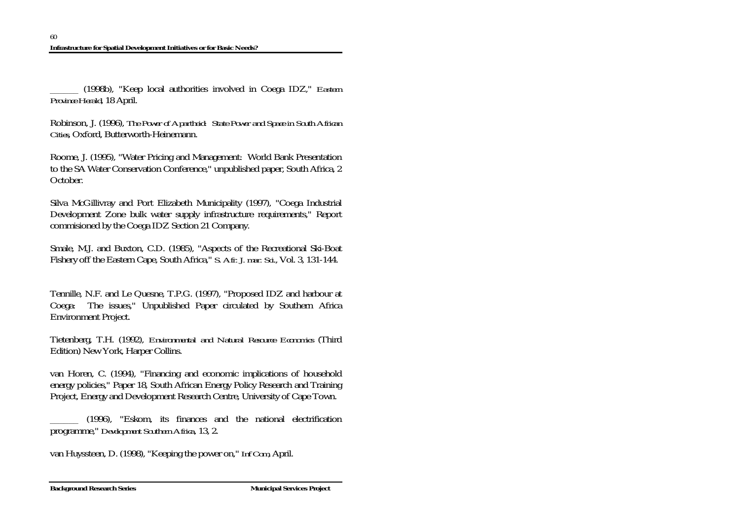______ (1998b), "Keep local authorities involved in Coega IDZ," *Eastern Province Herald*, 18 April.

Robinson, J. (1996), *The Power of Apartheid: State Power and Space in South African Cities*, Oxford, Butterworth-Heinemann.

Roome, J. (1995), "Water Pricing and Management: World Bank Presentation to the SA Water Conservation Conference," unpublished paper, South Africa, 2 October.

Silva McGillivray and Port Elizabeth Municipality (1997), "Coega Industrial Development Zone bulk water supply infrastructure requirements," Report commisioned by the Coega IDZ Section 21 Company.

Smale, M.J. and Buxton, C.D. (1985), "Aspects of the Recreational Ski-Boat Fishery off the Eastern Cape, South Africa," *S. Afr. J. mar. Sci.*, Vol. 3, 131-144.

Tennille, N.F. and Le Quesne, T.P.G. (1997), "Proposed IDZ and harbour at Coega: The issues," Unpublished Paper circulated by Southern Africa Environment Project.

Tietenberg, T.H. (1992), *Environmental and Natural Resource Economics* (Third Edition) New York, Harper Collins.

van Horen, C. (1994), "Financing and economic implications of household energy policies," Paper 18, South African Energy Policy Research and Training Project, Energy and Development Research Centre, University of Cape Town.

______ (1996), "Eskom, its finances and the national electrification programme," *Development Southern Africa*, 13, 2.

van Huyssteen, D. (1998), "Keeping the power on," *Inf Com*, April.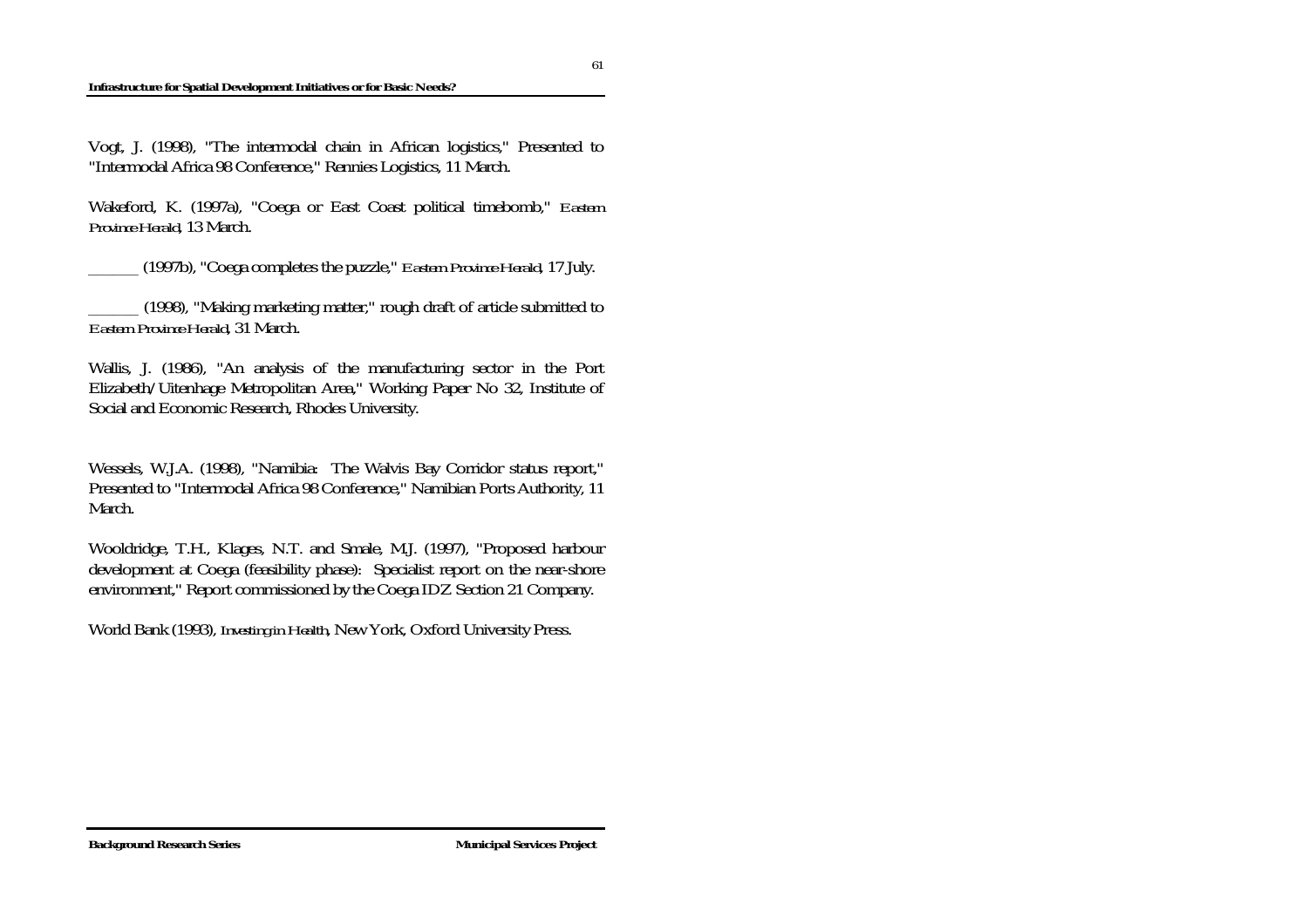Vogt, J. (1998), "The intermodal chain in African logistics," Presented to "Intermodal Africa 98 Conference," Rennies Logistics, 11 March.

Wakeford, K. (1997a), "Coega or East Coast political timebomb," *Eastern Province Herald*, 13 March.

______ (1997b), "Coega completes the puzzle," *Eastern Province Herald*, 17 July.

______ (1998), "Making marketing matter," rough draft of article submitted to *Eastern Province Herald*, 31 March.

Wallis, J. (1986), "An analysis of the manufacturing sector in the Port Elizabeth/Uitenhage Metropolitan Area," Working Paper No 32, Institute of Social and Economic Research, Rhodes University.

Wessels, W.J.A. (1998), "Namibia: The Walvis Bay Corridor status report," Presented to "Intermodal Africa 98 Conference," Namibian Ports Authority, 11 March.

Wooldridge, T.H., Klages, N.T. and Smale, M.J. (1997), "Proposed harbour development at Coega (feasibility phase): Specialist report on the near-shore environment," Report commissioned by the Coega IDZ Section 21 Company.

World Bank (1993), *Investing in Health*, New York, Oxford University Press.